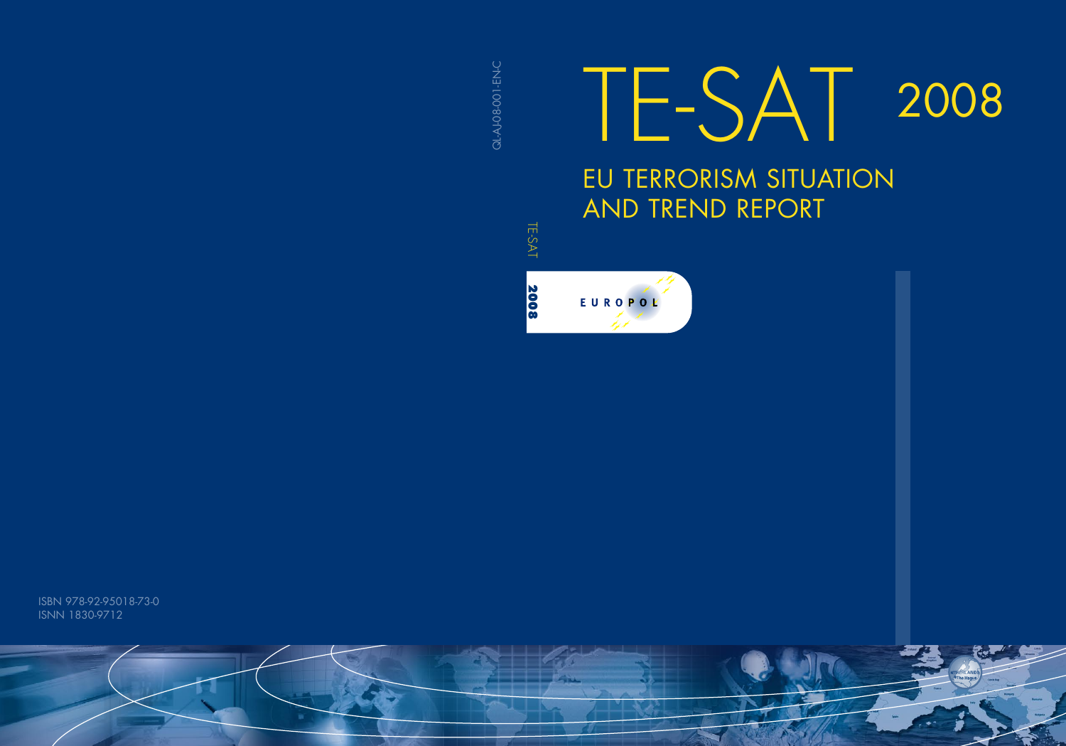# TE-SAT 2008

## EU TERRORISM SITUATION AND TREND REPORT

QL-AJ-08-001-EN-C

TE-SAT 2008

EUROPOL

ISBN 978-92-95018-73-0
ISNN 1830-9712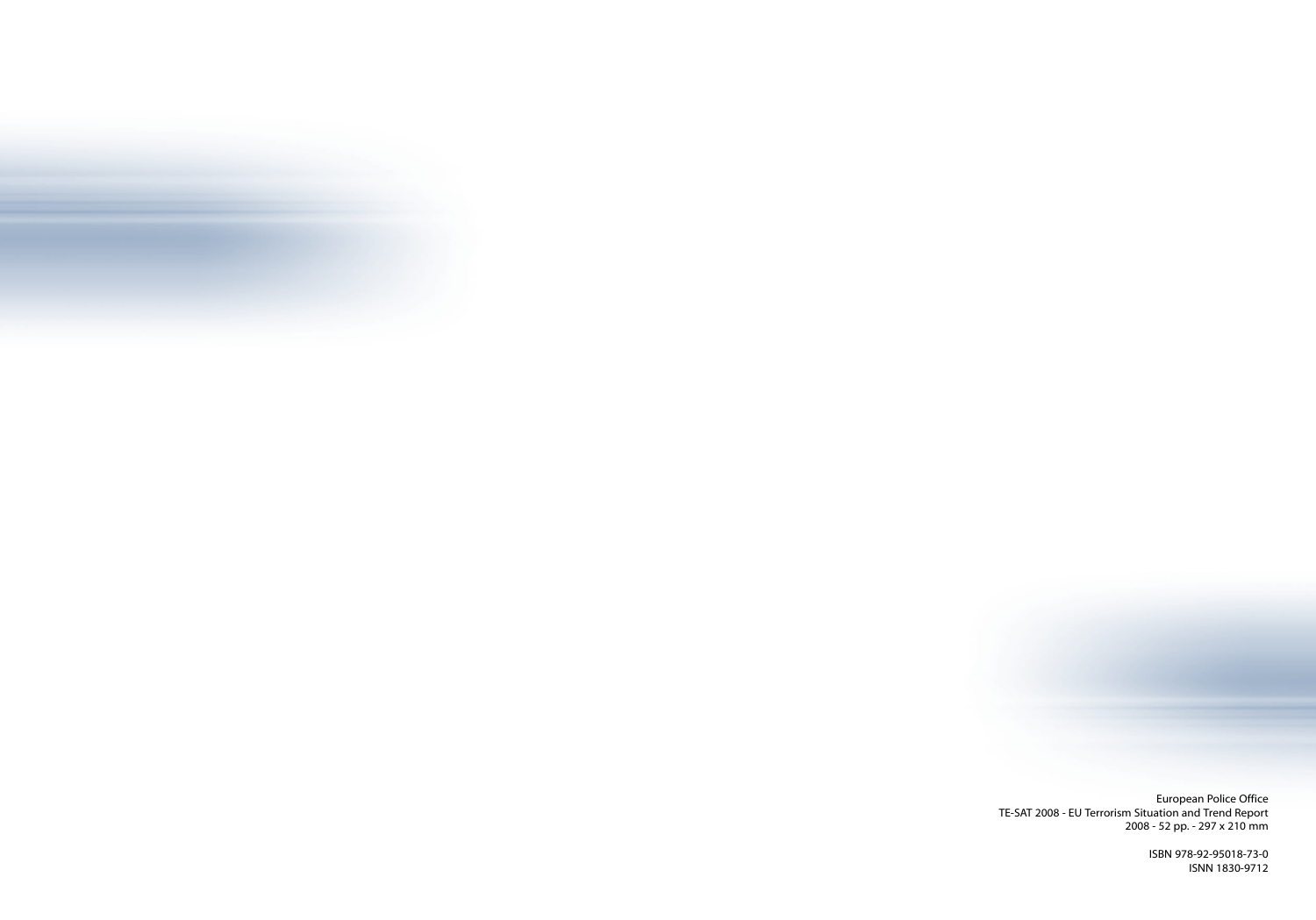European Police Office
TE-SAT 2008 - EU Terrorism Situation and Trend Report
2008 - 52 pp. - 297 x 210 mm

ISBN 978-92-95018-73-0
ISNN 1830-9712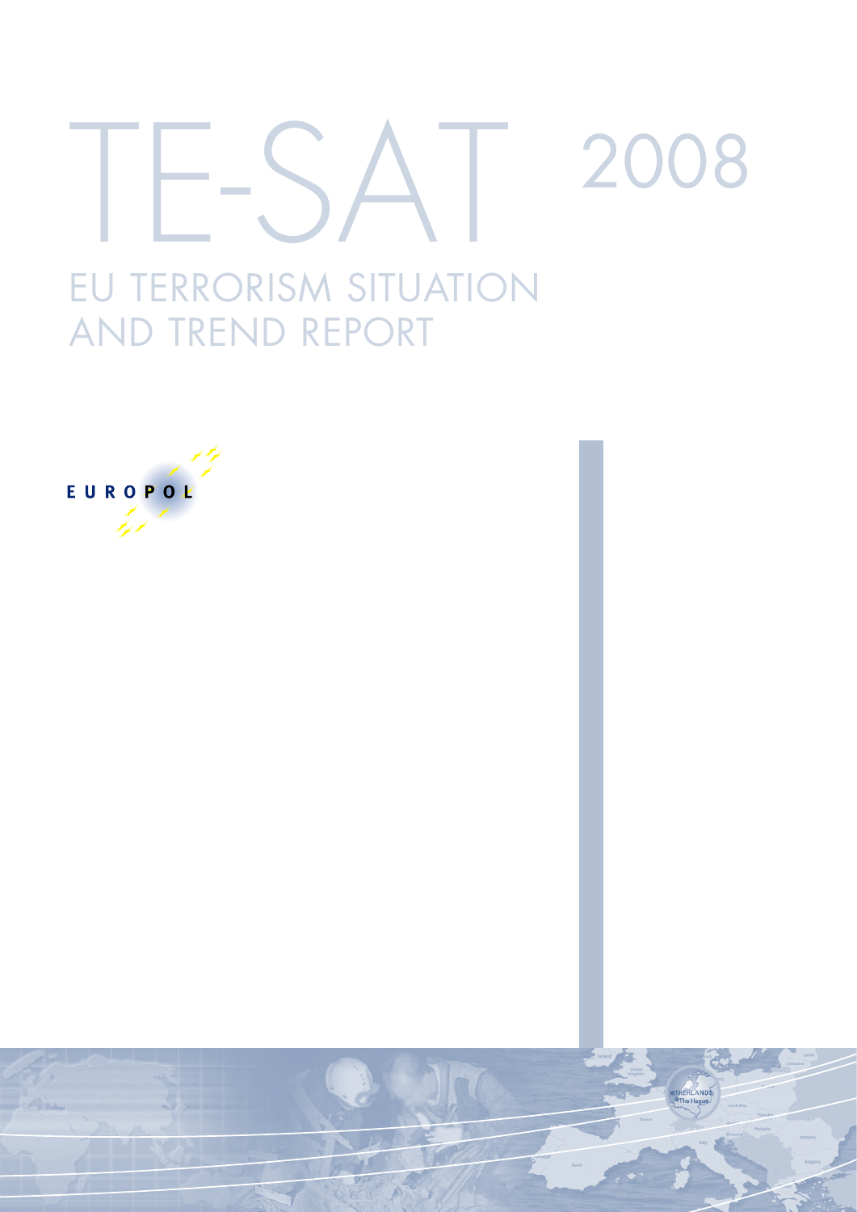# TE-SAT 2008

## EU TERRORISM SITUATION AND TREND REPORT

EUROPOL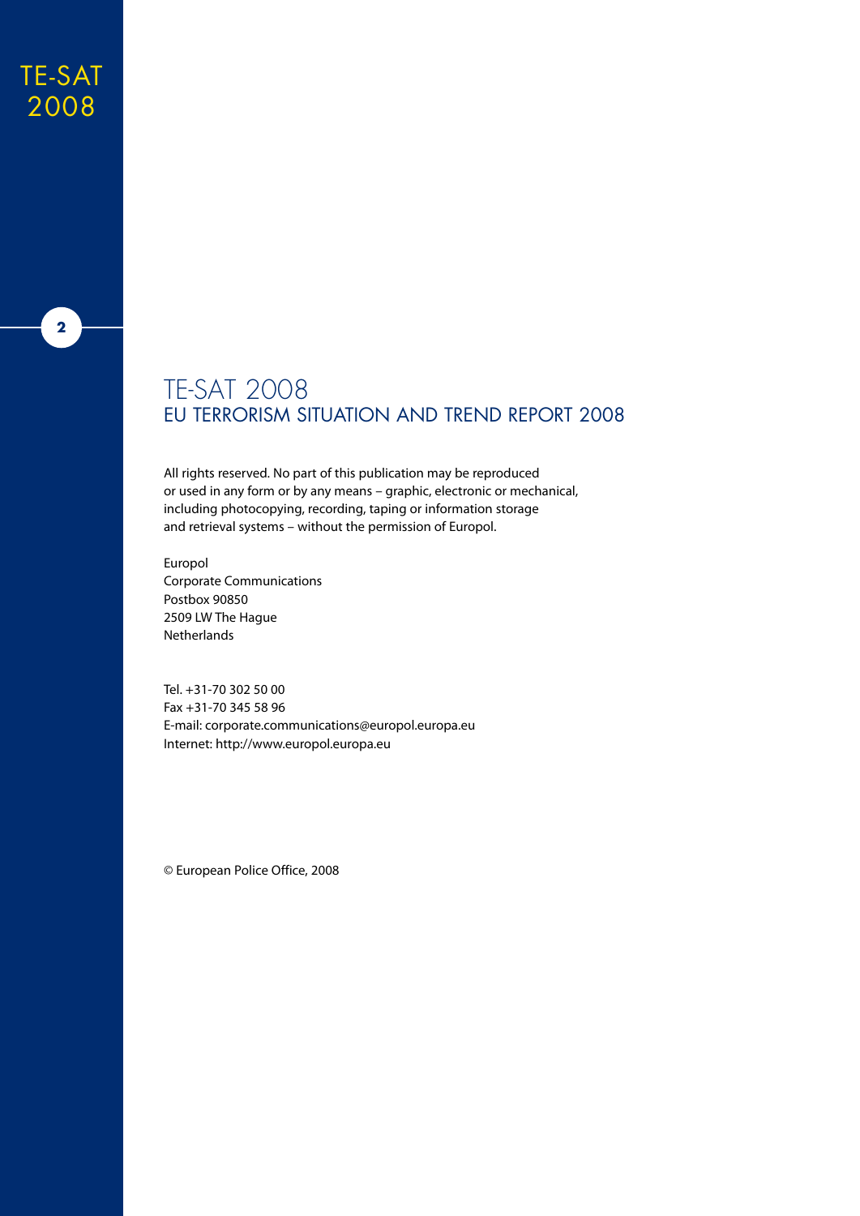# TE-SAT 2008
## EU TERRORISM SITUATION AND TREND REPORT 2008

All rights reserved. No part of this publication may be reproduced or used in any form or by any means – graphic, electronic or mechanical, including photocopying, recording, taping or information storage and retrieval systems – without the permission of Europol.

Europol
Corporate Communications
Postbox 90850
2509 LW The Hague
Netherlands

Tel. +31-70 302 50 00
Fax +31-70 345 58 96
E-mail: corporate.communications@europol.europa.eu
Internet: http://www.europol.europa.eu

© European Police Office, 2008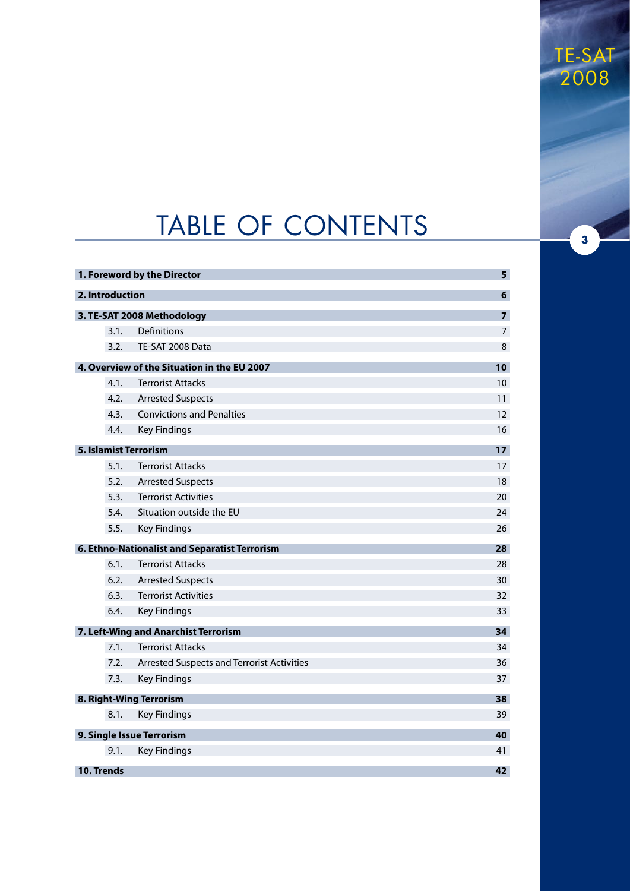# TABLE OF CONTENTS

| | | |
|---|---|---|
| **1. Foreword by the Director** | | **5** |
| **2. Introduction** | | **6** |
| **3. TE-SAT 2008 Methodology** | | **7** |
| 3.1. | Definitions | 7 |
| 3.2. | TE-SAT 2008 Data | 8 |
| **4. Overview of the Situation in the EU 2007** | | **10** |
| 4.1. | Terrorist Attacks | 10 |
| 4.2. | Arrested Suspects | 11 |
| 4.3. | Convictions and Penalties | 12 |
| 4.4. | Key Findings | 16 |
| **5. Islamist Terrorism** | | **17** |
| 5.1. | Terrorist Attacks | 17 |
| 5.2. | Arrested Suspects | 18 |
| 5.3. | Terrorist Activities | 20 |
| 5.4. | Situation outside the EU | 24 |
| 5.5. | Key Findings | 26 |
| **6. Ethno-Nationalist and Separatist Terrorism** | | **28** |
| 6.1. | Terrorist Attacks | 28 |
| 6.2. | Arrested Suspects | 30 |
| 6.3. | Terrorist Activities | 32 |
| 6.4. | Key Findings | 33 |
| **7. Left-Wing and Anarchist Terrorism** | | **34** |
| 7.1. | Terrorist Attacks | 34 |
| 7.2. | Arrested Suspects and Terrorist Activities | 36 |
| 7.3. | Key Findings | 37 |
| **8. Right-Wing Terrorism** | | **38** |
| 8.1. | Key Findings | 39 |
| **9. Single Issue Terrorism** | | **40** |
| 9.1. | Key Findings | 41 |
| **10. Trends** | | **42** |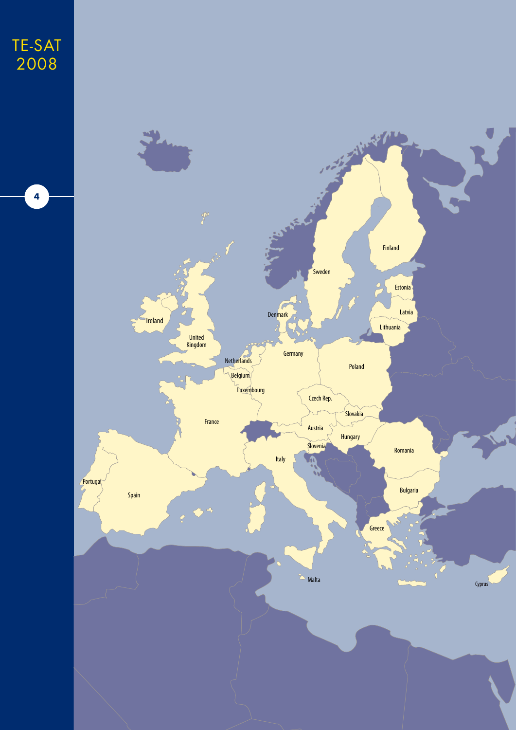Ireland

United Kingdom

Netherlands

Belgium

Luxembourg

France

Portugal

Spain

Denmark

Germany

Sweden

Finland

Estonia

Latvia

Lithuania

Poland

Czech Rep.

Slovakia

Austria

Hungary

Slovenia

Italy

Romania

Bulgaria

Greece

Malta

Cyprus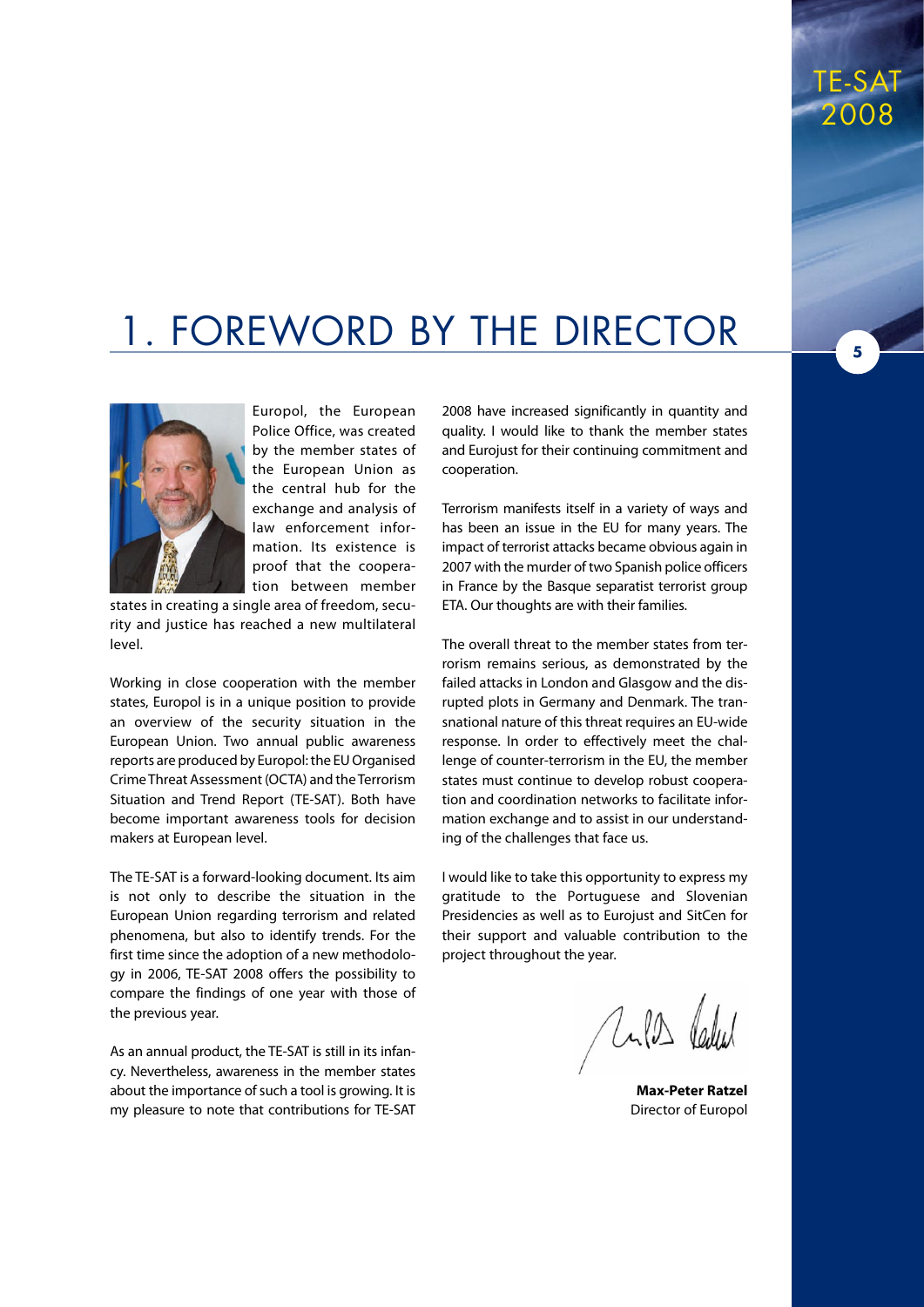# 1. FOREWORD BY THE DIRECTOR

Europol, the European Police Office, was created by the member states of the European Union as the central hub for the exchange and analysis of law enforcement information. Its existence is proof that the cooperation between member states in creating a single area of freedom, security and justice has reached a new multilateral level.

Working in close cooperation with the member states, Europol is in a unique position to provide an overview of the security situation in the European Union. Two annual public awareness reports are produced by Europol: the EU Organised Crime Threat Assessment (OCTA) and the Terrorism Situation and Trend Report (TE-SAT). Both have become important awareness tools for decision makers at European level.

The TE-SAT is a forward-looking document. Its aim is not only to describe the situation in the European Union regarding terrorism and related phenomena, but also to identify trends. For the first time since the adoption of a new methodology in 2006, TE-SAT 2008 offers the possibility to compare the findings of one year with those of the previous year.

As an annual product, the TE-SAT is still in its infancy. Nevertheless, awareness in the member states about the importance of such a tool is growing. It is my pleasure to note that contributions for TE-SAT 2008 have increased significantly in quantity and quality. I would like to thank the member states and Eurojust for their continuing commitment and cooperation.

Terrorism manifests itself in a variety of ways and has been an issue in the EU for many years. The impact of terrorist attacks became obvious again in 2007 with the murder of two Spanish police officers in France by the Basque separatist terrorist group ETA. Our thoughts are with their families.

The overall threat to the member states from terrorism remains serious, as demonstrated by the failed attacks in London and Glasgow and the disrupted plots in Germany and Denmark. The transnational nature of this threat requires an EU-wide response. In order to effectively meet the challenge of counter-terrorism in the EU, the member states must continue to develop robust cooperation and coordination networks to facilitate information exchange and to assist in our understanding of the challenges that face us.

I would like to take this opportunity to express my gratitude to the Portuguese and Slovenian Presidencies as well as to Eurojust and SitCen for their support and valuable contribution to the project throughout the year.

**Max-Peter Ratzel**
Director of Europol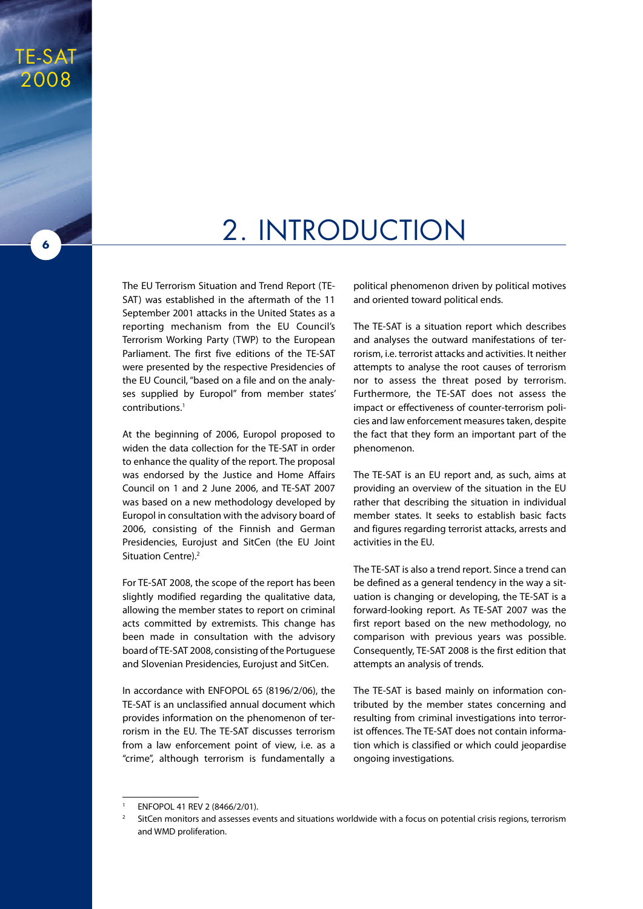# 2. INTRODUCTION

The EU Terrorism Situation and Trend Report (TE-SAT) was established in the aftermath of the 11 September 2001 attacks in the United States as a reporting mechanism from the EU Council's Terrorism Working Party (TWP) to the European Parliament. The first five editions of the TE-SAT were presented by the respective Presidencies of the EU Council, "based on a file and on the analyses supplied by Europol" from member states' contributions.[1]

At the beginning of 2006, Europol proposed to widen the data collection for the TE-SAT in order to enhance the quality of the report. The proposal was endorsed by the Justice and Home Affairs Council on 1 and 2 June 2006, and TE-SAT 2007 was based on a new methodology developed by Europol in consultation with the advisory board of 2006, consisting of the Finnish and German Presidencies, Eurojust and SitCen (the EU Joint Situation Centre).[2]

For TE-SAT 2008, the scope of the report has been slightly modified regarding the qualitative data, allowing the member states to report on criminal acts committed by extremists. This change has been made in consultation with the advisory board of TE-SAT 2008, consisting of the Portuguese and Slovenian Presidencies, Eurojust and SitCen.

In accordance with ENFOPOL 65 (8196/2/06), the TE-SAT is an unclassified annual document which provides information on the phenomenon of terrorism in the EU. The TE-SAT discusses terrorism from a law enforcement point of view, i.e. as a "crime", although terrorism is fundamentally a political phenomenon driven by political motives and oriented toward political ends.

The TE-SAT is a situation report which describes and analyses the outward manifestations of terrorism, i.e. terrorist attacks and activities. It neither attempts to analyse the root causes of terrorism nor to assess the threat posed by terrorism. Furthermore, the TE-SAT does not assess the impact or effectiveness of counter-terrorism policies and law enforcement measures taken, despite the fact that they form an important part of the phenomenon.

The TE-SAT is an EU report and, as such, aims at providing an overview of the situation in the EU rather that describing the situation in individual member states. It seeks to establish basic facts and figures regarding terrorist attacks, arrests and activities in the EU.

The TE-SAT is also a trend report. Since a trend can be defined as a general tendency in the way a situation is changing or developing, the TE-SAT is a forward-looking report. As TE-SAT 2007 was the first report based on the new methodology, no comparison with previous years was possible. Consequently, TE-SAT 2008 is the first edition that attempts an analysis of trends.

The TE-SAT is based mainly on information contributed by the member states concerning and resulting from criminal investigations into terrorist offences. The TE-SAT does not contain information which is classified or which could jeopardise ongoing investigations.

---

[1] ENFOPOL 41 REV 2 (8466/2/01).

[2] SitCen monitors and assesses events and situations worldwide with a focus on potential crisis regions, terrorism and WMD proliferation.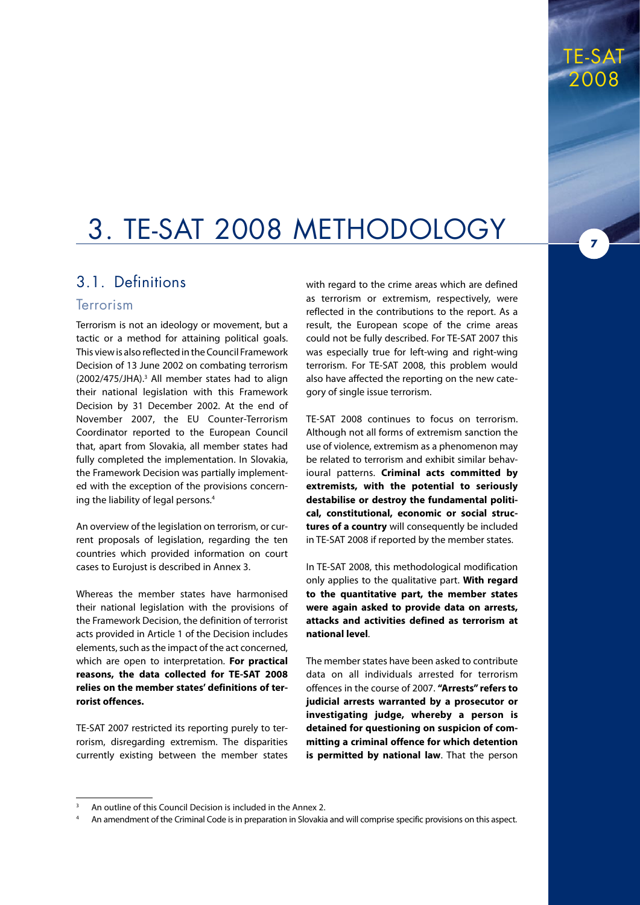# 3. TE-SAT 2008 METHODOLOGY

## 3.1. Definitions

### Terrorism

Terrorism is not an ideology or movement, but a tactic or a method for attaining political goals. This view is also reflected in the Council Framework Decision of 13 June 2002 on combating terrorism (2002/475/JHA).[3] All member states had to align their national legislation with this Framework Decision by 31 December 2002. At the end of November 2007, the EU Counter-Terrorism Coordinator reported to the European Council that, apart from Slovakia, all member states had fully completed the implementation. In Slovakia, the Framework Decision was partially implemented with the exception of the provisions concerning the liability of legal persons.[4]

An overview of the legislation on terrorism, or current proposals of legislation, regarding the ten countries which provided information on court cases to Eurojust is described in Annex 3.

Whereas the member states have harmonised their national legislation with the provisions of the Framework Decision, the definition of terrorist acts provided in Article 1 of the Decision includes elements, such as the impact of the act concerned, which are open to interpretation. **For practical reasons, the data collected for TE-SAT 2008 relies on the member states' definitions of terrorist offences.**

TE-SAT 2007 restricted its reporting purely to terrorism, disregarding extremism. The disparities currently existing between the member states with regard to the crime areas which are defined as terrorism or extremism, respectively, were reflected in the contributions to the report. As a result, the European scope of the crime areas could not be fully described. For TE-SAT 2007 this was especially true for left-wing and right-wing terrorism. For TE-SAT 2008, this problem would also have affected the reporting on the new category of single issue terrorism.

TE-SAT 2008 continues to focus on terrorism. Although not all forms of extremism sanction the use of violence, extremism as a phenomenon may be related to terrorism and exhibit similar behavioural patterns. **Criminal acts committed by extremists, with the potential to seriously destabilise or destroy the fundamental political, constitutional, economic or social structures of a country** will consequently be included in TE-SAT 2008 if reported by the member states.

In TE-SAT 2008, this methodological modification only applies to the qualitative part. **With regard to the quantitative part, the member states were again asked to provide data on arrests, attacks and activities defined as terrorism at national level**.

The member states have been asked to contribute data on all individuals arrested for terrorism offences in the course of 2007. **"Arrests" refers to judicial arrests warranted by a prosecutor or investigating judge, whereby a person is detained for questioning on suspicion of committing a criminal offence for which detention is permitted by national law**. That the person

---

[3] An outline of this Council Decision is included in the Annex 2.

[4] An amendment of the Criminal Code is in preparation in Slovakia and will comprise specific provisions on this aspect.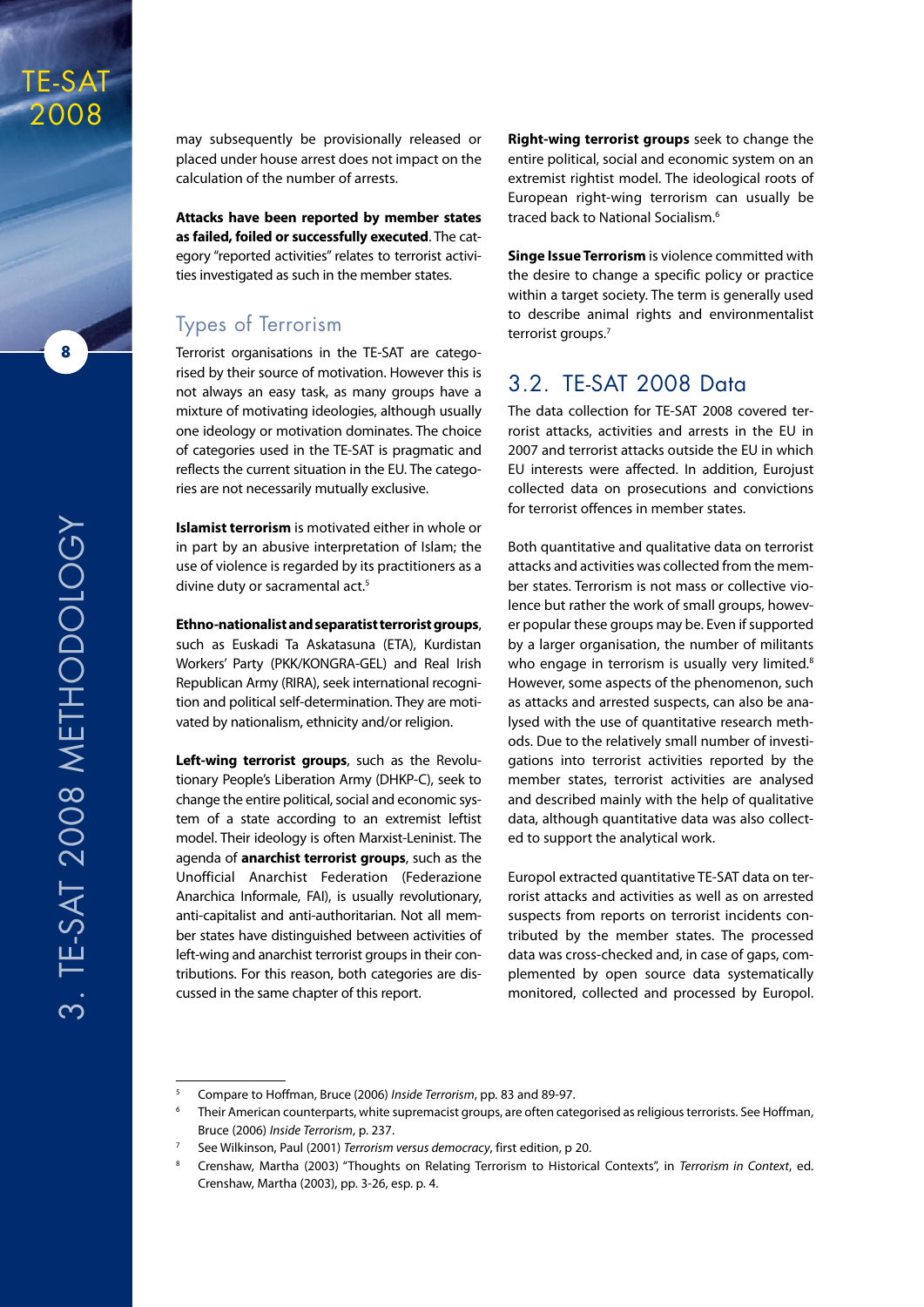may subsequently be provisionally released or placed under house arrest does not impact on the calculation of the number of arrests.

**Attacks have been reported by member states as failed, foiled or successfully executed**. The category "reported activities" relates to terrorist activities investigated as such in the member states.

## Types of Terrorism

Terrorist organisations in the TE-SAT are categorised by their source of motivation. However this is not always an easy task, as many groups have a mixture of motivating ideologies, although usually one ideology or motivation dominates. The choice of categories used in the TE-SAT is pragmatic and reflects the current situation in the EU. The categories are not necessarily mutually exclusive.

**Islamist terrorism** is motivated either in whole or in part by an abusive interpretation of Islam; the use of violence is regarded by its practitioners as a divine duty or sacramental act.[5]

**Ethno-nationalist and separatist terrorist groups**, such as Euskadi Ta Askatasuna (ETA), Kurdistan Workers' Party (PKK/KONGRA-GEL) and Real Irish Republican Army (RIRA), seek international recognition and political self-determination. They are motivated by nationalism, ethnicity and/or religion.

**Left-wing terrorist groups**, such as the Revolutionary People's Liberation Army (DHKP-C), seek to change the entire political, social and economic system of a state according to an extremist leftist model. Their ideology is often Marxist-Leninist. The agenda of **anarchist terrorist groups**, such as the Unofficial Anarchist Federation (Federazione Anarchica Informale, FAI), is usually revolutionary, anti-capitalist and anti-authoritarian. Not all member states have distinguished between activities of left-wing and anarchist terrorist groups in their contributions. For this reason, both categories are discussed in the same chapter of this report.

**Right-wing terrorist groups** seek to change the entire political, social and economic system on an extremist rightist model. The ideological roots of European right-wing terrorism can usually be traced back to National Socialism.[6]

**Singe Issue Terrorism** is violence committed with the desire to change a specific policy or practice within a target society. The term is generally used to describe animal rights and environmentalist terrorist groups.[7]

## 3.2. TE-SAT 2008 Data

The data collection for TE-SAT 2008 covered terrorist attacks, activities and arrests in the EU in 2007 and terrorist attacks outside the EU in which EU interests were affected. In addition, Eurojust collected data on prosecutions and convictions for terrorist offences in member states.

Both quantitative and qualitative data on terrorist attacks and activities was collected from the member states. Terrorism is not mass or collective violence but rather the work of small groups, however popular these groups may be. Even if supported by a larger organisation, the number of militants who engage in terrorism is usually very limited.[8] However, some aspects of the phenomenon, such as attacks and arrested suspects, can also be analysed with the use of quantitative research methods. Due to the relatively small number of investigations into terrorist activities reported by the member states, terrorist activities are analysed and described mainly with the help of qualitative data, although quantitative data was also collected to support the analytical work.

Europol extracted quantitative TE-SAT data on terrorist attacks and activities as well as on arrested suspects from reports on terrorist incidents contributed by the member states. The processed data was cross-checked and, in case of gaps, complemented by open source data systematically monitored, collected and processed by Europol.

---

[5] Compare to Hoffman, Bruce (2006) *Inside Terrorism*, pp. 83 and 89-97.

[6] Their American counterparts, white supremacist groups, are often categorised as religious terrorists. See Hoffman, Bruce (2006) *Inside Terrorism*, p. 237.

[7] See Wilkinson, Paul (2001) *Terrorism versus democracy*, first edition, p 20.

[8] Crenshaw, Martha (2003) "Thoughts on Relating Terrorism to Historical Contexts", in *Terrorism in Context*, ed. Crenshaw, Martha (2003), pp. 3-26, esp. p. 4.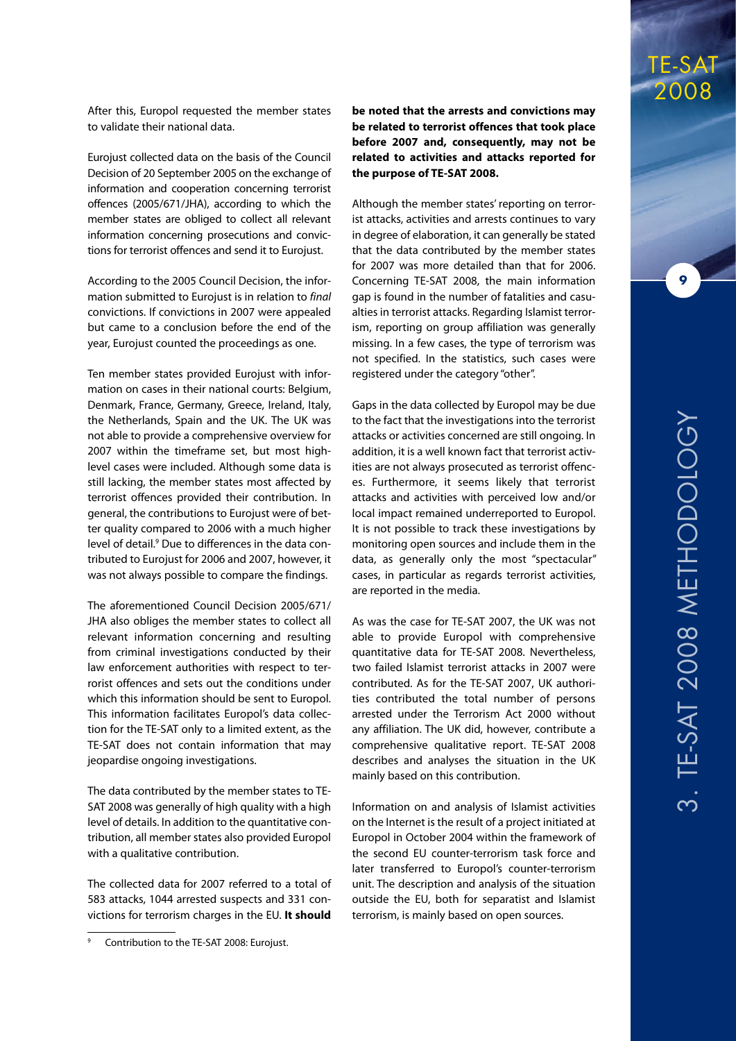After this, Europol requested the member states to validate their national data.

Eurojust collected data on the basis of the Council Decision of 20 September 2005 on the exchange of information and cooperation concerning terrorist offences (2005/671/JHA), according to which the member states are obliged to collect all relevant information concerning prosecutions and convictions for terrorist offences and send it to Eurojust.

According to the 2005 Council Decision, the information submitted to Eurojust is in relation to *final* convictions. If convictions in 2007 were appealed but came to a conclusion before the end of the year, Eurojust counted the proceedings as one.

Ten member states provided Eurojust with information on cases in their national courts: Belgium, Denmark, France, Germany, Greece, Ireland, Italy, the Netherlands, Spain and the UK. The UK was not able to provide a comprehensive overview for 2007 within the timeframe set, but most high-level cases were included. Although some data is still lacking, the member states most affected by terrorist offences provided their contribution. In general, the contributions to Eurojust were of better quality compared to 2006 with a much higher level of detail.[9] Due to differences in the data contributed to Eurojust for 2006 and 2007, however, it was not always possible to compare the findings.

The aforementioned Council Decision 2005/671/JHA also obliges the member states to collect all relevant information concerning and resulting from criminal investigations conducted by their law enforcement authorities with respect to terrorist offences and sets out the conditions under which this information should be sent to Europol. This information facilitates Europol's data collection for the TE-SAT only to a limited extent, as the TE-SAT does not contain information that may jeopardise ongoing investigations.

The data contributed by the member states to TE-SAT 2008 was generally of high quality with a high level of details. In addition to the quantitative contribution, all member states also provided Europol with a qualitative contribution.

The collected data for 2007 referred to a total of 583 attacks, 1044 arrested suspects and 331 convictions for terrorism charges in the EU. **It should be noted that the arrests and convictions may be related to terrorist offences that took place before 2007 and, consequently, may not be related to activities and attacks reported for the purpose of TE-SAT 2008.**

Although the member states' reporting on terrorist attacks, activities and arrests continues to vary in degree of elaboration, it can generally be stated that the data contributed by the member states for 2007 was more detailed than that for 2006. Concerning TE-SAT 2008, the main information gap is found in the number of fatalities and casualties in terrorist attacks. Regarding Islamist terrorism, reporting on group affiliation was generally missing. In a few cases, the type of terrorism was not specified. In the statistics, such cases were registered under the category "other".

Gaps in the data collected by Europol may be due to the fact that the investigations into the terrorist attacks or activities concerned are still ongoing. In addition, it is a well known fact that terrorist activities are not always prosecuted as terrorist offences. Furthermore, it seems likely that terrorist attacks and activities with perceived low and/or local impact remained underreported to Europol. It is not possible to track these investigations by monitoring open sources and include them in the data, as generally only the most "spectacular" cases, in particular as regards terrorist activities, are reported in the media.

As was the case for TE-SAT 2007, the UK was not able to provide Europol with comprehensive quantitative data for TE-SAT 2008. Nevertheless, two failed Islamist terrorist attacks in 2007 were contributed. As for the TE-SAT 2007, UK authorities contributed the total number of persons arrested under the Terrorism Act 2000 without any affiliation. The UK did, however, contribute a comprehensive qualitative report. TE-SAT 2008 describes and analyses the situation in the UK mainly based on this contribution.

Information on and analysis of Islamist activities on the Internet is the result of a project initiated at Europol in October 2004 within the framework of the second EU counter-terrorism task force and later transferred to Europol's counter-terrorism unit. The description and analysis of the situation outside the EU, both for separatist and Islamist terrorism, is mainly based on open sources.

[9] Contribution to the TE-SAT 2008: Eurojust.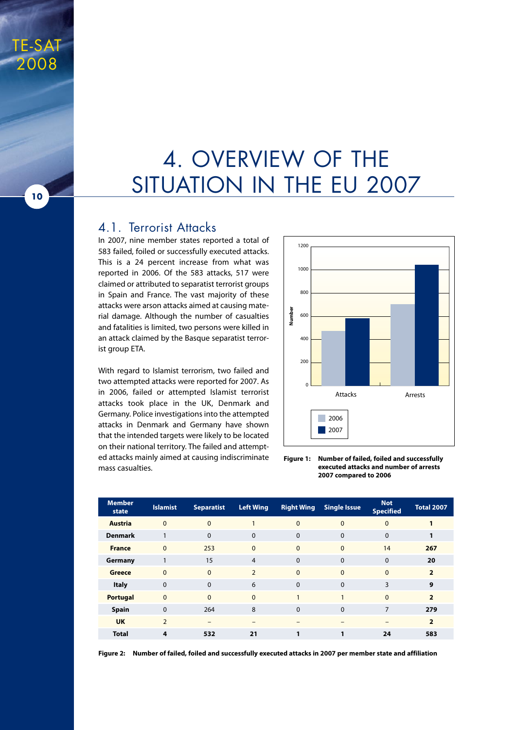# 4. OVERVIEW OF THE SITUATION IN THE EU 2007

## 4.1. Terrorist Attacks

In 2007, nine member states reported a total of 583 failed, foiled or successfully executed attacks. This is a 24 percent increase from what was reported in 2006. Of the 583 attacks, 517 were claimed or attributed to separatist terrorist groups in Spain and France. The vast majority of these attacks were arson attacks aimed at causing material damage. Although the number of casualties and fatalities is limited, two persons were killed in an attack claimed by the Basque separatist terrorist group ETA.

With regard to Islamist terrorism, two failed and two attempted attacks were reported for 2007. As in 2006, failed or attempted Islamist terrorist attacks took place in the UK, Denmark and Germany. Police investigations into the attempted attacks in Denmark and Germany have shown that the intended targets were likely to be located on their national territory. The failed and attempted attacks mainly aimed at causing indiscriminate mass casualties.

**Figure 1: Number of failed, foiled and successfully executed attacks and number of arrests 2007 compared to 2006**

| Member state | Islamist | Separatist | Left Wing | Right Wing | Single Issue | Not Specified | Total 2007 |
|---|---|---|---|---|---|---|---|
| **Austria** | 0 | 0 | 1 | 0 | 0 | 0 | **1** |
| **Denmark** | 1 | 0 | 0 | 0 | 0 | 0 | **1** |
| **France** | 0 | 253 | 0 | 0 | 0 | 14 | **267** |
| **Germany** | 1 | 15 | 4 | 0 | 0 | 0 | **20** |
| **Greece** | 0 | 0 | 2 | 0 | 0 | 0 | **2** |
| **Italy** | 0 | 0 | 6 | 0 | 0 | 3 | **9** |
| **Portugal** | 0 | 0 | 0 | 1 | 1 | 0 | **2** |
| **Spain** | 0 | 264 | 8 | 0 | 0 | 7 | **279** |
| **UK** | 2 | – | – | – | – | – | **2** |
| **Total** | **4** | **532** | **21** | **1** | **1** | **24** | **583** |

**Figure 2: Number of failed, foiled and successfully executed attacks in 2007 per member state and affiliation**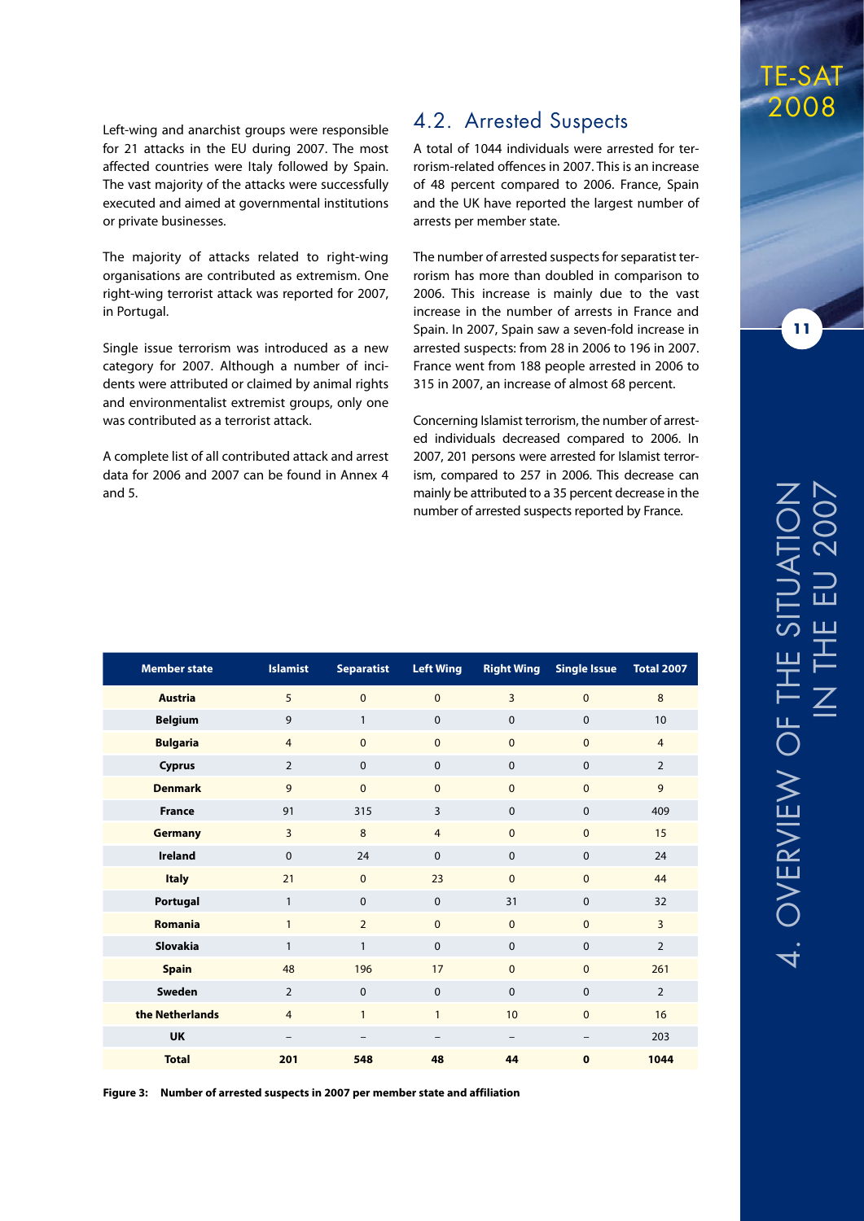Left-wing and anarchist groups were responsible for 21 attacks in the EU during 2007. The most affected countries were Italy followed by Spain. The vast majority of the attacks were successfully executed and aimed at governmental institutions or private businesses.

The majority of attacks related to right-wing organisations are contributed as extremism. One right-wing terrorist attack was reported for 2007, in Portugal.

Single issue terrorism was introduced as a new category for 2007. Although a number of incidents were attributed or claimed by animal rights and environmentalist extremist groups, only one was contributed as a terrorist attack.

A complete list of all contributed attack and arrest data for 2006 and 2007 can be found in Annex 4 and 5.

## 4.2. Arrested Suspects

A total of 1044 individuals were arrested for terrorism-related offences in 2007. This is an increase of 48 percent compared to 2006. France, Spain and the UK have reported the largest number of arrests per member state.

The number of arrested suspects for separatist terrorism has more than doubled in comparison to 2006. This increase is mainly due to the vast increase in the number of arrests in France and Spain. In 2007, Spain saw a seven-fold increase in arrested suspects: from 28 in 2006 to 196 in 2007. France went from 188 people arrested in 2006 to 315 in 2007, an increase of almost 68 percent.

Concerning Islamist terrorism, the number of arrested individuals decreased compared to 2006. In 2007, 201 persons were arrested for Islamist terrorism, compared to 257 in 2006. This decrease can mainly be attributed to a 35 percent decrease in the number of arrested suspects reported by France.

| Member state | Islamist | Separatist | Left Wing | Right Wing | Single Issue | Total 2007 |
|---|---|---|---|---|---|---|
| **Austria** | 5 | 0 | 0 | 3 | 0 | 8 |
| **Belgium** | 9 | 1 | 0 | 0 | 0 | 10 |
| **Bulgaria** | 4 | 0 | 0 | 0 | 0 | 4 |
| **Cyprus** | 2 | 0 | 0 | 0 | 0 | 2 |
| **Denmark** | 9 | 0 | 0 | 0 | 0 | 9 |
| **France** | 91 | 315 | 3 | 0 | 0 | 409 |
| **Germany** | 3 | 8 | 4 | 0 | 0 | 15 |
| **Ireland** | 0 | 24 | 0 | 0 | 0 | 24 |
| **Italy** | 21 | 0 | 23 | 0 | 0 | 44 |
| **Portugal** | 1 | 0 | 0 | 31 | 0 | 32 |
| **Romania** | 1 | 2 | 0 | 0 | 0 | 3 |
| **Slovakia** | 1 | 1 | 0 | 0 | 0 | 2 |
| **Spain** | 48 | 196 | 17 | 0 | 0 | 261 |
| **Sweden** | 2 | 0 | 0 | 0 | 0 | 2 |
| **the Netherlands** | 4 | 1 | 1 | 10 | 0 | 16 |
| **UK** | – | – | – | – | – | 203 |
| **Total** | **201** | **548** | **48** | **44** | **0** | **1044** |

**Figure 3: Number of arrested suspects in 2007 per member state and affiliation**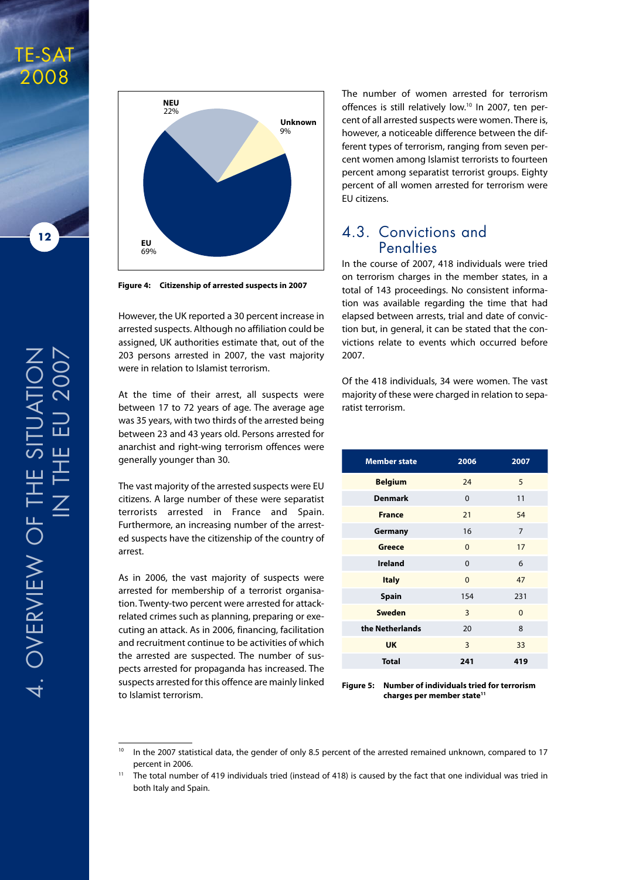NEU 22%
Unknown 9%
EU 69%

**Figure 4: Citizenship of arrested suspects in 2007**

However, the UK reported a 30 percent increase in arrested suspects. Although no affiliation could be assigned, UK authorities estimate that, out of the 203 persons arrested in 2007, the vast majority were in relation to Islamist terrorism.

At the time of their arrest, all suspects were between 17 to 72 years of age. The average age was 35 years, with two thirds of the arrested being between 23 and 43 years old. Persons arrested for anarchist and right-wing terrorism offences were generally younger than 30.

The vast majority of the arrested suspects were EU citizens. A large number of these were separatist terrorists arrested in France and Spain. Furthermore, an increasing number of the arrested suspects have the citizenship of the country of arrest.

As in 2006, the vast majority of suspects were arrested for membership of a terrorist organisation. Twenty-two percent were arrested for attack-related crimes such as planning, preparing or executing an attack. As in 2006, financing, facilitation and recruitment continue to be activities of which the arrested are suspected. The number of suspects arrested for propaganda has increased. The suspects arrested for this offence are mainly linked to Islamist terrorism.

The number of women arrested for terrorism offences is still relatively low.[10] In 2007, ten percent of all arrested suspects were women. There is, however, a noticeable difference between the different types of terrorism, ranging from seven percent women among Islamist terrorists to fourteen percent among separatist terrorist groups. Eighty percent of all women arrested for terrorism were EU citizens.

## 4.3. Convictions and Penalties

In the course of 2007, 418 individuals were tried on terrorism charges in the member states, in a total of 143 proceedings. No consistent information was available regarding the time that had elapsed between arrests, trial and date of conviction but, in general, it can be stated that the convictions relate to events which occurred before 2007.

Of the 418 individuals, 34 were women. The vast majority of these were charged in relation to separatist terrorism.

| Member state | 2006 | 2007 |
|---|---|---|
| **Belgium** | 24 | 5 |
| **Denmark** | 0 | 11 |
| **France** | 21 | 54 |
| **Germany** | 16 | 7 |
| **Greece** | 0 | 17 |
| **Ireland** | 0 | 6 |
| **Italy** | 0 | 47 |
| **Spain** | 154 | 231 |
| **Sweden** | 3 | 0 |
| **the Netherlands** | 20 | 8 |
| **UK** | 3 | 33 |
| **Total** | **241** | **419** |

**Figure 5: Number of individuals tried for terrorism charges per member state[11]**

---

[10] In the 2007 statistical data, the gender of only 8.5 percent of the arrested remained unknown, compared to 17 percent in 2006.

[11] The total number of 419 individuals tried (instead of 418) is caused by the fact that one individual was tried in both Italy and Spain.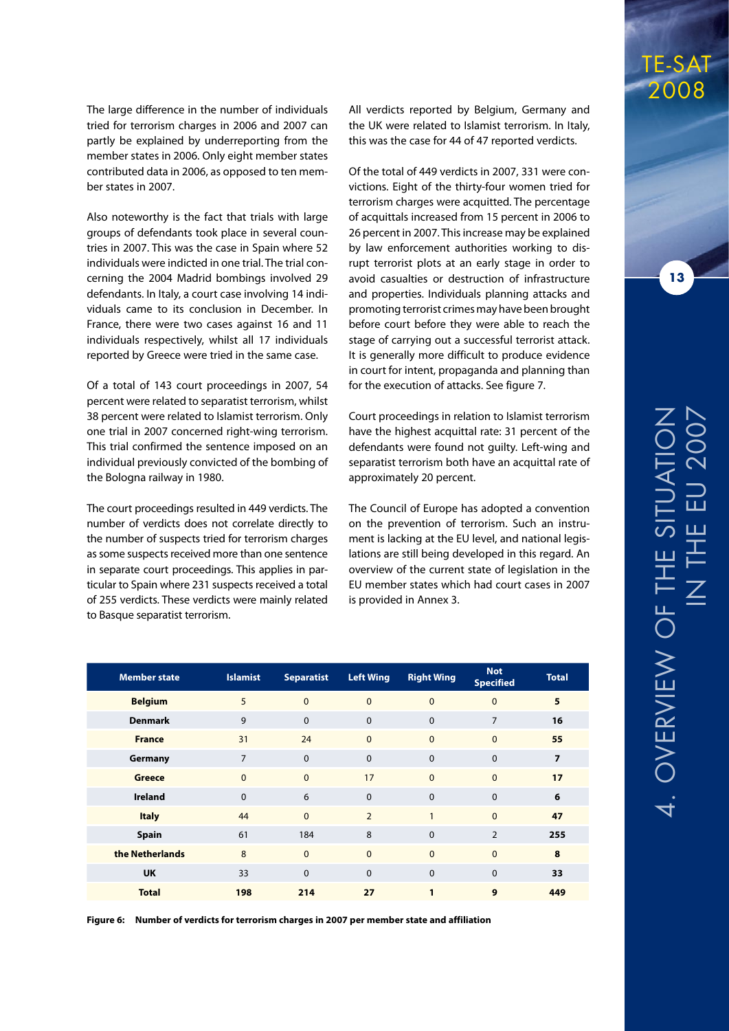The large difference in the number of individuals tried for terrorism charges in 2006 and 2007 can partly be explained by underreporting from the member states in 2006. Only eight member states contributed data in 2006, as opposed to ten member states in 2007.

Also noteworthy is the fact that trials with large groups of defendants took place in several countries in 2007. This was the case in Spain where 52 individuals were indicted in one trial. The trial concerning the 2004 Madrid bombings involved 29 defendants. In Italy, a court case involving 14 individuals came to its conclusion in December. In France, there were two cases against 16 and 11 individuals respectively, whilst all 17 individuals reported by Greece were tried in the same case.

Of a total of 143 court proceedings in 2007, 54 percent were related to separatist terrorism, whilst 38 percent were related to Islamist terrorism. Only one trial in 2007 concerned right-wing terrorism. This trial confirmed the sentence imposed on an individual previously convicted of the bombing of the Bologna railway in 1980.

The court proceedings resulted in 449 verdicts. The number of verdicts does not correlate directly to the number of suspects tried for terrorism charges as some suspects received more than one sentence in separate court proceedings. This applies in particular to Spain where 231 suspects received a total of 255 verdicts. These verdicts were mainly related to Basque separatist terrorism.

All verdicts reported by Belgium, Germany and the UK were related to Islamist terrorism. In Italy, this was the case for 44 of 47 reported verdicts.

Of the total of 449 verdicts in 2007, 331 were convictions. Eight of the thirty-four women tried for terrorism charges were acquitted. The percentage of acquittals increased from 15 percent in 2006 to 26 percent in 2007. This increase may be explained by law enforcement authorities working to disrupt terrorist plots at an early stage in order to avoid casualties or destruction of infrastructure and properties. Individuals planning attacks and promoting terrorist crimes may have been brought before court before they were able to reach the stage of carrying out a successful terrorist attack. It is generally more difficult to produce evidence in court for intent, propaganda and planning than for the execution of attacks. See figure 7.

Court proceedings in relation to Islamist terrorism have the highest acquittal rate: 31 percent of the defendants were found not guilty. Left-wing and separatist terrorism both have an acquittal rate of approximately 20 percent.

The Council of Europe has adopted a convention on the prevention of terrorism. Such an instrument is lacking at the EU level, and national legislations are still being developed in this regard. An overview of the current state of legislation in the EU member states which had court cases in 2007 is provided in Annex 3.

| Member state | Islamist | Separatist | Left Wing | Right Wing | Not Specified | Total |
|---|---|---|---|---|---|---|
| **Belgium** | 5 | 0 | 0 | 0 | 0 | **5** |
| **Denmark** | 9 | 0 | 0 | 0 | 7 | **16** |
| **France** | 31 | 24 | 0 | 0 | 0 | **55** |
| **Germany** | 7 | 0 | 0 | 0 | 0 | **7** |
| **Greece** | 0 | 0 | 17 | 0 | 0 | **17** |
| **Ireland** | 0 | 6 | 0 | 0 | 0 | **6** |
| **Italy** | 44 | 0 | 2 | 1 | 0 | **47** |
| **Spain** | 61 | 184 | 8 | 0 | 2 | **255** |
| **the Netherlands** | 8 | 0 | 0 | 0 | 0 | **8** |
| **UK** | 33 | 0 | 0 | 0 | 0 | **33** |
| **Total** | **198** | **214** | **27** | **1** | **9** | **449** |

**Figure 6: Number of verdicts for terrorism charges in 2007 per member state and affiliation**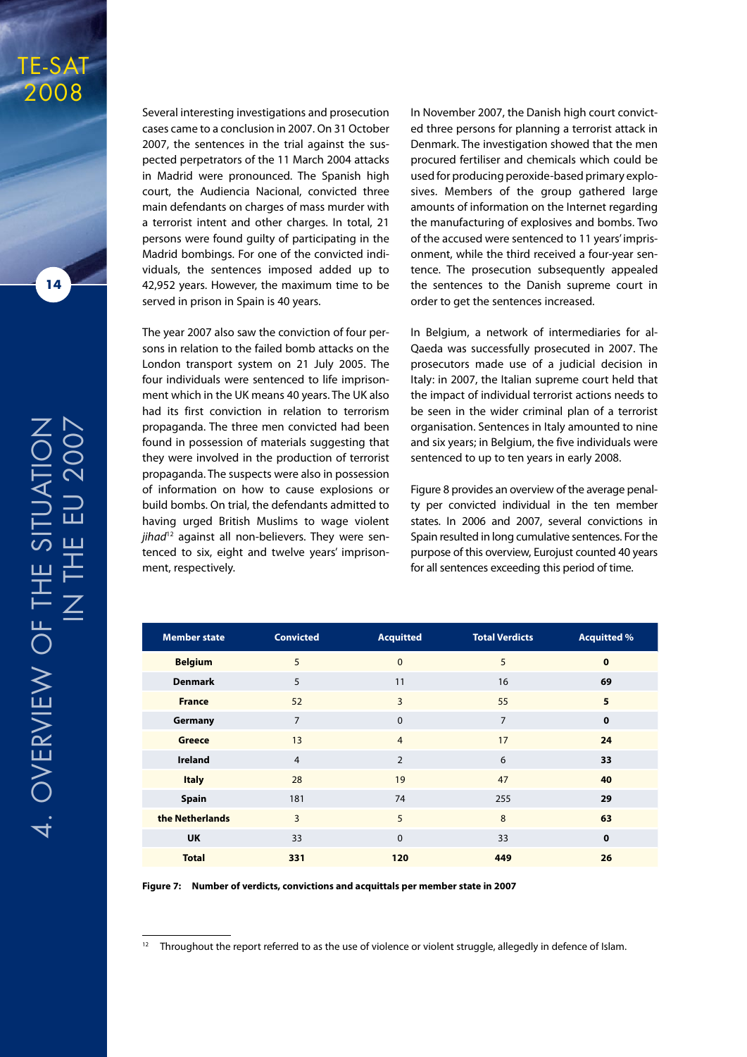Several interesting investigations and prosecution cases came to a conclusion in 2007. On 31 October 2007, the sentences in the trial against the suspected perpetrators of the 11 March 2004 attacks in Madrid were pronounced. The Spanish high court, the Audiencia Nacional, convicted three main defendants on charges of mass murder with a terrorist intent and other charges. In total, 21 persons were found guilty of participating in the Madrid bombings. For one of the convicted individuals, the sentences imposed added up to 42,952 years. However, the maximum time to be served in prison in Spain is 40 years.

The year 2007 also saw the conviction of four persons in relation to the failed bomb attacks on the London transport system on 21 July 2005. The four individuals were sentenced to life imprisonment which in the UK means 40 years. The UK also had its first conviction in relation to terrorism propaganda. The three men convicted had been found in possession of materials suggesting that they were involved in the production of terrorist propaganda. The suspects were also in possession of information on how to cause explosions or build bombs. On trial, the defendants admitted to having urged British Muslims to wage violent *jihad*[12] against all non-believers. They were sentenced to six, eight and twelve years' imprisonment, respectively.

In November 2007, the Danish high court convicted three persons for planning a terrorist attack in Denmark. The investigation showed that the men procured fertiliser and chemicals which could be used for producing peroxide-based primary explosives. Members of the group gathered large amounts of information on the Internet regarding the manufacturing of explosives and bombs. Two of the accused were sentenced to 11 years' imprisonment, while the third received a four-year sentence. The prosecution subsequently appealed the sentences to the Danish supreme court in order to get the sentences increased.

In Belgium, a network of intermediaries for al-Qaeda was successfully prosecuted in 2007. The prosecutors made use of a judicial decision in Italy: in 2007, the Italian supreme court held that the impact of individual terrorist actions needs to be seen in the wider criminal plan of a terrorist organisation. Sentences in Italy amounted to nine and six years; in Belgium, the five individuals were sentenced to up to ten years in early 2008.

Figure 8 provides an overview of the average penalty per convicted individual in the ten member states. In 2006 and 2007, several convictions in Spain resulted in long cumulative sentences. For the purpose of this overview, Eurojust counted 40 years for all sentences exceeding this period of time.

| Member state | Convicted | Acquitted | Total Verdicts | Acquitted % |
|---|---|---|---|---|
| **Belgium** | 5 | 0 | 5 | **0** |
| **Denmark** | 5 | 11 | 16 | **69** |
| **France** | 52 | 3 | 55 | **5** |
| **Germany** | 7 | 0 | 7 | **0** |
| **Greece** | 13 | 4 | 17 | **24** |
| **Ireland** | 4 | 2 | 6 | **33** |
| **Italy** | 28 | 19 | 47 | **40** |
| **Spain** | 181 | 74 | 255 | **29** |
| **the Netherlands** | 3 | 5 | 8 | **63** |
| **UK** | 33 | 0 | 33 | **0** |
| **Total** | **331** | **120** | **449** | **26** |

**Figure 7: Number of verdicts, convictions and acquittals per member state in 2007**

[12] Throughout the report referred to as the use of violence or violent struggle, allegedly in defence of Islam.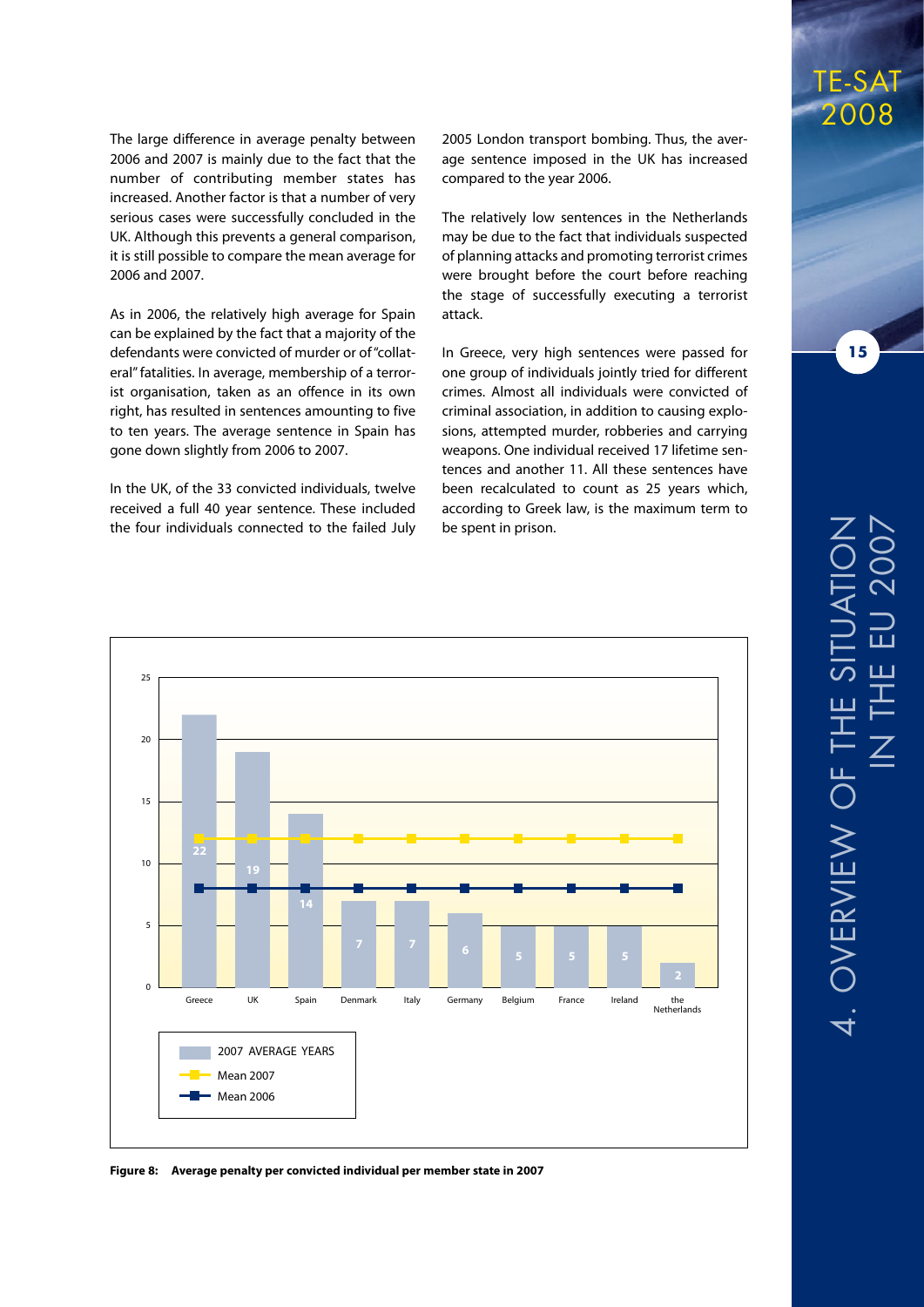The large difference in average penalty between 2006 and 2007 is mainly due to the fact that the number of contributing member states has increased. Another factor is that a number of very serious cases were successfully concluded in the UK. Although this prevents a general comparison, it is still possible to compare the mean average for 2006 and 2007.

As in 2006, the relatively high average for Spain can be explained by the fact that a majority of the defendants were convicted of murder or of "collateral" fatalities. In average, membership of a terrorist organisation, taken as an offence in its own right, has resulted in sentences amounting to five to ten years. The average sentence in Spain has gone down slightly from 2006 to 2007.

In the UK, of the 33 convicted individuals, twelve received a full 40 year sentence. These included the four individuals connected to the failed July 2005 London transport bombing. Thus, the average sentence imposed in the UK has increased compared to the year 2006.

The relatively low sentences in the Netherlands may be due to the fact that individuals suspected of planning attacks and promoting terrorist crimes were brought before the court before reaching the stage of successfully executing a terrorist attack.

In Greece, very high sentences were passed for one group of individuals jointly tried for different crimes. Almost all individuals were convicted of criminal association, in addition to causing explosions, attempted murder, robberies and carrying weapons. One individual received 17 lifetime sentences and another 11. All these sentences have been recalculated to count as 25 years which, according to Greek law, is the maximum term to be spent in prison.

| Member state | 2007 Average years |
|---|---|
| Greece | 22 |
| UK | 19 |
| Spain | 14 |
| Denmark | 7 |
| Italy | 7 |
| Germany | 6 |
| Belgium | 5 |
| France | 5 |
| Ireland | 5 |
| the Netherlands | 2 |

Legend: 2007 AVERAGE YEARS; Mean 2007; Mean 2006

**Figure 8: Average penalty per convicted individual per member state in 2007**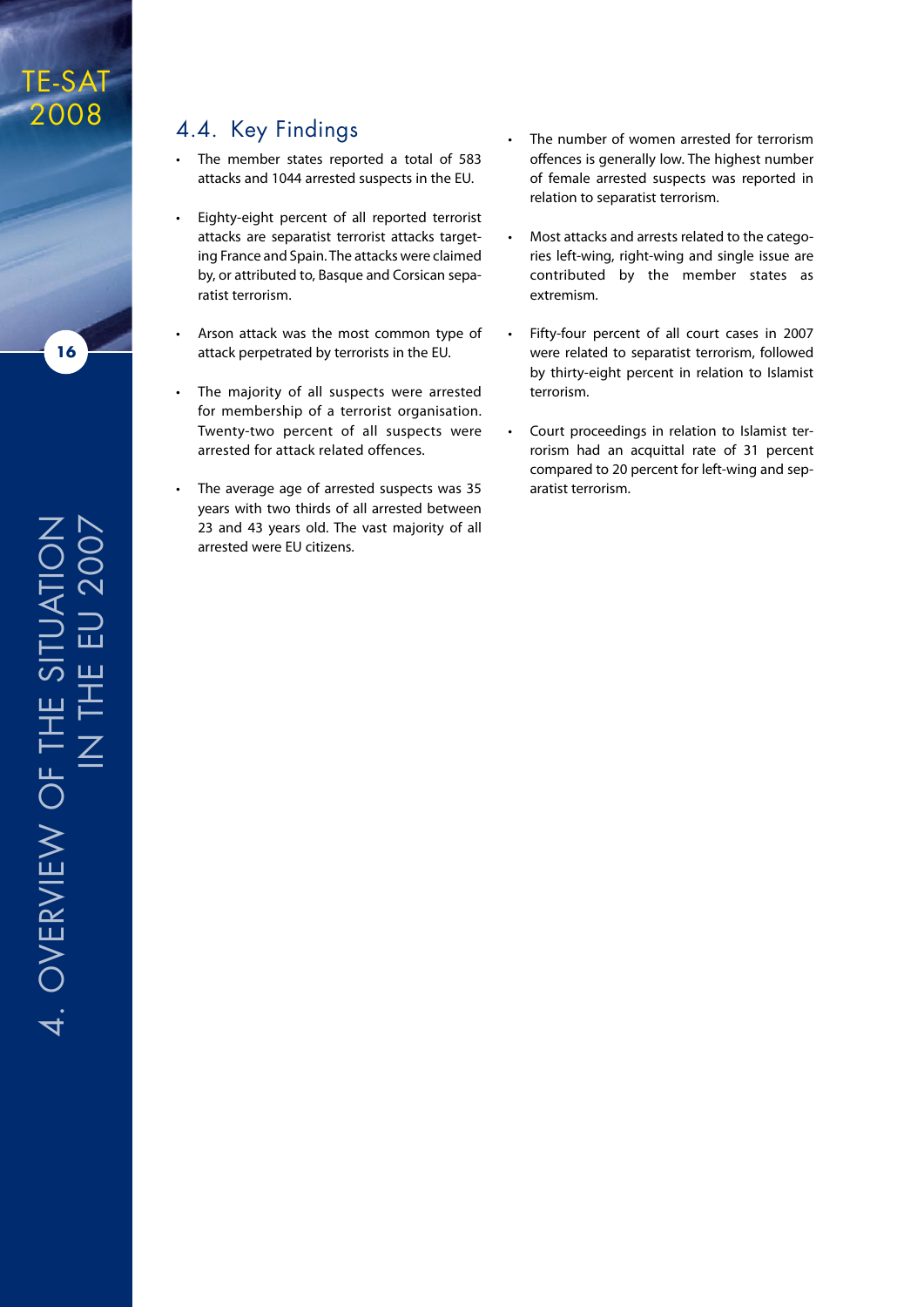## 4.4. Key Findings

- The member states reported a total of 583 attacks and 1044 arrested suspects in the EU.

- Eighty-eight percent of all reported terrorist attacks are separatist terrorist attacks targeting France and Spain. The attacks were claimed by, or attributed to, Basque and Corsican separatist terrorism.

- Arson attack was the most common type of attack perpetrated by terrorists in the EU.

- The majority of all suspects were arrested for membership of a terrorist organisation. Twenty-two percent of all suspects were arrested for attack related offences.

- The average age of arrested suspects was 35 years with two thirds of all arrested between 23 and 43 years old. The vast majority of all arrested were EU citizens.

- The number of women arrested for terrorism offences is generally low. The highest number of female arrested suspects was reported in relation to separatist terrorism.

- Most attacks and arrests related to the categories left-wing, right-wing and single issue are contributed by the member states as extremism.

- Fifty-four percent of all court cases in 2007 were related to separatist terrorism, followed by thirty-eight percent in relation to Islamist terrorism.

- Court proceedings in relation to Islamist terrorism had an acquittal rate of 31 percent compared to 20 percent for left-wing and separatist terrorism.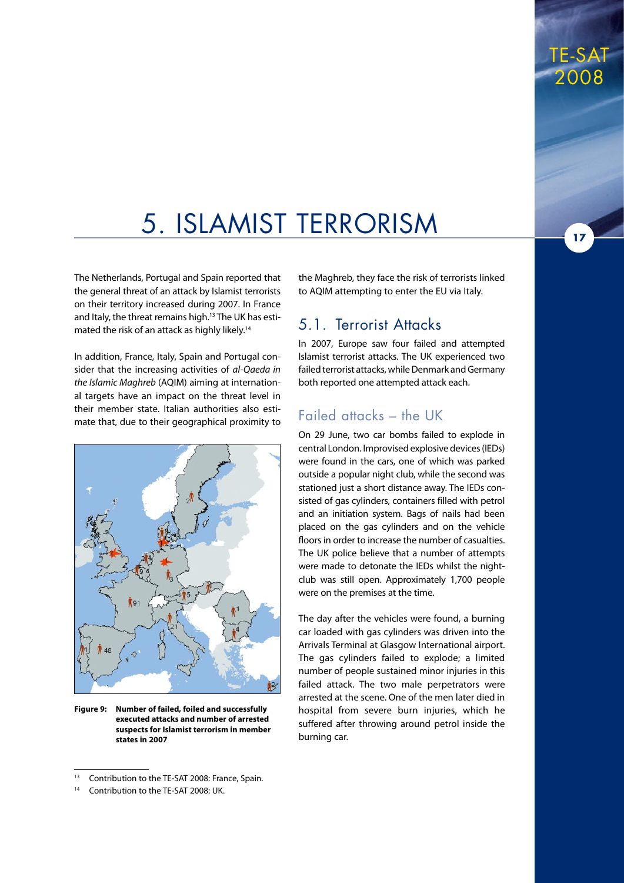# 5. ISLAMIST TERRORISM

The Netherlands, Portugal and Spain reported that the general threat of an attack by Islamist terrorists on their territory increased during 2007. In France and Italy, the threat remains high.[13] The UK has estimated the risk of an attack as highly likely.[14]

In addition, France, Italy, Spain and Portugal consider that the increasing activities of *al-Qaeda in the Islamic Maghreb* (AQIM) aiming at international targets have an impact on the threat level in their member state. Italian authorities also estimate that, due to their geographical proximity to the Maghreb, they face the risk of terrorists linked to AQIM attempting to enter the EU via Italy.

**Figure 9: Number of failed, foiled and successfully executed attacks and number of arrested suspects for Islamist terrorism in member states in 2007**

## 5.1. Terrorist Attacks

In 2007, Europe saw four failed and attempted Islamist terrorist attacks. The UK experienced two failed terrorist attacks, while Denmark and Germany both reported one attempted attack each.

### Failed attacks – the UK

On 29 June, two car bombs failed to explode in central London. Improvised explosive devices (IEDs) were found in the cars, one of which was parked outside a popular night club, while the second was stationed just a short distance away. The IEDs consisted of gas cylinders, containers filled with petrol and an initiation system. Bags of nails had been placed on the gas cylinders and on the vehicle floors in order to increase the number of casualties. The UK police believe that a number of attempts were made to detonate the IEDs whilst the nightclub was still open. Approximately 1,700 people were on the premises at the time.

The day after the vehicles were found, a burning car loaded with gas cylinders was driven into the Arrivals Terminal at Glasgow International airport. The gas cylinders failed to explode; a limited number of people sustained minor injuries in this failed attack. The two male perpetrators were arrested at the scene. One of the men later died in hospital from severe burn injuries, which he suffered after throwing around petrol inside the burning car.

---

[13] Contribution to the TE-SAT 2008: France, Spain.

[14] Contribution to the TE-SAT 2008: UK.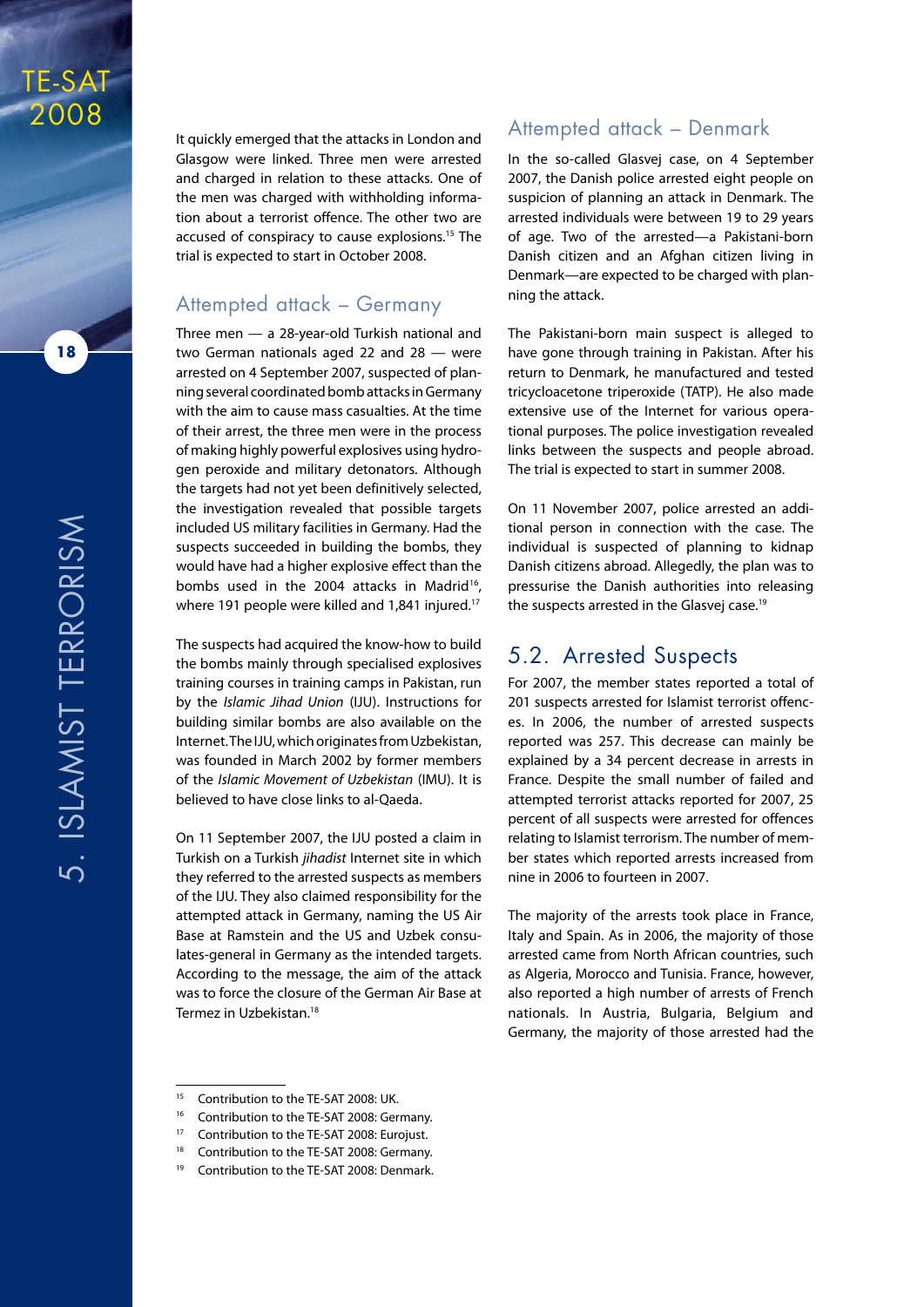It quickly emerged that the attacks in London and Glasgow were linked. Three men were arrested and charged in relation to these attacks. One of the men was charged with withholding information about a terrorist offence. The other two are accused of conspiracy to cause explosions.[15] The trial is expected to start in October 2008.

### Attempted attack – Germany

Three men — a 28-year-old Turkish national and two German nationals aged 22 and 28 — were arrested on 4 September 2007, suspected of planning several coordinated bomb attacks in Germany with the aim to cause mass casualties. At the time of their arrest, the three men were in the process of making highly powerful explosives using hydrogen peroxide and military detonators. Although the targets had not yet been definitively selected, the investigation revealed that possible targets included US military facilities in Germany. Had the suspects succeeded in building the bombs, they would have had a higher explosive effect than the bombs used in the 2004 attacks in Madrid[16], where 191 people were killed and 1,841 injured.[17]

The suspects had acquired the know-how to build the bombs mainly through specialised explosives training courses in training camps in Pakistan, run by the *Islamic Jihad Union* (IJU). Instructions for building similar bombs are also available on the Internet. The IJU, which originates from Uzbekistan, was founded in March 2002 by former members of the *Islamic Movement of Uzbekistan* (IMU). It is believed to have close links to al-Qaeda.

On 11 September 2007, the IJU posted a claim in Turkish on a Turkish *jihadist* Internet site in which they referred to the arrested suspects as members of the IJU. They also claimed responsibility for the attempted attack in Germany, naming the US Air Base at Ramstein and the US and Uzbek consulates-general in Germany as the intended targets. According to the message, the aim of the attack was to force the closure of the German Air Base at Termez in Uzbekistan.[18]

### Attempted attack – Denmark

In the so-called Glasvej case, on 4 September 2007, the Danish police arrested eight people on suspicion of planning an attack in Denmark. The arrested individuals were between 19 to 29 years of age. Two of the arrested—a Pakistani-born Danish citizen and an Afghan citizen living in Denmark—are expected to be charged with planning the attack.

The Pakistani-born main suspect is alleged to have gone through training in Pakistan. After his return to Denmark, he manufactured and tested tricycloacetone triperoxide (TATP). He also made extensive use of the Internet for various operational purposes. The police investigation revealed links between the suspects and people abroad. The trial is expected to start in summer 2008.

On 11 November 2007, police arrested an additional person in connection with the case. The individual is suspected of planning to kidnap Danish citizens abroad. Allegedly, the plan was to pressurise the Danish authorities into releasing the suspects arrested in the Glasvej case.[19]

## 5.2. Arrested Suspects

For 2007, the member states reported a total of 201 suspects arrested for Islamist terrorist offences. In 2006, the number of arrested suspects reported was 257. This decrease can mainly be explained by a 34 percent decrease in arrests in France. Despite the small number of failed and attempted terrorist attacks reported for 2007, 25 percent of all suspects were arrested for offences relating to Islamist terrorism. The number of member states which reported arrests increased from nine in 2006 to fourteen in 2007.

The majority of the arrests took place in France, Italy and Spain. As in 2006, the majority of those arrested came from North African countries, such as Algeria, Morocco and Tunisia. France, however, also reported a high number of arrests of French nationals. In Austria, Bulgaria, Belgium and Germany, the majority of those arrested had the

---

[15] Contribution to the TE-SAT 2008: UK.

[16] Contribution to the TE-SAT 2008: Germany.

[17] Contribution to the TE-SAT 2008: Eurojust.

[18] Contribution to the TE-SAT 2008: Germany.

[19] Contribution to the TE-SAT 2008: Denmark.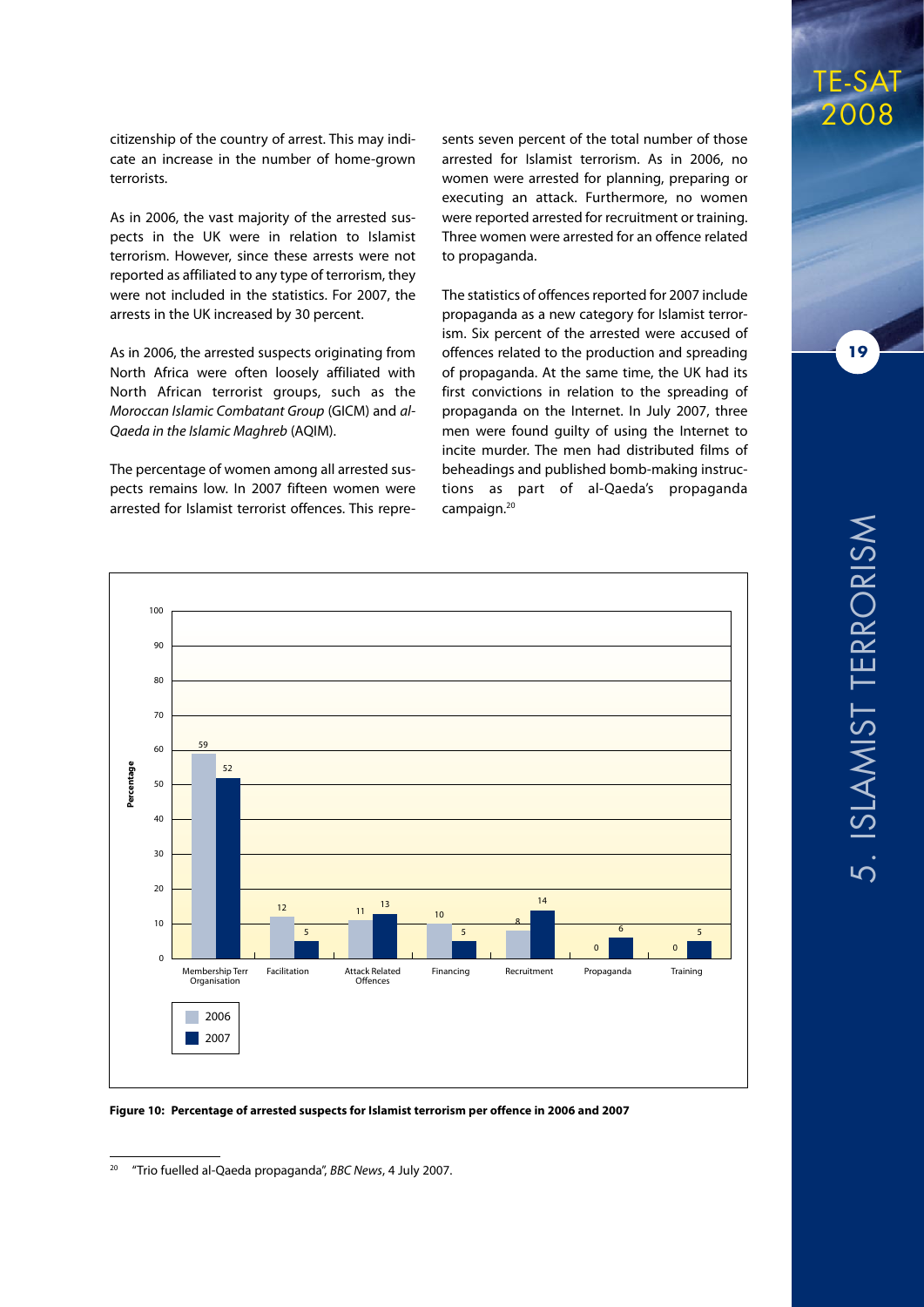citizenship of the country of arrest. This may indicate an increase in the number of home-grown terrorists.

As in 2006, the vast majority of the arrested suspects in the UK were in relation to Islamist terrorism. However, since these arrests were not reported as affiliated to any type of terrorism, they were not included in the statistics. For 2007, the arrests in the UK increased by 30 percent.

As in 2006, the arrested suspects originating from North Africa were often loosely affiliated with North African terrorist groups, such as the *Moroccan Islamic Combatant Group* (GICM) and *al-Qaeda in the Islamic Maghreb* (AQIM).

The percentage of women among all arrested suspects remains low. In 2007 fifteen women were arrested for Islamist terrorist offences. This represents seven percent of the total number of those arrested for Islamist terrorism. As in 2006, no women were arrested for planning, preparing or executing an attack. Furthermore, no women were reported arrested for recruitment or training. Three women were arrested for an offence related to propaganda.

The statistics of offences reported for 2007 include propaganda as a new category for Islamist terrorism. Six percent of the arrested were accused of offences related to the production and spreading of propaganda. At the same time, the UK had its first convictions in relation to the spreading of propaganda on the Internet. In July 2007, three men were found guilty of using the Internet to incite murder. The men had distributed films of beheadings and published bomb-making instructions as part of al-Qaeda's propaganda campaign.[20]

| Offence | 2006 (%) | 2007 (%) |
|---|---|---|
| Membership Terr Organisation | 59 | 52 |
| Facilitation | 12 | 5 |
| Attack Related Offences | 11 | 13 |
| Financing | 10 | 5 |
| Recruitment | 8 | 14 |
| Propaganda | 0 | 6 |
| Training | 0 | 5 |

**Figure 10: Percentage of arrested suspects for Islamist terrorism per offence in 2006 and 2007**

---

[20] "Trio fuelled al-Qaeda propaganda", *BBC News*, 4 July 2007.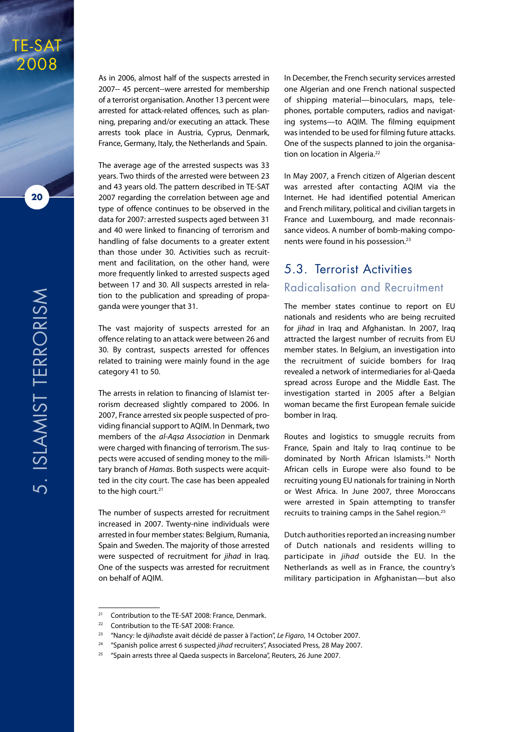As in 2006, almost half of the suspects arrested in 2007-- 45 percent--were arrested for membership of a terrorist organisation. Another 13 percent were arrested for attack-related offences, such as planning, preparing and/or executing an attack. These arrests took place in Austria, Cyprus, Denmark, France, Germany, Italy, the Netherlands and Spain.

The average age of the arrested suspects was 33 years. Two thirds of the arrested were between 23 and 43 years old. The pattern described in TE-SAT 2007 regarding the correlation between age and type of offence continues to be observed in the data for 2007: arrested suspects aged between 31 and 40 were linked to financing of terrorism and handling of false documents to a greater extent than those under 30. Activities such as recruitment and facilitation, on the other hand, were more frequently linked to arrested suspects aged between 17 and 30. All suspects arrested in relation to the publication and spreading of propaganda were younger that 31.

The vast majority of suspects arrested for an offence relating to an attack were between 26 and 30. By contrast, suspects arrested for offences related to training were mainly found in the age category 41 to 50.

The arrests in relation to financing of Islamist terrorism decreased slightly compared to 2006. In 2007, France arrested six people suspected of providing financial support to AQIM. In Denmark, two members of the *al-Aqsa Association* in Denmark were charged with financing of terrorism. The suspects were accused of sending money to the military branch of *Hamas*. Both suspects were acquitted in the city court. The case has been appealed to the high court.[21]

The number of suspects arrested for recruitment increased in 2007. Twenty-nine individuals were arrested in four member states: Belgium, Rumania, Spain and Sweden. The majority of those arrested were suspected of recruitment for *jihad* in Iraq. One of the suspects was arrested for recruitment on behalf of AQIM.

In December, the French security services arrested one Algerian and one French national suspected of shipping material—binoculars, maps, telephones, portable computers, radios and navigating systems—to AQIM. The filming equipment was intended to be used for filming future attacks. One of the suspects planned to join the organisation on location in Algeria.[22]

In May 2007, a French citizen of Algerian descent was arrested after contacting AQIM via the Internet. He had identified potential American and French military, political and civilian targets in France and Luxembourg, and made reconnaissance videos. A number of bomb-making components were found in his possession.[23]

## 5.3. Terrorist Activities

### Radicalisation and Recruitment

The member states continue to report on EU nationals and residents who are being recruited for *jihad* in Iraq and Afghanistan. In 2007, Iraq attracted the largest number of recruits from EU member states. In Belgium, an investigation into the recruitment of suicide bombers for Iraq revealed a network of intermediaries for al-Qaeda spread across Europe and the Middle East. The investigation started in 2005 after a Belgian woman became the first European female suicide bomber in Iraq.

Routes and logistics to smuggle recruits from France, Spain and Italy to Iraq continue to be dominated by North African Islamists.[24] North African cells in Europe were also found to be recruiting young EU nationals for training in North or West Africa. In June 2007, three Moroccans were arrested in Spain attempting to transfer recruits to training camps in the Sahel region.[25]

Dutch authorities reported an increasing number of Dutch nationals and residents willing to participate in *jihad* outside the EU. In the Netherlands as well as in France, the country's military participation in Afghanistan—but also

---

[21] Contribution to the TE-SAT 2008: France, Denmark.

[22] Contribution to the TE-SAT 2008: France.

[23] "Nancy: le d*jihad*iste avait décidé de passer à l'action", *Le Figaro*, 14 October 2007.

[24] "Spanish police arrest 6 suspected *jihad* recruiters", Associated Press, 28 May 2007.

[25] "Spain arrests three al Qaeda suspects in Barcelona", Reuters, 26 June 2007.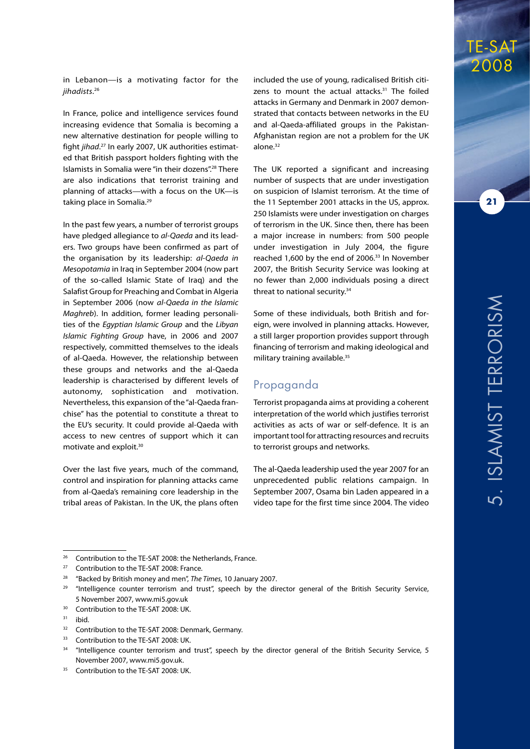in Lebanon—is a motivating factor for the *jihadists*.[26]

In France, police and intelligence services found increasing evidence that Somalia is becoming a new alternative destination for people willing to fight *jihad*.[27] In early 2007, UK authorities estimated that British passport holders fighting with the Islamists in Somalia were "in their dozens".[28] There are also indications that terrorist training and planning of attacks—with a focus on the UK—is taking place in Somalia.[29]

In the past few years, a number of terrorist groups have pledged allegiance to *al-Qaeda* and its leaders. Two groups have been confirmed as part of the organisation by its leadership: *al-Qaeda in Mesopotamia* in Iraq in September 2004 (now part of the so-called Islamic State of Iraq) and the Salafist Group for Preaching and Combat in Algeria in September 2006 (now *al-Qaeda in the Islamic Maghreb*). In addition, former leading personalities of the *Egyptian Islamic Group* and the *Libyan Islamic Fighting Group* have, in 2006 and 2007 respectively, committed themselves to the ideals of al-Qaeda. However, the relationship between these groups and networks and the al-Qaeda leadership is characterised by different levels of autonomy, sophistication and motivation. Nevertheless, this expansion of the "al-Qaeda franchise" has the potential to constitute a threat to the EU's security. It could provide al-Qaeda with access to new centres of support which it can motivate and exploit.[30]

Over the last five years, much of the command, control and inspiration for planning attacks came from al-Qaeda's remaining core leadership in the tribal areas of Pakistan. In the UK, the plans often included the use of young, radicalised British citizens to mount the actual attacks.[31] The foiled attacks in Germany and Denmark in 2007 demonstrated that contacts between networks in the EU and al-Qaeda-affiliated groups in the Pakistan-Afghanistan region are not a problem for the UK alone.[32]

The UK reported a significant and increasing number of suspects that are under investigation on suspicion of Islamist terrorism. At the time of the 11 September 2001 attacks in the US, approx. 250 Islamists were under investigation on charges of terrorism in the UK. Since then, there has been a major increase in numbers: from 500 people under investigation in July 2004, the figure reached 1,600 by the end of 2006.[33] In November 2007, the British Security Service was looking at no fewer than 2,000 individuals posing a direct threat to national security.[34]

Some of these individuals, both British and foreign, were involved in planning attacks. However, a still larger proportion provides support through financing of terrorism and making ideological and military training available.[35]

## Propaganda

Terrorist propaganda aims at providing a coherent interpretation of the world which justifies terrorist activities as acts of war or self-defence. It is an important tool for attracting resources and recruits to terrorist groups and networks.

The al-Qaeda leadership used the year 2007 for an unprecedented public relations campaign. In September 2007, Osama bin Laden appeared in a video tape for the first time since 2004. The video

---

[26] Contribution to the TE-SAT 2008: the Netherlands, France.

[27] Contribution to the TE-SAT 2008: France.

[28] "Backed by British money and men", *The Times*, 10 January 2007.

[29] "Intelligence counter terrorism and trust", speech by the director general of the British Security Service, 5 November 2007, www.mi5.gov.uk

[30] Contribution to the TE-SAT 2008: UK.

[31] ibid.

[32] Contribution to the TE-SAT 2008: Denmark, Germany.

[33] Contribution to the TE-SAT 2008: UK.

[34] "Intelligence counter terrorism and trust", speech by the director general of the British Security Service, 5 November 2007, www.mi5.gov.uk.

[35] Contribution to the TE-SAT 2008: UK.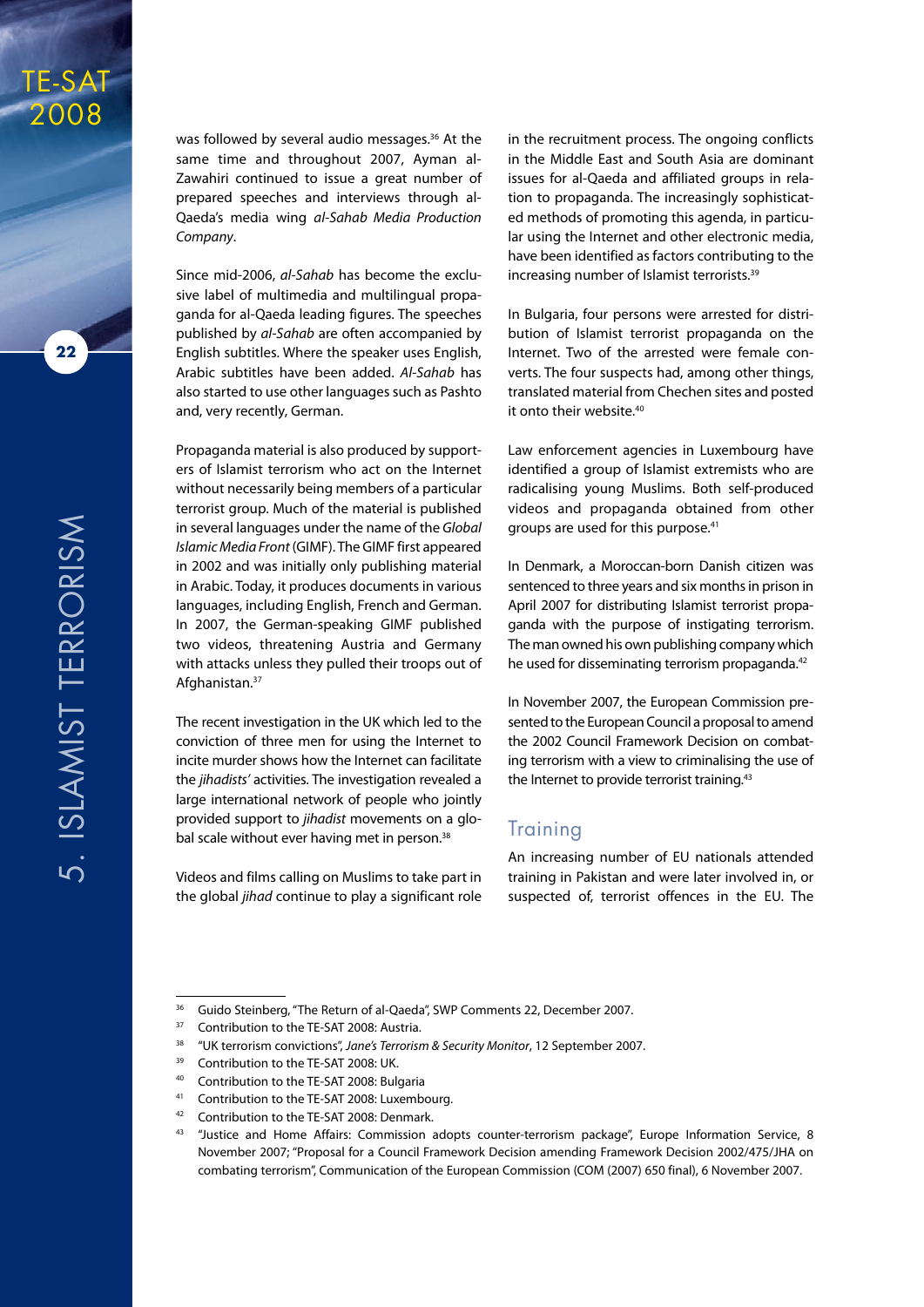was followed by several audio messages.[36] At the same time and throughout 2007, Ayman al-Zawahiri continued to issue a great number of prepared speeches and interviews through al-Qaeda's media wing *al-Sahab Media Production Company*.

Since mid-2006, *al-Sahab* has become the exclusive label of multimedia and multilingual propaganda for al-Qaeda leading figures. The speeches published by *al-Sahab* are often accompanied by English subtitles. Where the speaker uses English, Arabic subtitles have been added. *Al-Sahab* has also started to use other languages such as Pashto and, very recently, German.

Propaganda material is also produced by supporters of Islamist terrorism who act on the Internet without necessarily being members of a particular terrorist group. Much of the material is published in several languages under the name of the *Global Islamic Media Front* (GIMF). The GIMF first appeared in 2002 and was initially only publishing material in Arabic. Today, it produces documents in various languages, including English, French and German. In 2007, the German-speaking GIMF published two videos, threatening Austria and Germany with attacks unless they pulled their troops out of Afghanistan.[37]

The recent investigation in the UK which led to the conviction of three men for using the Internet to incite murder shows how the Internet can facilitate the *jihadists'* activities. The investigation revealed a large international network of people who jointly provided support to *jihadist* movements on a global scale without ever having met in person.[38]

Videos and films calling on Muslims to take part in the global *jihad* continue to play a significant role in the recruitment process. The ongoing conflicts in the Middle East and South Asia are dominant issues for al-Qaeda and affiliated groups in relation to propaganda. The increasingly sophisticated methods of promoting this agenda, in particular using the Internet and other electronic media, have been identified as factors contributing to the increasing number of Islamist terrorists.[39]

In Bulgaria, four persons were arrested for distribution of Islamist terrorist propaganda on the Internet. Two of the arrested were female converts. The four suspects had, among other things, translated material from Chechen sites and posted it onto their website.[40]

Law enforcement agencies in Luxembourg have identified a group of Islamist extremists who are radicalising young Muslims. Both self-produced videos and propaganda obtained from other groups are used for this purpose.[41]

In Denmark, a Moroccan-born Danish citizen was sentenced to three years and six months in prison in April 2007 for distributing Islamist terrorist propaganda with the purpose of instigating terrorism. The man owned his own publishing company which he used for disseminating terrorism propaganda.[42]

In November 2007, the European Commission presented to the European Council a proposal to amend the 2002 Council Framework Decision on combating terrorism with a view to criminalising the use of the Internet to provide terrorist training.[43]

## Training

An increasing number of EU nationals attended training in Pakistan and were later involved in, or suspected of, terrorist offences in the EU. The

---

[36] Guido Steinberg, "The Return of al-Qaeda", SWP Comments 22, December 2007.

[37] Contribution to the TE-SAT 2008: Austria.

[38] "UK terrorism convictions", *Jane's Terrorism & Security Monitor*, 12 September 2007.

[39] Contribution to the TE-SAT 2008: UK.

[40] Contribution to the TE-SAT 2008: Bulgaria

[41] Contribution to the TE-SAT 2008: Luxembourg.

[42] Contribution to the TE-SAT 2008: Denmark.

[43] "Justice and Home Affairs: Commission adopts counter-terrorism package", Europe Information Service, 8 November 2007; "Proposal for a Council Framework Decision amending Framework Decision 2002/475/JHA on combating terrorism", Communication of the European Commission (COM (2007) 650 final), 6 November 2007.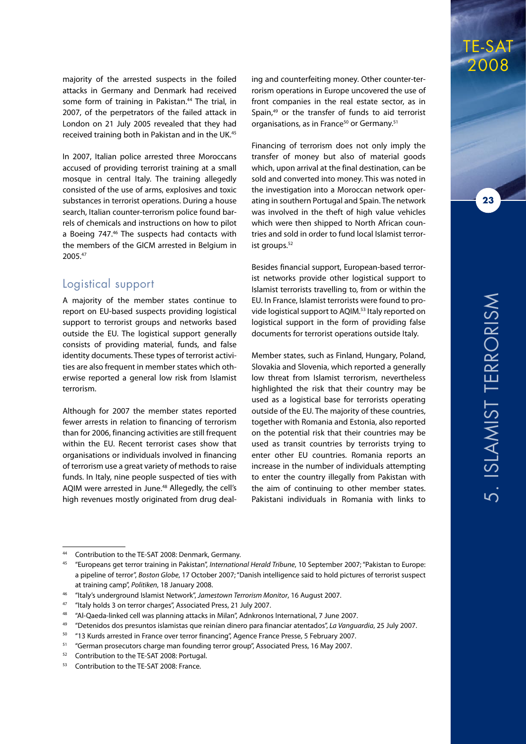majority of the arrested suspects in the foiled attacks in Germany and Denmark had received some form of training in Pakistan.[44] The trial, in 2007, of the perpetrators of the failed attack in London on 21 July 2005 revealed that they had received training both in Pakistan and in the UK.[45]

In 2007, Italian police arrested three Moroccans accused of providing terrorist training at a small mosque in central Italy. The training allegedly consisted of the use of arms, explosives and toxic substances in terrorist operations. During a house search, Italian counter-terrorism police found barrels of chemicals and instructions on how to pilot a Boeing 747.[46] The suspects had contacts with the members of the GICM arrested in Belgium in 2005.[47]

## Logistical support

A majority of the member states continue to report on EU-based suspects providing logistical support to terrorist groups and networks based outside the EU. The logistical support generally consists of providing material, funds, and false identity documents. These types of terrorist activities are also frequent in member states which otherwise reported a general low risk from Islamist terrorism.

Although for 2007 the member states reported fewer arrests in relation to financing of terrorism than for 2006, financing activities are still frequent within the EU. Recent terrorist cases show that organisations or individuals involved in financing of terrorism use a great variety of methods to raise funds. In Italy, nine people suspected of ties with AQIM were arrested in June.[48] Allegedly, the cell's high revenues mostly originated from drug dealing and counterfeiting money. Other counter-terrorism operations in Europe uncovered the use of front companies in the real estate sector, as in Spain,[49] or the transfer of funds to aid terrorist organisations, as in France[50] or Germany.[51]

Financing of terrorism does not only imply the transfer of money but also of material goods which, upon arrival at the final destination, can be sold and converted into money. This was noted in the investigation into a Moroccan network operating in southern Portugal and Spain. The network was involved in the theft of high value vehicles which were then shipped to North African countries and sold in order to fund local Islamist terrorist groups.[52]

Besides financial support, European-based terrorist networks provide other logistical support to Islamist terrorists travelling to, from or within the EU. In France, Islamist terrorists were found to provide logistical support to AQIM.[53] Italy reported on logistical support in the form of providing false documents for terrorist operations outside Italy.

Member states, such as Finland, Hungary, Poland, Slovakia and Slovenia, which reported a generally low threat from Islamist terrorism, nevertheless highlighted the risk that their country may be used as a logistical base for terrorists operating outside of the EU. The majority of these countries, together with Romania and Estonia, also reported on the potential risk that their countries may be used as transit countries by terrorists trying to enter other EU countries. Romania reports an increase in the number of individuals attempting to enter the country illegally from Pakistan with the aim of continuing to other member states. Pakistani individuals in Romania with links to

---

[44] Contribution to the TE-SAT 2008: Denmark, Germany.

[45] "Europeans get terror training in Pakistan", *International Herald Tribune*, 10 September 2007; "Pakistan to Europe: a pipeline of terror", *Boston Globe*, 17 October 2007; "Danish intelligence said to hold pictures of terrorist suspect at training camp", *Politiken*, 18 January 2008.

[46] "Italy's underground Islamist Network", *Jamestown Terrorism Monitor*, 16 August 2007.

[47] "Italy holds 3 on terror charges", Associated Press, 21 July 2007.

[48] "Al-Qaeda-linked cell was planning attacks in Milan", Adnkronos International, 7 June 2007.

[49] "Detenidos dos presuntos islamistas que reinían dinero para financiar atentados", *La Vanguardia*, 25 July 2007.

[50] "13 Kurds arrested in France over terror financing", Agence France Presse, 5 February 2007.

[51] "German prosecutors charge man founding terror group", Associated Press, 16 May 2007.

[52] Contribution to the TE-SAT 2008: Portugal.

[53] Contribution to the TE-SAT 2008: France.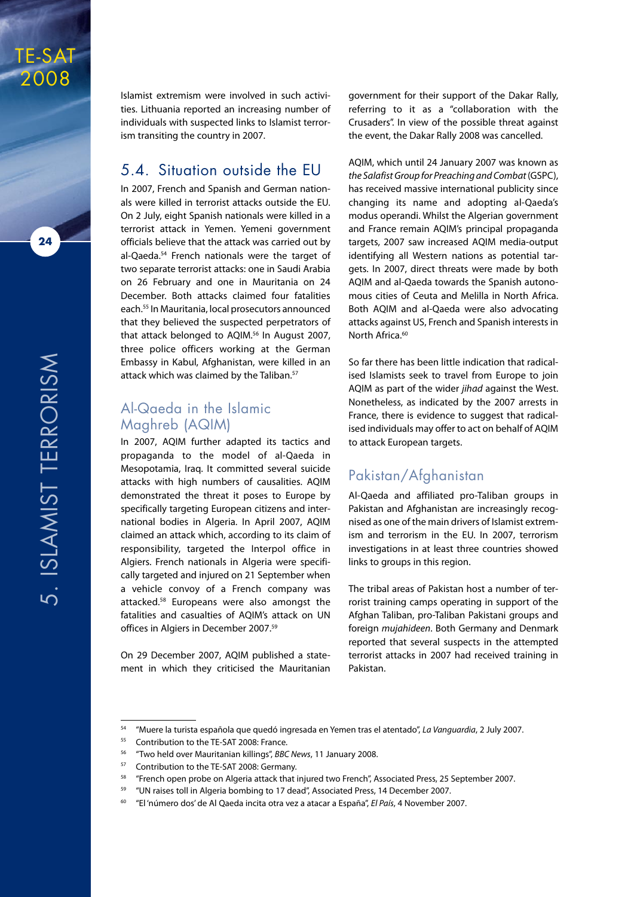Islamist extremism were involved in such activities. Lithuania reported an increasing number of individuals with suspected links to Islamist terrorism transiting the country in 2007.

## 5.4. Situation outside the EU

In 2007, French and Spanish and German nationals were killed in terrorist attacks outside the EU. On 2 July, eight Spanish nationals were killed in a terrorist attack in Yemen. Yemeni government officials believe that the attack was carried out by al-Qaeda.[54] French nationals were the target of two separate terrorist attacks: one in Saudi Arabia on 26 February and one in Mauritania on 24 December. Both attacks claimed four fatalities each.[55] In Mauritania, local prosecutors announced that they believed the suspected perpetrators of that attack belonged to AQIM.[56] In August 2007, three police officers working at the German Embassy in Kabul, Afghanistan, were killed in an attack which was claimed by the Taliban.[57]

### Al-Qaeda in the Islamic Maghreb (AQIM)

In 2007, AQIM further adapted its tactics and propaganda to the model of al-Qaeda in Mesopotamia, Iraq. It committed several suicide attacks with high numbers of causalities. AQIM demonstrated the threat it poses to Europe by specifically targeting European citizens and international bodies in Algeria. In April 2007, AQIM claimed an attack which, according to its claim of responsibility, targeted the Interpol office in Algiers. French nationals in Algeria were specifically targeted and injured on 21 September when a vehicle convoy of a French company was attacked.[58] Europeans were also amongst the fatalities and casualties of AQIM's attack on UN offices in Algiers in December 2007.[59]

On 29 December 2007, AQIM published a statement in which they criticised the Mauritanian government for their support of the Dakar Rally, referring to it as a "collaboration with the Crusaders". In view of the possible threat against the event, the Dakar Rally 2008 was cancelled.

AQIM, which until 24 January 2007 was known as *the Salafist Group for Preaching and Combat* (GSPC), has received massive international publicity since changing its name and adopting al-Qaeda's modus operandi. Whilst the Algerian government and France remain AQIM's principal propaganda targets, 2007 saw increased AQIM media-output identifying all Western nations as potential targets. In 2007, direct threats were made by both AQIM and al-Qaeda towards the Spanish autonomous cities of Ceuta and Melilla in North Africa. Both AQIM and al-Qaeda were also advocating attacks against US, French and Spanish interests in North Africa.[60]

So far there has been little indication that radicalised Islamists seek to travel from Europe to join AQIM as part of the wider *jihad* against the West. Nonetheless, as indicated by the 2007 arrests in France, there is evidence to suggest that radicalised individuals may offer to act on behalf of AQIM to attack European targets.

### Pakistan/Afghanistan

Al-Qaeda and affiliated pro-Taliban groups in Pakistan and Afghanistan are increasingly recognised as one of the main drivers of Islamist extremism and terrorism in the EU. In 2007, terrorism investigations in at least three countries showed links to groups in this region.

The tribal areas of Pakistan host a number of terrorist training camps operating in support of the Afghan Taliban, pro-Taliban Pakistani groups and foreign *mujahideen*. Both Germany and Denmark reported that several suspects in the attempted terrorist attacks in 2007 had received training in Pakistan.

---

[54] "Muere la turista española que quedó ingresada en Yemen tras el atentado", *La Vanguardia*, 2 July 2007.

[55] Contribution to the TE-SAT 2008: France.

[56] "Two held over Mauritanian killings", *BBC News*, 11 January 2008.

[57] Contribution to the TE-SAT 2008: Germany.

[58] "French open probe on Algeria attack that injured two French", Associated Press, 25 September 2007.

[59] "UN raises toll in Algeria bombing to 17 dead", Associated Press, 14 December 2007.

[60] "El 'número dos' de Al Qaeda incita otra vez a atacar a España", *El País*, 4 November 2007.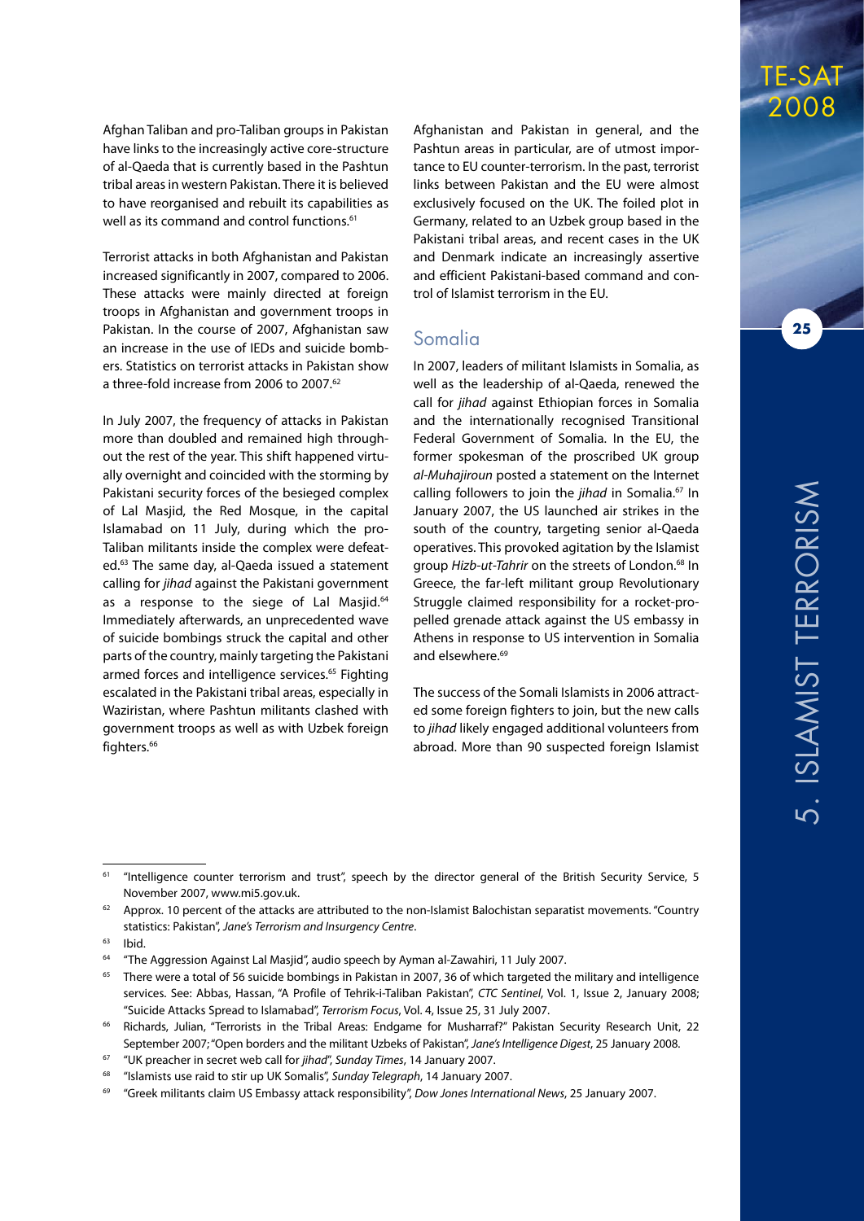Afghan Taliban and pro-Taliban groups in Pakistan have links to the increasingly active core-structure of al-Qaeda that is currently based in the Pashtun tribal areas in western Pakistan. There it is believed to have reorganised and rebuilt its capabilities as well as its command and control functions.[61]

Terrorist attacks in both Afghanistan and Pakistan increased significantly in 2007, compared to 2006. These attacks were mainly directed at foreign troops in Afghanistan and government troops in Pakistan. In the course of 2007, Afghanistan saw an increase in the use of IEDs and suicide bombers. Statistics on terrorist attacks in Pakistan show a three-fold increase from 2006 to 2007.[62]

In July 2007, the frequency of attacks in Pakistan more than doubled and remained high throughout the rest of the year. This shift happened virtually overnight and coincided with the storming by Pakistani security forces of the besieged complex of Lal Masjid, the Red Mosque, in the capital Islamabad on 11 July, during which the pro-Taliban militants inside the complex were defeated.[63] The same day, al-Qaeda issued a statement calling for *jihad* against the Pakistani government as a response to the siege of Lal Masjid.[64] Immediately afterwards, an unprecedented wave of suicide bombings struck the capital and other parts of the country, mainly targeting the Pakistani armed forces and intelligence services.[65] Fighting escalated in the Pakistani tribal areas, especially in Waziristan, where Pashtun militants clashed with government troops as well as with Uzbek foreign fighters.[66]

Afghanistan and Pakistan in general, and the Pashtun areas in particular, are of utmost importance to EU counter-terrorism. In the past, terrorist links between Pakistan and the EU were almost exclusively focused on the UK. The foiled plot in Germany, related to an Uzbek group based in the Pakistani tribal areas, and recent cases in the UK and Denmark indicate an increasingly assertive and efficient Pakistani-based command and control of Islamist terrorism in the EU.

## Somalia

In 2007, leaders of militant Islamists in Somalia, as well as the leadership of al-Qaeda, renewed the call for *jihad* against Ethiopian forces in Somalia and the internationally recognised Transitional Federal Government of Somalia. In the EU, the former spokesman of the proscribed UK group *al-Muhajiroun* posted a statement on the Internet calling followers to join the *jihad* in Somalia.[67] In January 2007, the US launched air strikes in the south of the country, targeting senior al-Qaeda operatives. This provoked agitation by the Islamist group *Hizb-ut-Tahrir* on the streets of London.[68] In Greece, the far-left militant group Revolutionary Struggle claimed responsibility for a rocket-propelled grenade attack against the US embassy in Athens in response to US intervention in Somalia and elsewhere.[69]

The success of the Somali Islamists in 2006 attracted some foreign fighters to join, but the new calls to *jihad* likely engaged additional volunteers from abroad. More than 90 suspected foreign Islamist

---

[61] "Intelligence counter terrorism and trust", speech by the director general of the British Security Service, 5 November 2007, www.mi5.gov.uk.

[62] Approx. 10 percent of the attacks are attributed to the non-Islamist Balochistan separatist movements. "Country statistics: Pakistan", *Jane's Terrorism and Insurgency Centre*.

[63] Ibid.

[64] "The Aggression Against Lal Masjid", audio speech by Ayman al-Zawahiri, 11 July 2007.

[65] There were a total of 56 suicide bombings in Pakistan in 2007, 36 of which targeted the military and intelligence services. See: Abbas, Hassan, "A Profile of Tehrik-i-Taliban Pakistan", *CTC Sentinel*, Vol. 1, Issue 2, January 2008; "Suicide Attacks Spread to Islamabad", *Terrorism Focus*, Vol. 4, Issue 25, 31 July 2007.

[66] Richards, Julian, "Terrorists in the Tribal Areas: Endgame for Musharraf?" Pakistan Security Research Unit, 22 September 2007; "Open borders and the militant Uzbeks of Pakistan", *Jane's Intelligence Digest*, 25 January 2008.

[67] "UK preacher in secret web call for *jihad*", *Sunday Times*, 14 January 2007.

[68] "Islamists use raid to stir up UK Somalis", *Sunday Telegraph*, 14 January 2007.

[69] "Greek militants claim US Embassy attack responsibility", *Dow Jones International News*, 25 January 2007.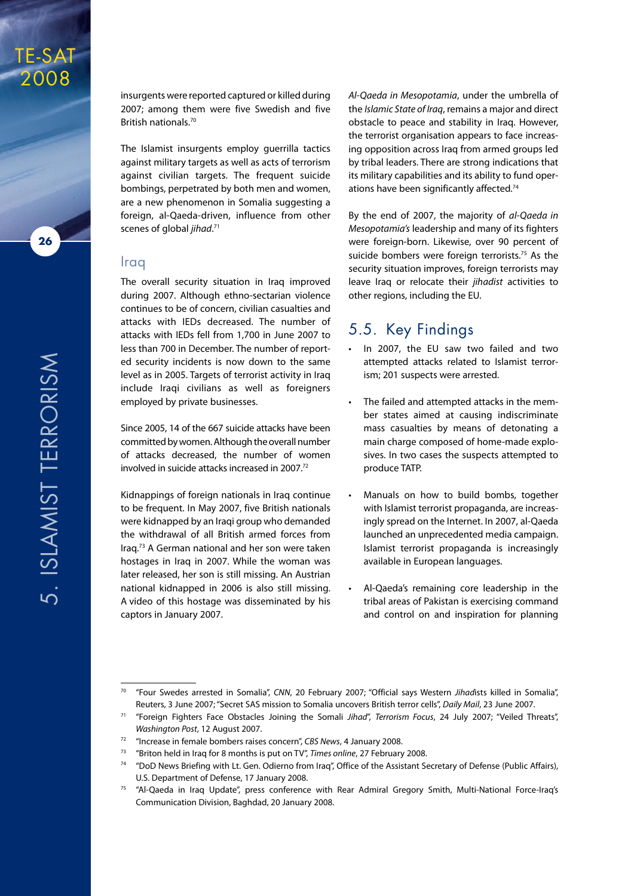insurgents were reported captured or killed during 2007; among them were five Swedish and five British nationals.[70]

The Islamist insurgents employ guerrilla tactics against military targets as well as acts of terrorism against civilian targets. The frequent suicide bombings, perpetrated by both men and women, are a new phenomenon in Somalia suggesting a foreign, al-Qaeda-driven, influence from other scenes of global *jihad*.[71]

## Iraq

The overall security situation in Iraq improved during 2007. Although ethno-sectarian violence continues to be of concern, civilian casualties and attacks with IEDs decreased. The number of attacks with IEDs fell from 1,700 in June 2007 to less than 700 in December. The number of reported security incidents is now down to the same level as in 2005. Targets of terrorist activity in Iraq include Iraqi civilians as well as foreigners employed by private businesses.

Since 2005, 14 of the 667 suicide attacks have been committed by women. Although the overall number of attacks decreased, the number of women involved in suicide attacks increased in 2007.[72]

Kidnappings of foreign nationals in Iraq continue to be frequent. In May 2007, five British nationals were kidnapped by an Iraqi group who demanded the withdrawal of all British armed forces from Iraq.[73] A German national and her son were taken hostages in Iraq in 2007. While the woman was later released, her son is still missing. An Austrian national kidnapped in 2006 is also still missing. A video of this hostage was disseminated by his captors in January 2007.

*Al-Qaeda in Mesopotamia*, under the umbrella of the *Islamic State of Iraq*, remains a major and direct obstacle to peace and stability in Iraq. However, the terrorist organisation appears to face increasing opposition across Iraq from armed groups led by tribal leaders. There are strong indications that its military capabilities and its ability to fund operations have been significantly affected.[74]

By the end of 2007, the majority of *al-Qaeda in Mesopotamia's* leadership and many of its fighters were foreign-born. Likewise, over 90 percent of suicide bombers were foreign terrorists.[75] As the security situation improves, foreign terrorists may leave Iraq or relocate their *jihadist* activities to other regions, including the EU.

## 5.5. Key Findings

- In 2007, the EU saw two failed and two attempted attacks related to Islamist terrorism; 201 suspects were arrested.
- The failed and attempted attacks in the member states aimed at causing indiscriminate mass casualties by means of detonating a main charge composed of home-made explosives. In two cases the suspects attempted to produce TATP.
- Manuals on how to build bombs, together with Islamist terrorist propaganda, are increasingly spread on the Internet. In 2007, al-Qaeda launched an unprecedented media campaign. Islamist terrorist propaganda is increasingly available in European languages.
- Al-Qaeda's remaining core leadership in the tribal areas of Pakistan is exercising command and control on and inspiration for planning

---

[70] "Four Swedes arrested in Somalia", *CNN*, 20 February 2007; "Official says Western *Jihad*ists killed in Somalia", Reuters, 3 June 2007; "Secret SAS mission to Somalia uncovers British terror cells", *Daily Mail*, 23 June 2007.

[71] "Foreign Fighters Face Obstacles Joining the Somali *Jihad*", *Terrorism Focus*, 24 July 2007; "Veiled Threats", *Washington Post*, 12 August 2007.

[72] "Increase in female bombers raises concern", *CBS News*, 4 January 2008.

[73] "Briton held in Iraq for 8 months is put on TV", *Times online*, 27 February 2008.

[74] "DoD News Briefing with Lt. Gen. Odierno from Iraq", Office of the Assistant Secretary of Defense (Public Affairs), U.S. Department of Defense, 17 January 2008.

[75] "Al-Qaeda in Iraq Update", press conference with Rear Admiral Gregory Smith, Multi-National Force-Iraq's Communication Division, Baghdad, 20 January 2008.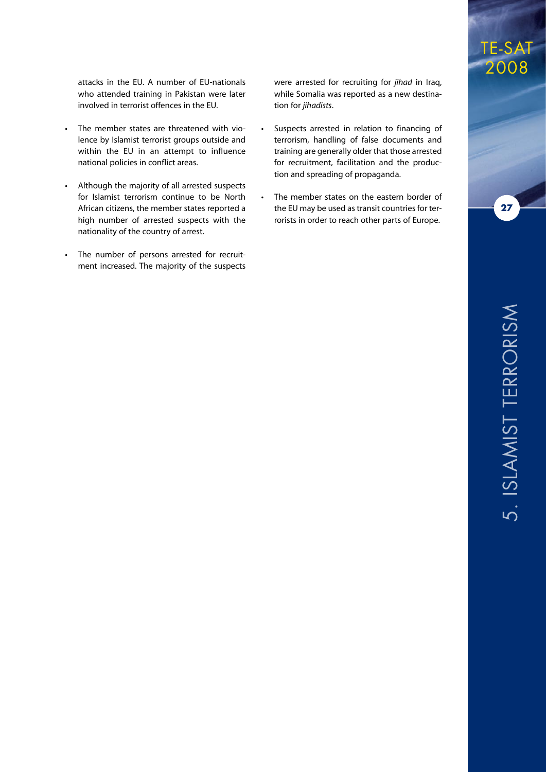attacks in the EU. A number of EU-nationals who attended training in Pakistan were later involved in terrorist offences in the EU.

- The member states are threatened with violence by Islamist terrorist groups outside and within the EU in an attempt to influence national policies in conflict areas.
- Although the majority of all arrested suspects for Islamist terrorism continue to be North African citizens, the member states reported a high number of arrested suspects with the nationality of the country of arrest.
- The number of persons arrested for recruitment increased. The majority of the suspects were arrested for recruiting for *jihad* in Iraq, while Somalia was reported as a new destination for *jihadists*.
- Suspects arrested in relation to financing of terrorism, handling of false documents and training are generally older that those arrested for recruitment, facilitation and the production and spreading of propaganda.
- The member states on the eastern border of the EU may be used as transit countries for terrorists in order to reach other parts of Europe.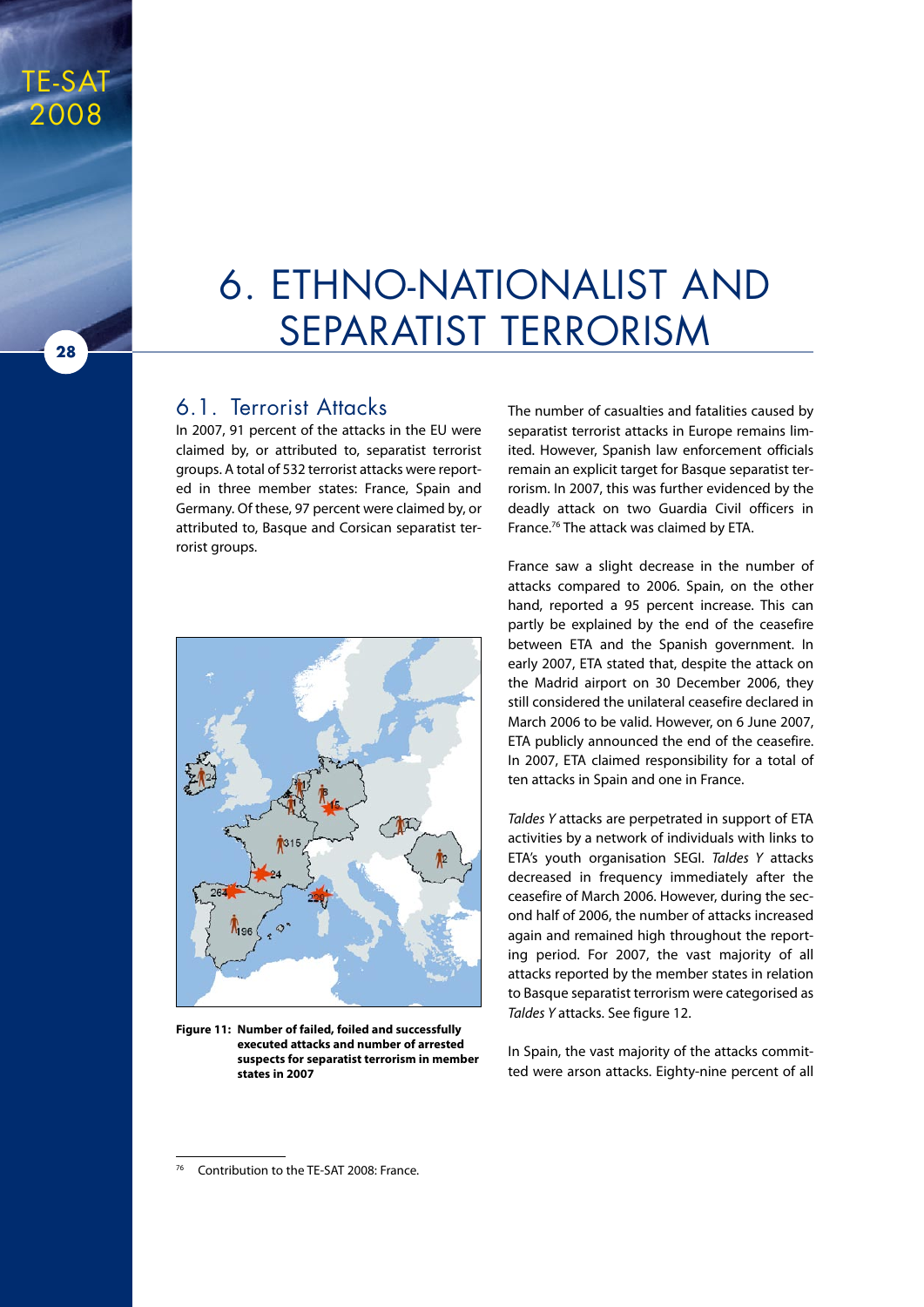# 6. ETHNO-NATIONALIST AND SEPARATIST TERRORISM

## 6.1. Terrorist Attacks

In 2007, 91 percent of the attacks in the EU were claimed by, or attributed to, separatist terrorist groups. A total of 532 terrorist attacks were reported in three member states: France, Spain and Germany. Of these, 97 percent were claimed by, or attributed to, Basque and Corsican separatist terrorist groups.

**Figure 11: Number of failed, foiled and successfully executed attacks and number of arrested suspects for separatist terrorism in member states in 2007**

The number of casualties and fatalities caused by separatist terrorist attacks in Europe remains limited. However, Spanish law enforcement officials remain an explicit target for Basque separatist terrorism. In 2007, this was further evidenced by the deadly attack on two Guardia Civil officers in France.[76] The attack was claimed by ETA.

France saw a slight decrease in the number of attacks compared to 2006. Spain, on the other hand, reported a 95 percent increase. This can partly be explained by the end of the ceasefire between ETA and the Spanish government. In early 2007, ETA stated that, despite the attack on the Madrid airport on 30 December 2006, they still considered the unilateral ceasefire declared in March 2006 to be valid. However, on 6 June 2007, ETA publicly announced the end of the ceasefire. In 2007, ETA claimed responsibility for a total of ten attacks in Spain and one in France.

*Taldes Y* attacks are perpetrated in support of ETA activities by a network of individuals with links to ETA's youth organisation SEGI. *Taldes Y* attacks decreased in frequency immediately after the ceasefire of March 2006. However, during the second half of 2006, the number of attacks increased again and remained high throughout the reporting period. For 2007, the vast majority of all attacks reported by the member states in relation to Basque separatist terrorism were categorised as *Taldes Y* attacks. See figure 12.

In Spain, the vast majority of the attacks committed were arson attacks. Eighty-nine percent of all

[76] Contribution to the TE-SAT 2008: France.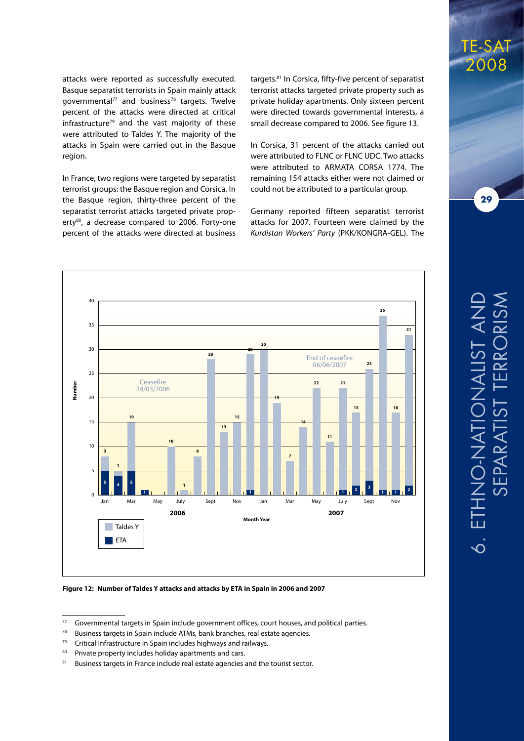attacks were reported as successfully executed. Basque separatist terrorists in Spain mainly attack governmental[77] and business[78] targets. Twelve percent of the attacks were directed at critical infrastructure[79] and the vast majority of these were attributed to Taldes Y. The majority of the attacks in Spain were carried out in the Basque region.

In France, two regions were targeted by separatist terrorist groups: the Basque region and Corsica. In the Basque region, thirty-three percent of the separatist terrorist attacks targeted private property[80], a decrease compared to 2006. Forty-one percent of the attacks were directed at business targets.[81] In Corsica, fifty-five percent of separatist terrorist attacks targeted private property such as private holiday apartments. Only sixteen percent were directed towards governmental interests, a small decrease compared to 2006. See figure 13.

In Corsica, 31 percent of the attacks carried out were attributed to FLNC or FLNC UDC. Two attacks were attributed to ARMATA CORSA 1774. The remaining 154 attacks either were not claimed or could not be attributed to a particular group.

Germany reported fifteen separatist terrorist attacks for 2007. Fourteen were claimed by the *Kurdistan Workers' Party* (PKK/KONGRA-GEL). The

**Figure 12: Number of Taldes Y attacks and attacks by ETA in Spain in 2006 and 2007**

---

[77] Governmental targets in Spain include government offices, court houses, and political parties.

[78] Business targets in Spain include ATMs, bank branches, real estate agencies.

[79] Critical Infrastructure in Spain includes highways and railways.

[80] Private property includes holiday apartments and cars.

[81] Business targets in France include real estate agencies and the tourist sector.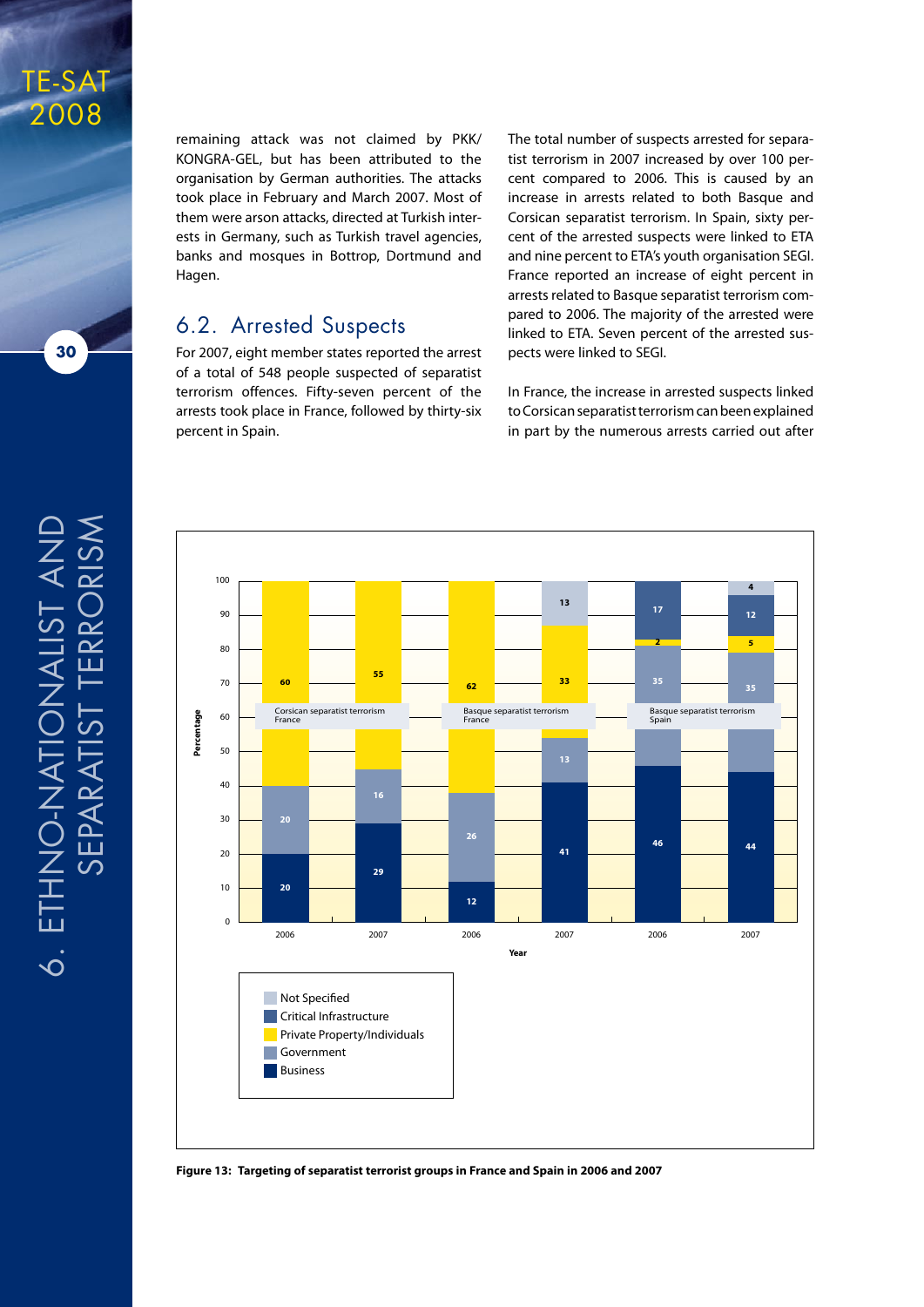remaining attack was not claimed by PKK/ KONGRA-GEL, but has been attributed to the organisation by German authorities. The attacks took place in February and March 2007. Most of them were arson attacks, directed at Turkish interests in Germany, such as Turkish travel agencies, banks and mosques in Bottrop, Dortmund and Hagen.

## 6.2. Arrested Suspects

For 2007, eight member states reported the arrest of a total of 548 people suspected of separatist terrorism offences. Fifty-seven percent of the arrests took place in France, followed by thirty-six percent in Spain.

The total number of suspects arrested for separatist terrorism in 2007 increased by over 100 percent compared to 2006. This is caused by an increase in arrests related to both Basque and Corsican separatist terrorism. In Spain, sixty percent of the arrested suspects were linked to ETA and nine percent to ETA's youth organisation SEGI. France reported an increase of eight percent in arrests related to Basque separatist terrorism compared to 2006. The majority of the arrested were linked to ETA. Seven percent of the arrested suspects were linked to SEGI.

In France, the increase in arrested suspects linked to Corsican separatist terrorism can been explained in part by the numerous arrests carried out after

| Group | Year | Business | Government | Private Property/Individuals | Critical Infrastructure | Not Specified |
|---|---|---|---|---|---|---|
| Corsican separatist terrorism France | 2006 | 20 | 20 | 60 | | |
| Corsican separatist terrorism France | 2007 | 29 | 16 | 55 | | |
| Basque separatist terrorism France | 2006 | 12 | 26 | 62 | | |
| Basque separatist terrorism France | 2007 | 41 | 13 | 33 | | 13 |
| Basque separatist terrorism Spain | 2006 | 46 | 35 | 2 | 17 | |
| Basque separatist terrorism Spain | 2007 | 44 | 35 | 5 | 12 | 4 |

**Figure 13: Targeting of separatist terrorist groups in France and Spain in 2006 and 2007**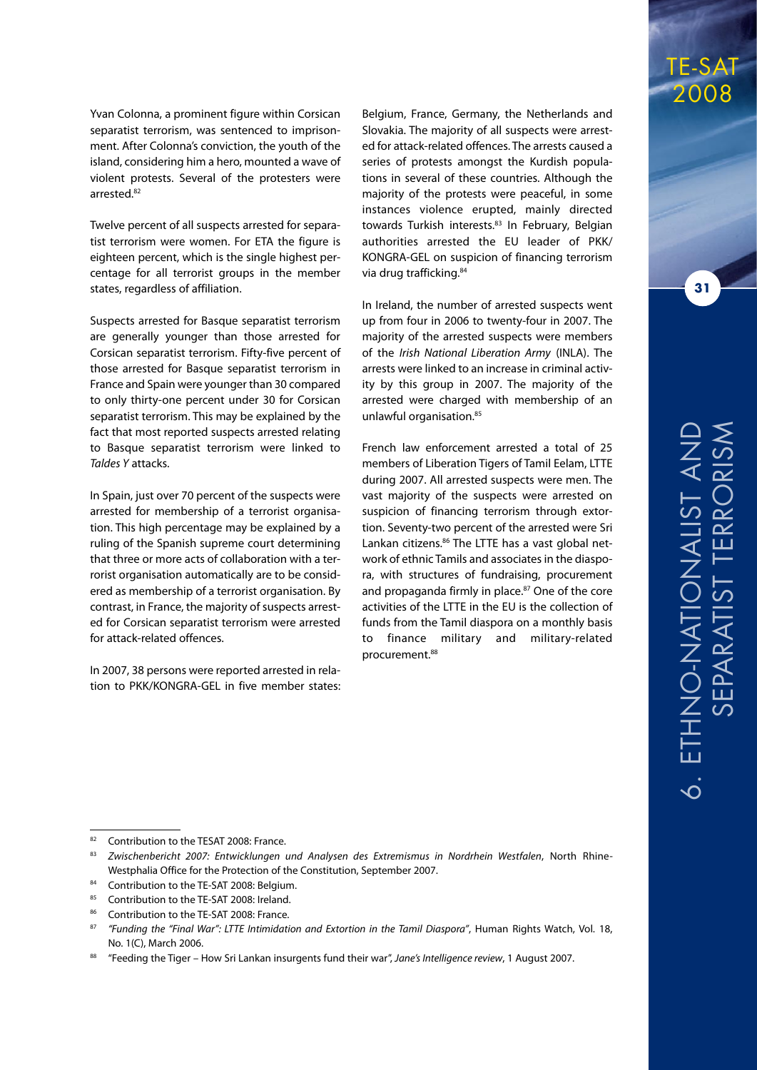Yvan Colonna, a prominent figure within Corsican separatist terrorism, was sentenced to imprisonment. After Colonna's conviction, the youth of the island, considering him a hero, mounted a wave of violent protests. Several of the protesters were arrested.[82]

Twelve percent of all suspects arrested for separatist terrorism were women. For ETA the figure is eighteen percent, which is the single highest percentage for all terrorist groups in the member states, regardless of affiliation.

Suspects arrested for Basque separatist terrorism are generally younger than those arrested for Corsican separatist terrorism. Fifty-five percent of those arrested for Basque separatist terrorism in France and Spain were younger than 30 compared to only thirty-one percent under 30 for Corsican separatist terrorism. This may be explained by the fact that most reported suspects arrested relating to Basque separatist terrorism were linked to *Taldes Y* attacks.

In Spain, just over 70 percent of the suspects were arrested for membership of a terrorist organisation. This high percentage may be explained by a ruling of the Spanish supreme court determining that three or more acts of collaboration with a terrorist organisation automatically are to be considered as membership of a terrorist organisation. By contrast, in France, the majority of suspects arrested for Corsican separatist terrorism were arrested for attack-related offences.

In 2007, 38 persons were reported arrested in relation to PKK/KONGRA-GEL in five member states: Belgium, France, Germany, the Netherlands and Slovakia. The majority of all suspects were arrested for attack-related offences. The arrests caused a series of protests amongst the Kurdish populations in several of these countries. Although the majority of the protests were peaceful, in some instances violence erupted, mainly directed towards Turkish interests.[83] In February, Belgian authorities arrested the EU leader of PKK/KONGRA-GEL on suspicion of financing terrorism via drug trafficking.[84]

In Ireland, the number of arrested suspects went up from four in 2006 to twenty-four in 2007. The majority of the arrested suspects were members of the *Irish National Liberation Army* (INLA). The arrests were linked to an increase in criminal activity by this group in 2007. The majority of the arrested were charged with membership of an unlawful organisation.[85]

French law enforcement arrested a total of 25 members of Liberation Tigers of Tamil Eelam, LTTE during 2007. All arrested suspects were men. The vast majority of the suspects were arrested on suspicion of financing terrorism through extortion. Seventy-two percent of the arrested were Sri Lankan citizens.[86] The LTTE has a vast global network of ethnic Tamils and associates in the diaspora, with structures of fundraising, procurement and propaganda firmly in place.[87] One of the core activities of the LTTE in the EU is the collection of funds from the Tamil diaspora on a monthly basis to finance military and military-related procurement.[88]

---

[82] Contribution to the TESAT 2008: France.

[83] *Zwischenbericht 2007: Entwicklungen und Analysen des Extremismus in Nordrhein Westfalen*, North Rhine-Westphalia Office for the Protection of the Constitution, September 2007.

[84] Contribution to the TE-SAT 2008: Belgium.

[85] Contribution to the TE-SAT 2008: Ireland.

[86] Contribution to the TE-SAT 2008: France.

[87] *"Funding the "Final War": LTTE Intimidation and Extortion in the Tamil Diaspora"*, Human Rights Watch, Vol. 18, No. 1(C), March 2006.

[88] "Feeding the Tiger – How Sri Lankan insurgents fund their war", *Jane's Intelligence review*, 1 August 2007.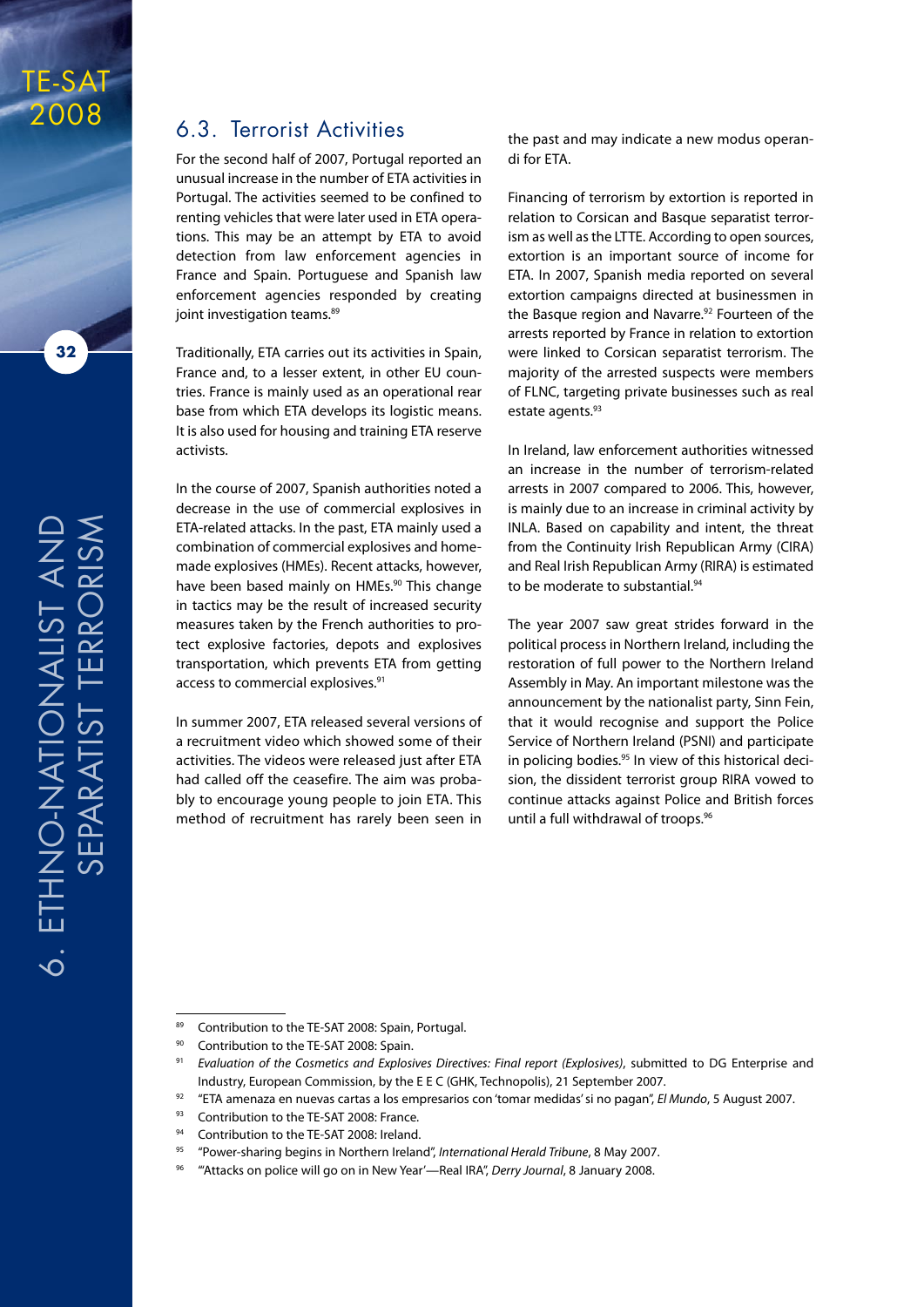## 6.3. Terrorist Activities

For the second half of 2007, Portugal reported an unusual increase in the number of ETA activities in Portugal. The activities seemed to be confined to renting vehicles that were later used in ETA operations. This may be an attempt by ETA to avoid detection from law enforcement agencies in France and Spain. Portuguese and Spanish law enforcement agencies responded by creating joint investigation teams.[89]

Traditionally, ETA carries out its activities in Spain, France and, to a lesser extent, in other EU countries. France is mainly used as an operational rear base from which ETA develops its logistic means. It is also used for housing and training ETA reserve activists.

In the course of 2007, Spanish authorities noted a decrease in the use of commercial explosives in ETA-related attacks. In the past, ETA mainly used a combination of commercial explosives and home-made explosives (HMEs). Recent attacks, however, have been based mainly on HMEs.[90] This change in tactics may be the result of increased security measures taken by the French authorities to protect explosive factories, depots and explosives transportation, which prevents ETA from getting access to commercial explosives.[91]

In summer 2007, ETA released several versions of a recruitment video which showed some of their activities. The videos were released just after ETA had called off the ceasefire. The aim was probably to encourage young people to join ETA. This method of recruitment has rarely been seen in the past and may indicate a new modus operandi for ETA.

Financing of terrorism by extortion is reported in relation to Corsican and Basque separatist terrorism as well as the LTTE. According to open sources, extortion is an important source of income for ETA. In 2007, Spanish media reported on several extortion campaigns directed at businessmen in the Basque region and Navarre.[92] Fourteen of the arrests reported by France in relation to extortion were linked to Corsican separatist terrorism. The majority of the arrested suspects were members of FLNC, targeting private businesses such as real estate agents.[93]

In Ireland, law enforcement authorities witnessed an increase in the number of terrorism-related arrests in 2007 compared to 2006. This, however, is mainly due to an increase in criminal activity by INLA. Based on capability and intent, the threat from the Continuity Irish Republican Army (CIRA) and Real Irish Republican Army (RIRA) is estimated to be moderate to substantial.[94]

The year 2007 saw great strides forward in the political process in Northern Ireland, including the restoration of full power to the Northern Ireland Assembly in May. An important milestone was the announcement by the nationalist party, Sinn Fein, that it would recognise and support the Police Service of Northern Ireland (PSNI) and participate in policing bodies.[95] In view of this historical decision, the dissident terrorist group RIRA vowed to continue attacks against Police and British forces until a full withdrawal of troops.[96]

---

[89] Contribution to the TE-SAT 2008: Spain, Portugal.

[90] Contribution to the TE-SAT 2008: Spain.

[91] *Evaluation of the Cosmetics and Explosives Directives: Final report (Explosives)*, submitted to DG Enterprise and Industry, European Commission, by the E E C (GHK, Technopolis), 21 September 2007.

[92] "ETA amenaza en nuevas cartas a los empresarios con 'tomar medidas' si no pagan", *El Mundo*, 5 August 2007.

[93] Contribution to the TE-SAT 2008: France.

[94] Contribution to the TE-SAT 2008: Ireland.

[95] "Power-sharing begins in Northern Ireland", *International Herald Tribune*, 8 May 2007.

[96] "'Attacks on police will go on in New Year'—Real IRA", *Derry Journal*, 8 January 2008.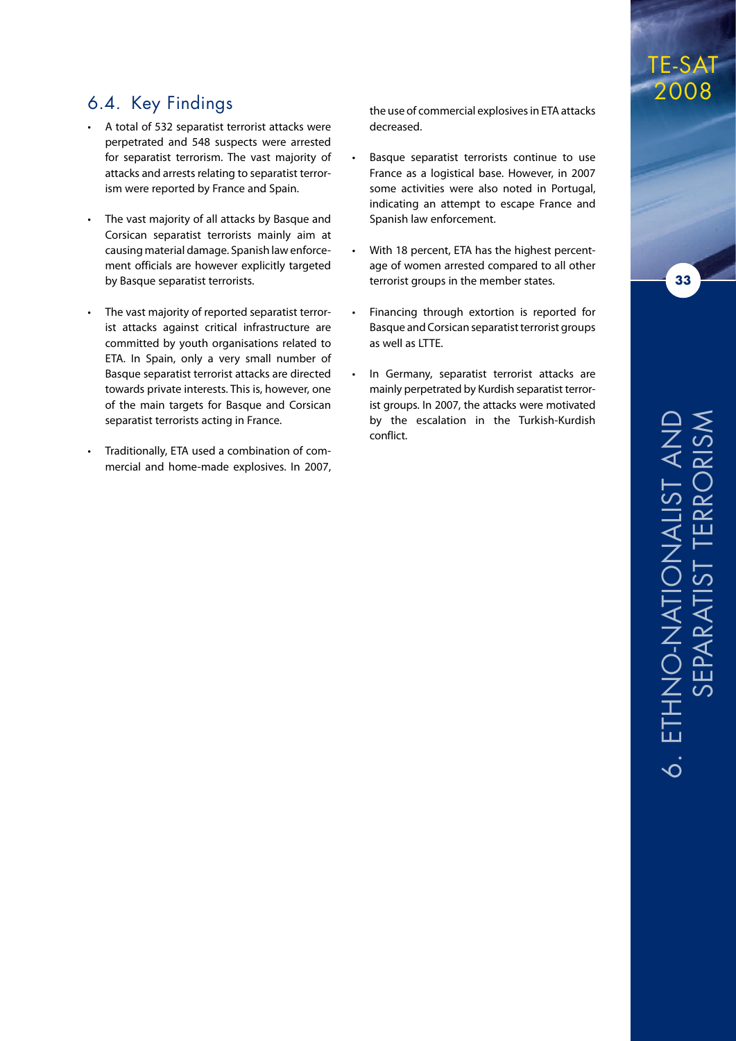## 6.4. Key Findings

- A total of 532 separatist terrorist attacks were perpetrated and 548 suspects were arrested for separatist terrorism. The vast majority of attacks and arrests relating to separatist terrorism were reported by France and Spain.

- The vast majority of all attacks by Basque and Corsican separatist terrorists mainly aim at causing material damage. Spanish law enforcement officials are however explicitly targeted by Basque separatist terrorists.

- The vast majority of reported separatist terrorist attacks against critical infrastructure are committed by youth organisations related to ETA. In Spain, only a very small number of Basque separatist terrorist attacks are directed towards private interests. This is, however, one of the main targets for Basque and Corsican separatist terrorists acting in France.

- Traditionally, ETA used a combination of commercial and home-made explosives. In 2007, the use of commercial explosives in ETA attacks decreased.

- Basque separatist terrorists continue to use France as a logistical base. However, in 2007 some activities were also noted in Portugal, indicating an attempt to escape France and Spanish law enforcement.

- With 18 percent, ETA has the highest percentage of women arrested compared to all other terrorist groups in the member states.

- Financing through extortion is reported for Basque and Corsican separatist terrorist groups as well as LTTE.

- In Germany, separatist terrorist attacks are mainly perpetrated by Kurdish separatist terrorist groups. In 2007, the attacks were motivated by the escalation in the Turkish-Kurdish conflict.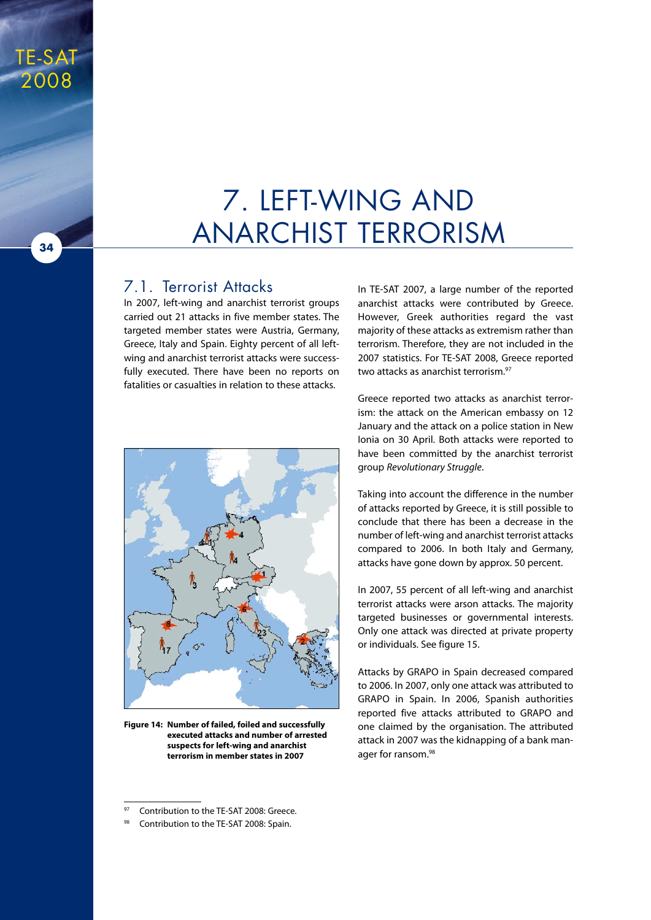# 7. LEFT-WING AND ANARCHIST TERRORISM

## 7.1. Terrorist Attacks

In 2007, left-wing and anarchist terrorist groups carried out 21 attacks in five member states. The targeted member states were Austria, Germany, Greece, Italy and Spain. Eighty percent of all left-wing and anarchist terrorist attacks were successfully executed. There have been no reports on fatalities or casualties in relation to these attacks.

**Figure 14: Number of failed, foiled and successfully executed attacks and number of arrested suspects for left-wing and anarchist terrorism in member states in 2007**

In TE-SAT 2007, a large number of the reported anarchist attacks were contributed by Greece. However, Greek authorities regard the vast majority of these attacks as extremism rather than terrorism. Therefore, they are not included in the 2007 statistics. For TE-SAT 2008, Greece reported two attacks as anarchist terrorism.[97]

Greece reported two attacks as anarchist terrorism: the attack on the American embassy on 12 January and the attack on a police station in New Ionia on 30 April. Both attacks were reported to have been committed by the anarchist terrorist group *Revolutionary Struggle*.

Taking into account the difference in the number of attacks reported by Greece, it is still possible to conclude that there has been a decrease in the number of left-wing and anarchist terrorist attacks compared to 2006. In both Italy and Germany, attacks have gone down by approx. 50 percent.

In 2007, 55 percent of all left-wing and anarchist terrorist attacks were arson attacks. The majority targeted businesses or governmental interests. Only one attack was directed at private property or individuals. See figure 15.

Attacks by GRAPO in Spain decreased compared to 2006. In 2007, only one attack was attributed to GRAPO in Spain. In 2006, Spanish authorities reported five attacks attributed to GRAPO and one claimed by the organisation. The attributed attack in 2007 was the kidnapping of a bank manager for ransom.[98]

---

[97] Contribution to the TE-SAT 2008: Greece.

[98] Contribution to the TE-SAT 2008: Spain.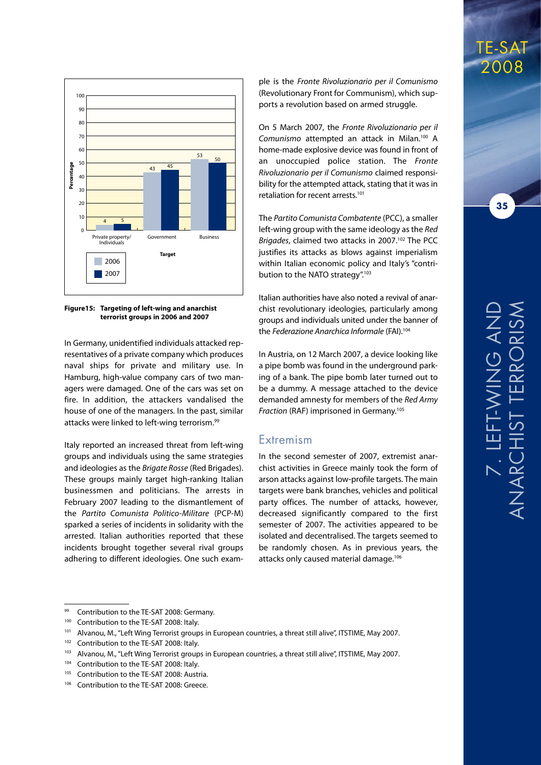| Target | 2006 | 2007 |
|---|---|---|
| Private property/ Individuals | 4 | 5 |
| Government | 43 | 45 |
| Business | 53 | 50 |

**Figure15: Targeting of left-wing and anarchist terrorist groups in 2006 and 2007**

In Germany, unidentified individuals attacked representatives of a private company which produces naval ships for private and military use. In Hamburg, high-value company cars of two managers were damaged. One of the cars was set on fire. In addition, the attackers vandalised the house of one of the managers. In the past, similar attacks were linked to left-wing terrorism.[99]

Italy reported an increased threat from left-wing groups and individuals using the same strategies and ideologies as the *Brigate Rosse* (Red Brigades). These groups mainly target high-ranking Italian businessmen and politicians. The arrests in February 2007 leading to the dismantlement of the *Partito Comunista Politico-Militare* (PCP-M) sparked a series of incidents in solidarity with the arrested. Italian authorities reported that these incidents brought together several rival groups adhering to different ideologies. One such example is the *Fronte Rivoluzionario per il Comunismo* (Revolutionary Front for Communism), which supports a revolution based on armed struggle.

On 5 March 2007, the *Fronte Rivoluzionario per il Comunismo* attempted an attack in Milan.[100] A home-made explosive device was found in front of an unoccupied police station. The *Fronte Rivoluzionario per il Comunismo* claimed responsibility for the attempted attack, stating that it was in retaliation for recent arrests.[101]

The *Partito Comunista Combattente* (PCC), a smaller left-wing group with the same ideology as the *Red Brigades*, claimed two attacks in 2007.[102] The PCC justifies its attacks as blows against imperialism within Italian economic policy and Italy's "contribution to the NATO strategy".[103]

Italian authorities have also noted a revival of anarchist revolutionary ideologies, particularly among groups and individuals united under the banner of the *Federazione Anarchica Informale* (FAI).[104]

In Austria, on 12 March 2007, a device looking like a pipe bomb was found in the underground parking of a bank. The pipe bomb later turned out to be a dummy. A message attached to the device demanded amnesty for members of the *Red Army Fraction* (RAF) imprisoned in Germany.[105]

## Extremism

In the second semester of 2007, extremist anarchist activities in Greece mainly took the form of arson attacks against low-profile targets. The main targets were bank branches, vehicles and political party offices. The number of attacks, however, decreased significantly compared to the first semester of 2007. The activities appeared to be isolated and decentralised. The targets seemed to be randomly chosen. As in previous years, the attacks only caused material damage.[106]

---

[99] Contribution to the TE-SAT 2008: Germany.

[100] Contribution to the TE-SAT 2008: Italy.

[101] Alvanou, M., "Left Wing Terrorist groups in European countries, a threat still alive", ITSTIME, May 2007.

[102] Contribution to the TE-SAT 2008: Italy.

[103] Alvanou, M., "Left Wing Terrorist groups in European countries, a threat still alive", ITSTIME, May 2007.

[104] Contribution to the TE-SAT 2008: Italy.

[105] Contribution to the TE-SAT 2008: Austria.

[106] Contribution to the TE-SAT 2008: Greece.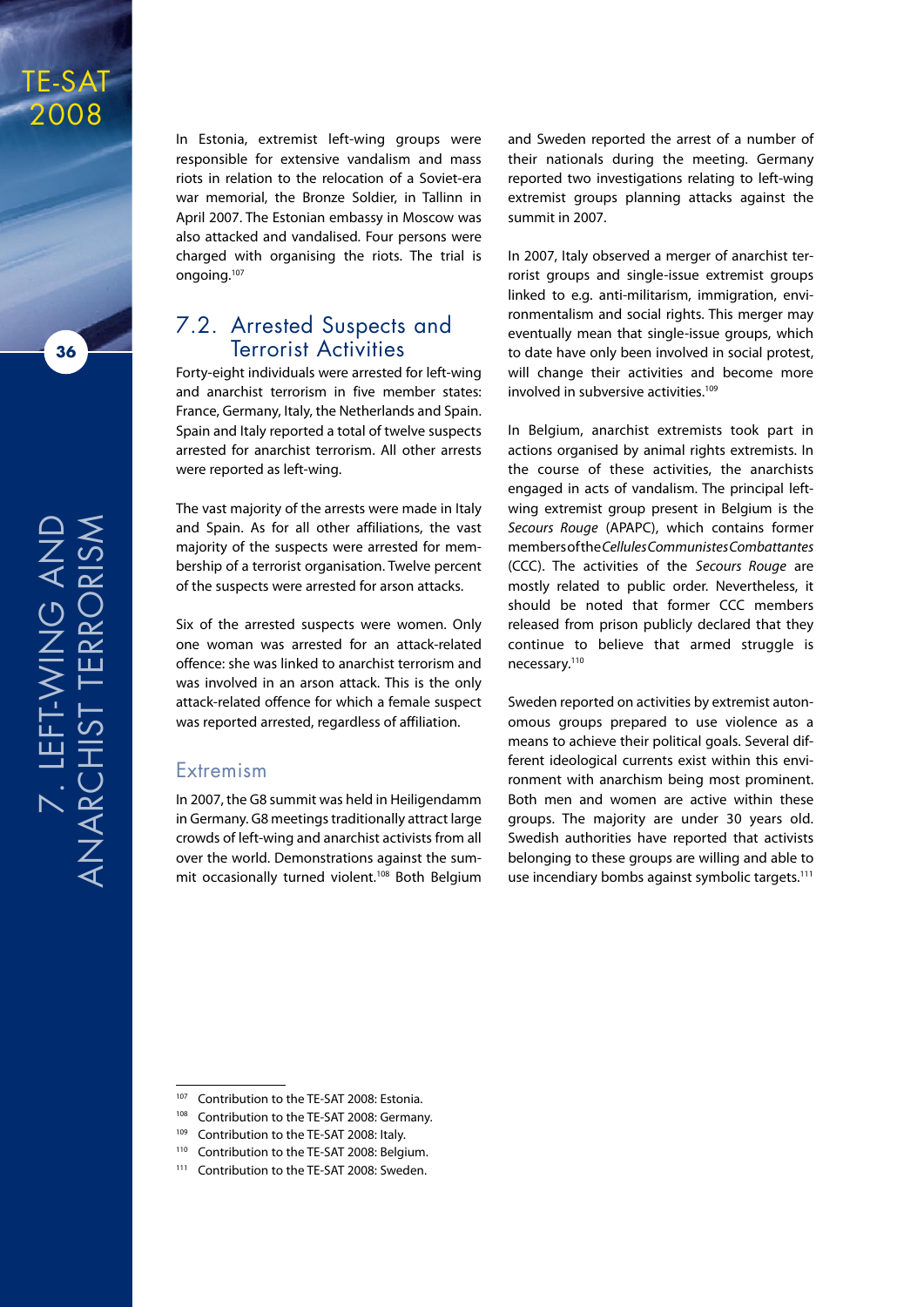In Estonia, extremist left-wing groups were responsible for extensive vandalism and mass riots in relation to the relocation of a Soviet-era war memorial, the Bronze Soldier, in Tallinn in April 2007. The Estonian embassy in Moscow was also attacked and vandalised. Four persons were charged with organising the riots. The trial is ongoing.[107]

## 7.2. Arrested Suspects and Terrorist Activities

Forty-eight individuals were arrested for left-wing and anarchist terrorism in five member states: France, Germany, Italy, the Netherlands and Spain. Spain and Italy reported a total of twelve suspects arrested for anarchist terrorism. All other arrests were reported as left-wing.

The vast majority of the arrests were made in Italy and Spain. As for all other affiliations, the vast majority of the suspects were arrested for membership of a terrorist organisation. Twelve percent of the suspects were arrested for arson attacks.

Six of the arrested suspects were women. Only one woman was arrested for an attack-related offence: she was linked to anarchist terrorism and was involved in an arson attack. This is the only attack-related offence for which a female suspect was reported arrested, regardless of affiliation.

### Extremism

In 2007, the G8 summit was held in Heiligendamm in Germany. G8 meetings traditionally attract large crowds of left-wing and anarchist activists from all over the world. Demonstrations against the summit occasionally turned violent.[108] Both Belgium and Sweden reported the arrest of a number of their nationals during the meeting. Germany reported two investigations relating to left-wing extremist groups planning attacks against the summit in 2007.

In 2007, Italy observed a merger of anarchist terrorist groups and single-issue extremist groups linked to e.g. anti-militarism, immigration, environmentalism and social rights. This merger may eventually mean that single-issue groups, which to date have only been involved in social protest, will change their activities and become more involved in subversive activities.[109]

In Belgium, anarchist extremists took part in actions organised by animal rights extremists. In the course of these activities, the anarchists engaged in acts of vandalism. The principal left-wing extremist group present in Belgium is the *Secours Rouge* (APAPC), which contains former members of the *Cellules Communistes Combattantes* (CCC). The activities of the *Secours Rouge* are mostly related to public order. Nevertheless, it should be noted that former CCC members released from prison publicly declared that they continue to believe that armed struggle is necessary.[110]

Sweden reported on activities by extremist autonomous groups prepared to use violence as a means to achieve their political goals. Several different ideological currents exist within this environment with anarchism being most prominent. Both men and women are active within these groups. The majority are under 30 years old. Swedish authorities have reported that activists belonging to these groups are willing and able to use incendiary bombs against symbolic targets.[111]

---

[107] Contribution to the TE-SAT 2008: Estonia.

[108] Contribution to the TE-SAT 2008: Germany.

[109] Contribution to the TE-SAT 2008: Italy.

[110] Contribution to the TE-SAT 2008: Belgium.

[111] Contribution to the TE-SAT 2008: Sweden.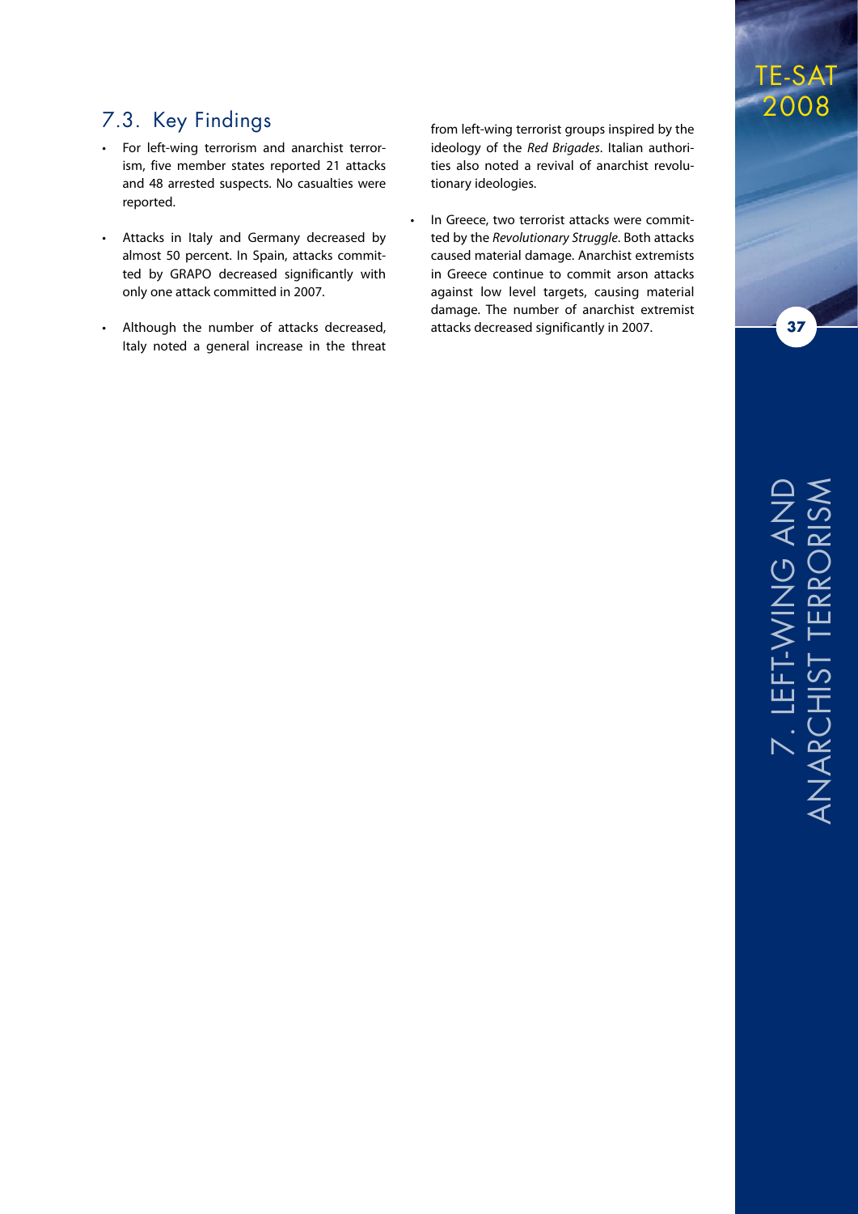## 7.3. Key Findings

- For left-wing terrorism and anarchist terrorism, five member states reported 21 attacks and 48 arrested suspects. No casualties were reported.

- Attacks in Italy and Germany decreased by almost 50 percent. In Spain, attacks committed by GRAPO decreased significantly with only one attack committed in 2007.

- Although the number of attacks decreased, Italy noted a general increase in the threat from left-wing terrorist groups inspired by the ideology of the *Red Brigades*. Italian authorities also noted a revival of anarchist revolutionary ideologies.

- In Greece, two terrorist attacks were committed by the *Revolutionary Struggle*. Both attacks caused material damage. Anarchist extremists in Greece continue to commit arson attacks against low level targets, causing material damage. The number of anarchist extremist attacks decreased significantly in 2007.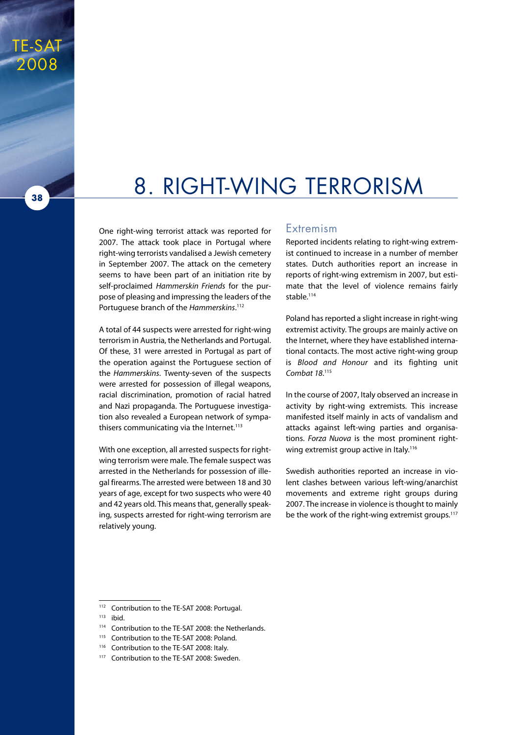# 8. RIGHT-WING TERRORISM

One right-wing terrorist attack was reported for 2007. The attack took place in Portugal where right-wing terrorists vandalised a Jewish cemetery in September 2007. The attack on the cemetery seems to have been part of an initiation rite by self-proclaimed *Hammerskin Friends* for the purpose of pleasing and impressing the leaders of the Portuguese branch of the *Hammerskins*.[112]

A total of 44 suspects were arrested for right-wing terrorism in Austria, the Netherlands and Portugal. Of these, 31 were arrested in Portugal as part of the operation against the Portuguese section of the *Hammerskins*. Twenty-seven of the suspects were arrested for possession of illegal weapons, racial discrimination, promotion of racial hatred and Nazi propaganda. The Portuguese investigation also revealed a European network of sympathisers communicating via the Internet.[113]

With one exception, all arrested suspects for right-wing terrorism were male. The female suspect was arrested in the Netherlands for possession of illegal firearms. The arrested were between 18 and 30 years of age, except for two suspects who were 40 and 42 years old. This means that, generally speaking, suspects arrested for right-wing terrorism are relatively young.

## Extremism

Reported incidents relating to right-wing extremist continued to increase in a number of member states. Dutch authorities report an increase in reports of right-wing extremism in 2007, but estimate that the level of violence remains fairly stable.[114]

Poland has reported a slight increase in right-wing extremist activity. The groups are mainly active on the Internet, where they have established international contacts. The most active right-wing group is *Blood and Honour* and its fighting unit *Combat 18*.[115]

In the course of 2007, Italy observed an increase in activity by right-wing extremists. This increase manifested itself mainly in acts of vandalism and attacks against left-wing parties and organisations. *Forza Nuova* is the most prominent right-wing extremist group active in Italy.[116]

Swedish authorities reported an increase in violent clashes between various left-wing/anarchist movements and extreme right groups during 2007. The increase in violence is thought to mainly be the work of the right-wing extremist groups.[117]

---

[112] Contribution to the TE-SAT 2008: Portugal.

[113] ibid.

[114] Contribution to the TE-SAT 2008: the Netherlands.

[115] Contribution to the TE-SAT 2008: Poland.

[116] Contribution to the TE-SAT 2008: Italy.

[117] Contribution to the TE-SAT 2008: Sweden.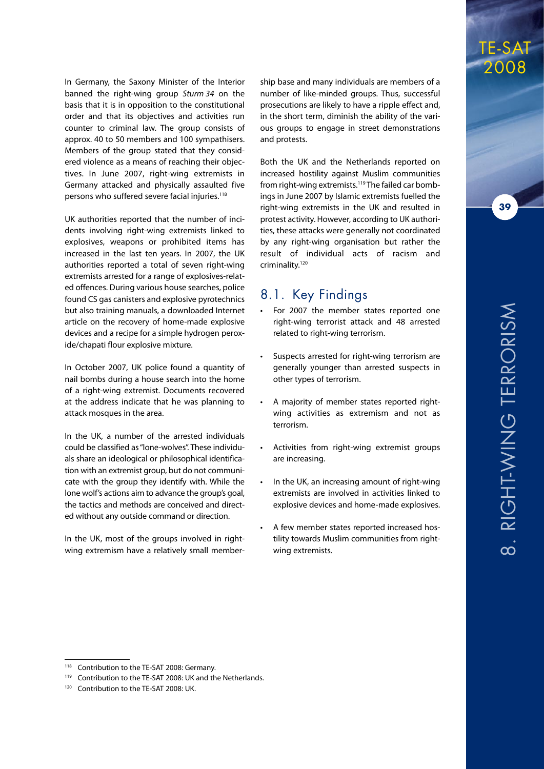In Germany, the Saxony Minister of the Interior banned the right-wing group *Sturm 34* on the basis that it is in opposition to the constitutional order and that its objectives and activities run counter to criminal law. The group consists of approx. 40 to 50 members and 100 sympathisers. Members of the group stated that they considered violence as a means of reaching their objectives. In June 2007, right-wing extremists in Germany attacked and physically assaulted five persons who suffered severe facial injuries.[118]

UK authorities reported that the number of incidents involving right-wing extremists linked to explosives, weapons or prohibited items has increased in the last ten years. In 2007, the UK authorities reported a total of seven right-wing extremists arrested for a range of explosives-related offences. During various house searches, police found CS gas canisters and explosive pyrotechnics but also training manuals, a downloaded Internet article on the recovery of home-made explosive devices and a recipe for a simple hydrogen peroxide/chapati flour explosive mixture.

In October 2007, UK police found a quantity of nail bombs during a house search into the home of a right-wing extremist. Documents recovered at the address indicate that he was planning to attack mosques in the area.

In the UK, a number of the arrested individuals could be classified as "lone-wolves". These individuals share an ideological or philosophical identification with an extremist group, but do not communicate with the group they identify with. While the lone wolf's actions aim to advance the group's goal, the tactics and methods are conceived and directed without any outside command or direction.

In the UK, most of the groups involved in right-wing extremism have a relatively small membership base and many individuals are members of a number of like-minded groups. Thus, successful prosecutions are likely to have a ripple effect and, in the short term, diminish the ability of the various groups to engage in street demonstrations and protests.

Both the UK and the Netherlands reported on increased hostility against Muslim communities from right-wing extremists.[119] The failed car bombings in June 2007 by Islamic extremists fuelled the right-wing extremists in the UK and resulted in protest activity. However, according to UK authorities, these attacks were generally not coordinated by any right-wing organisation but rather the result of individual acts of racism and criminality.[120]

## 8.1. Key Findings

- For 2007 the member states reported one right-wing terrorist attack and 48 arrested related to right-wing terrorism.
- Suspects arrested for right-wing terrorism are generally younger than arrested suspects in other types of terrorism.
- A majority of member states reported right-wing activities as extremism and not as terrorism.
- Activities from right-wing extremist groups are increasing.
- In the UK, an increasing amount of right-wing extremists are involved in activities linked to explosive devices and home-made explosives.
- A few member states reported increased hostility towards Muslim communities from right-wing extremists.

[118] Contribution to the TE-SAT 2008: Germany.

[119] Contribution to the TE-SAT 2008: UK and the Netherlands.

[120] Contribution to the TE-SAT 2008: UK.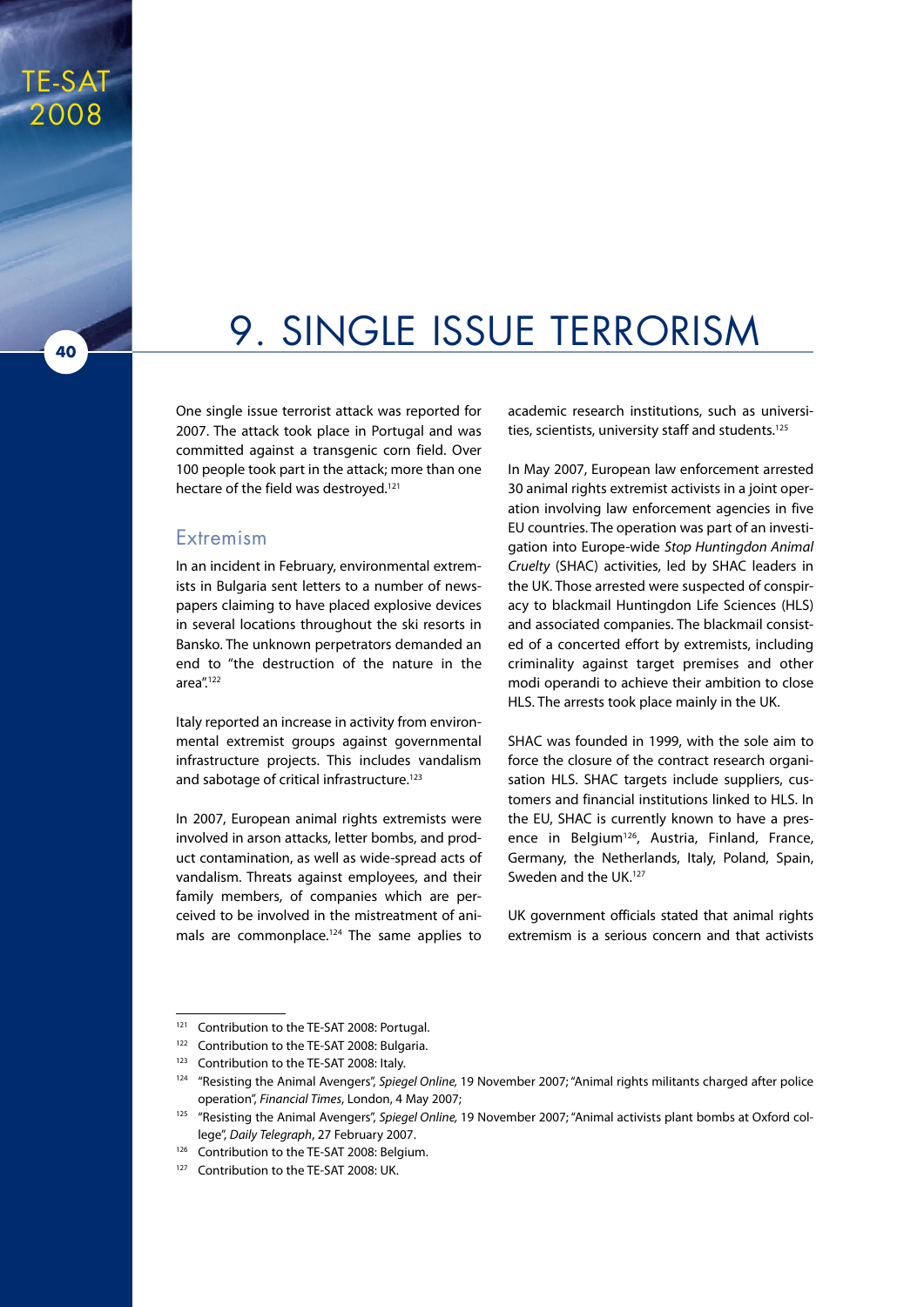# 9. SINGLE ISSUE TERRORISM

One single issue terrorist attack was reported for 2007. The attack took place in Portugal and was committed against a transgenic corn field. Over 100 people took part in the attack; more than one hectare of the field was destroyed.[121]

## Extremism

In an incident in February, environmental extremists in Bulgaria sent letters to a number of newspapers claiming to have placed explosive devices in several locations throughout the ski resorts in Bansko. The unknown perpetrators demanded an end to "the destruction of the nature in the area".[122]

Italy reported an increase in activity from environmental extremist groups against governmental infrastructure projects. This includes vandalism and sabotage of critical infrastructure.[123]

In 2007, European animal rights extremists were involved in arson attacks, letter bombs, and product contamination, as well as wide-spread acts of vandalism. Threats against employees, and their family members, of companies which are perceived to be involved in the mistreatment of animals are commonplace.[124] The same applies to academic research institutions, such as universities, scientists, university staff and students.[125]

In May 2007, European law enforcement arrested 30 animal rights extremist activists in a joint operation involving law enforcement agencies in five EU countries. The operation was part of an investigation into Europe-wide *Stop Huntingdon Animal Cruelty* (SHAC) activities, led by SHAC leaders in the UK. Those arrested were suspected of conspiracy to blackmail Huntingdon Life Sciences (HLS) and associated companies. The blackmail consisted of a concerted effort by extremists, including criminality against target premises and other modi operandi to achieve their ambition to close HLS. The arrests took place mainly in the UK.

SHAC was founded in 1999, with the sole aim to force the closure of the contract research organisation HLS. SHAC targets include suppliers, customers and financial institutions linked to HLS. In the EU, SHAC is currently known to have a presence in Belgium[126], Austria, Finland, France, Germany, the Netherlands, Italy, Poland, Spain, Sweden and the UK.[127]

UK government officials stated that animal rights extremism is a serious concern and that activists

---

[121] Contribution to the TE-SAT 2008: Portugal.

[122] Contribution to the TE-SAT 2008: Bulgaria.

[123] Contribution to the TE-SAT 2008: Italy.

[124] "Resisting the Animal Avengers", *Spiegel Online*, 19 November 2007; "Animal rights militants charged after police operation", *Financial Times*, London, 4 May 2007;

[125] "Resisting the Animal Avengers", *Spiegel Online*, 19 November 2007; "Animal activists plant bombs at Oxford college", *Daily Telegraph*, 27 February 2007.

[126] Contribution to the TE-SAT 2008: Belgium.

[127] Contribution to the TE-SAT 2008: UK.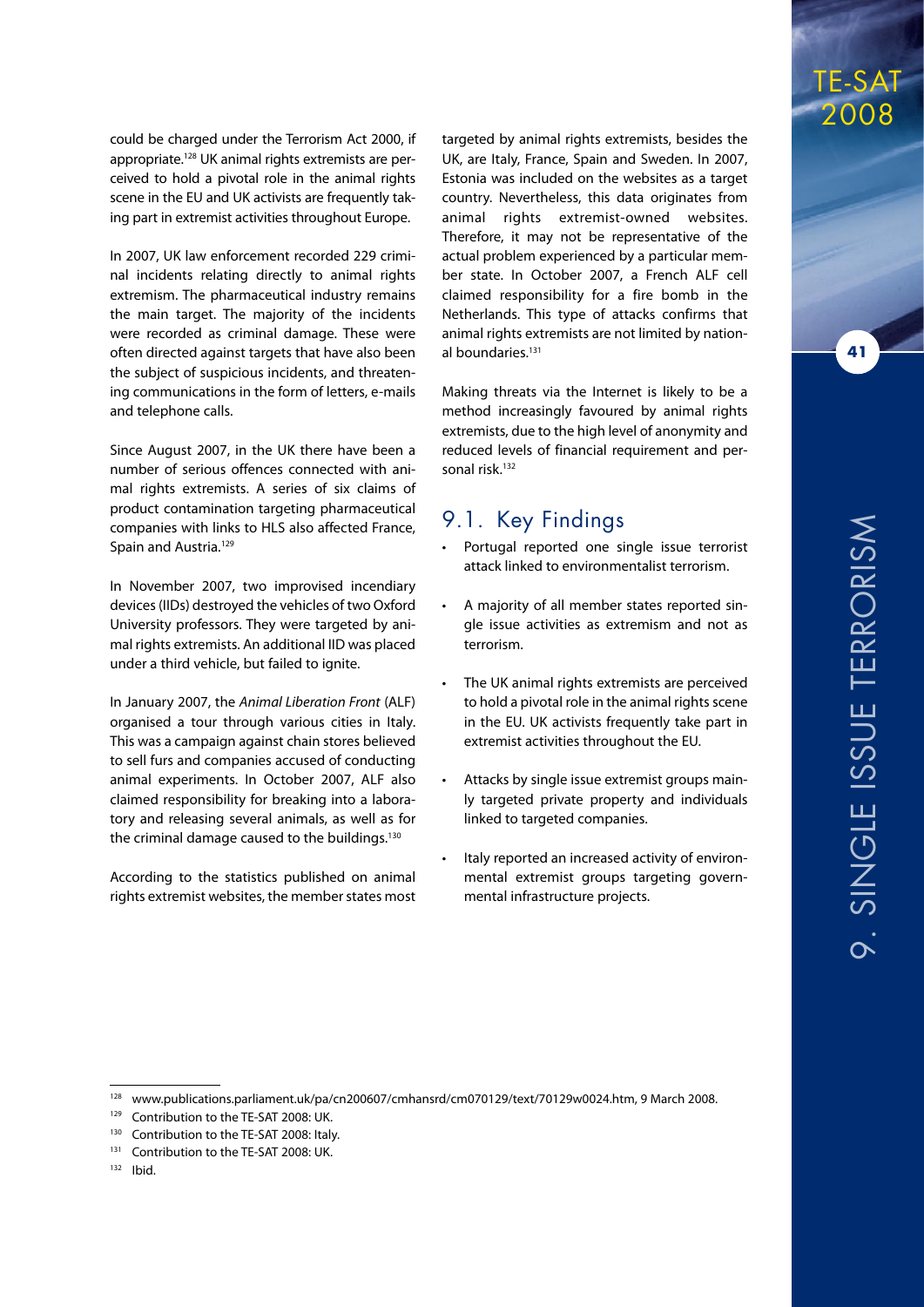could be charged under the Terrorism Act 2000, if appropriate.[128] UK animal rights extremists are perceived to hold a pivotal role in the animal rights scene in the EU and UK activists are frequently taking part in extremist activities throughout Europe.

In 2007, UK law enforcement recorded 229 criminal incidents relating directly to animal rights extremism. The pharmaceutical industry remains the main target. The majority of the incidents were recorded as criminal damage. These were often directed against targets that have also been the subject of suspicious incidents, and threatening communications in the form of letters, e-mails and telephone calls.

Since August 2007, in the UK there have been a number of serious offences connected with animal rights extremists. A series of six claims of product contamination targeting pharmaceutical companies with links to HLS also affected France, Spain and Austria.[129]

In November 2007, two improvised incendiary devices (IIDs) destroyed the vehicles of two Oxford University professors. They were targeted by animal rights extremists. An additional IID was placed under a third vehicle, but failed to ignite.

In January 2007, the *Animal Liberation Front* (ALF) organised a tour through various cities in Italy. This was a campaign against chain stores believed to sell furs and companies accused of conducting animal experiments. In October 2007, ALF also claimed responsibility for breaking into a laboratory and releasing several animals, as well as for the criminal damage caused to the buildings.[130]

According to the statistics published on animal rights extremist websites, the member states most targeted by animal rights extremists, besides the UK, are Italy, France, Spain and Sweden. In 2007, Estonia was included on the websites as a target country. Nevertheless, this data originates from animal rights extremist-owned websites. Therefore, it may not be representative of the actual problem experienced by a particular member state. In October 2007, a French ALF cell claimed responsibility for a fire bomb in the Netherlands. This type of attacks confirms that animal rights extremists are not limited by national boundaries.[131]

Making threats via the Internet is likely to be a method increasingly favoured by animal rights extremists, due to the high level of anonymity and reduced levels of financial requirement and personal risk.[132]

## 9.1. Key Findings

- Portugal reported one single issue terrorist attack linked to environmentalist terrorism.
- A majority of all member states reported single issue activities as extremism and not as terrorism.
- The UK animal rights extremists are perceived to hold a pivotal role in the animal rights scene in the EU. UK activists frequently take part in extremist activities throughout the EU.
- Attacks by single issue extremist groups mainly targeted private property and individuals linked to targeted companies.
- Italy reported an increased activity of environmental extremist groups targeting governmental infrastructure projects.

---

[128] www.publications.parliament.uk/pa/cn200607/cmhansrd/cm070129/text/70129w0024.htm, 9 March 2008.

[129] Contribution to the TE-SAT 2008: UK.

[130] Contribution to the TE-SAT 2008: Italy.

[131] Contribution to the TE-SAT 2008: UK.

[132] Ibid.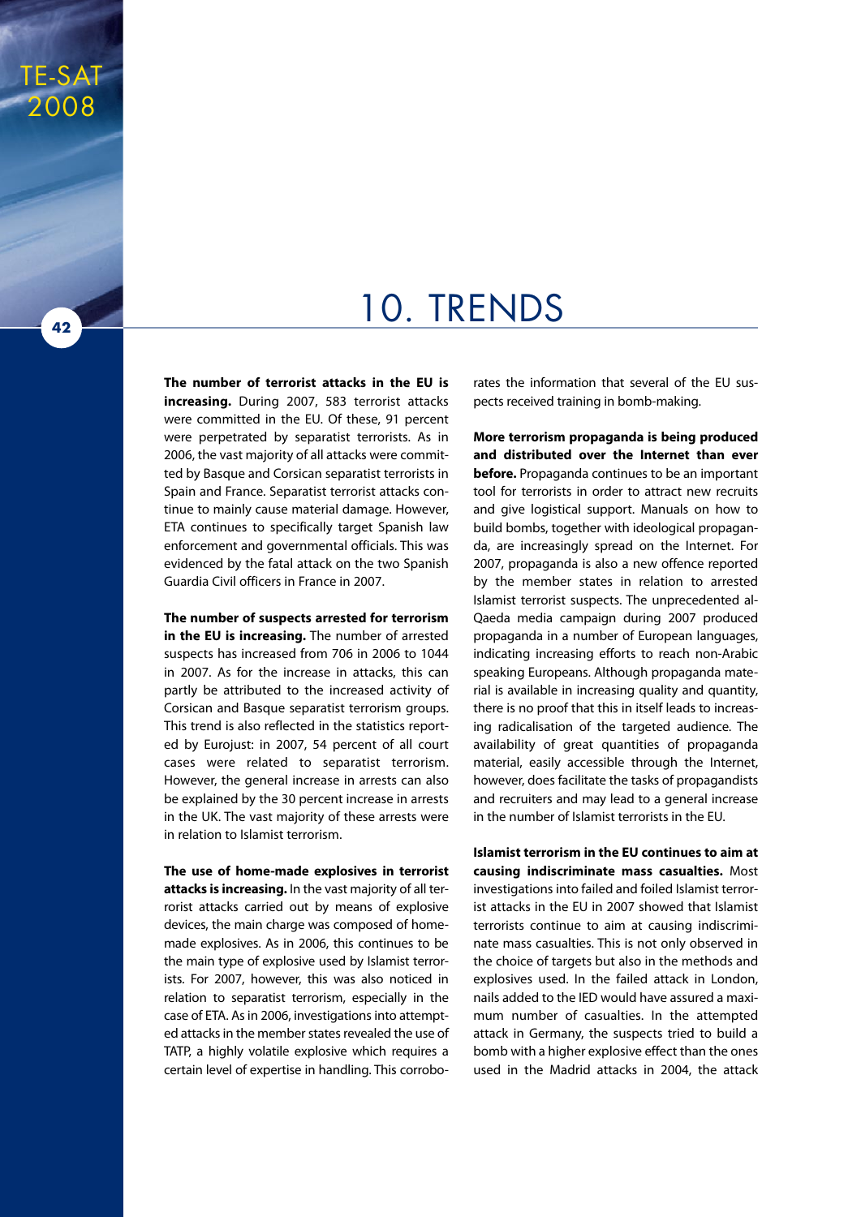# 10. TRENDS

**The number of terrorist attacks in the EU is increasing.** During 2007, 583 terrorist attacks were committed in the EU. Of these, 91 percent were perpetrated by separatist terrorists. As in 2006, the vast majority of all attacks were committed by Basque and Corsican separatist terrorists in Spain and France. Separatist terrorist attacks continue to mainly cause material damage. However, ETA continues to specifically target Spanish law enforcement and governmental officials. This was evidenced by the fatal attack on the two Spanish Guardia Civil officers in France in 2007.

**The number of suspects arrested for terrorism in the EU is increasing.** The number of arrested suspects has increased from 706 in 2006 to 1044 in 2007. As for the increase in attacks, this can partly be attributed to the increased activity of Corsican and Basque separatist terrorism groups. This trend is also reflected in the statistics reported by Eurojust: in 2007, 54 percent of all court cases were related to separatist terrorism. However, the general increase in arrests can also be explained by the 30 percent increase in arrests in the UK. The vast majority of these arrests were in relation to Islamist terrorism.

**The use of home-made explosives in terrorist attacks is increasing.** In the vast majority of all terrorist attacks carried out by means of explosive devices, the main charge was composed of home-made explosives. As in 2006, this continues to be the main type of explosive used by Islamist terrorists. For 2007, however, this was also noticed in relation to separatist terrorism, especially in the case of ETA. As in 2006, investigations into attempted attacks in the member states revealed the use of TATP, a highly volatile explosive which requires a certain level of expertise in handling. This corroborates the information that several of the EU suspects received training in bomb-making.

**More terrorism propaganda is being produced and distributed over the Internet than ever before.** Propaganda continues to be an important tool for terrorists in order to attract new recruits and give logistical support. Manuals on how to build bombs, together with ideological propaganda, are increasingly spread on the Internet. For 2007, propaganda is also a new offence reported by the member states in relation to arrested Islamist terrorist suspects. The unprecedented al-Qaeda media campaign during 2007 produced propaganda in a number of European languages, indicating increasing efforts to reach non-Arabic speaking Europeans. Although propaganda material is available in increasing quality and quantity, there is no proof that this in itself leads to increasing radicalisation of the targeted audience. The availability of great quantities of propaganda material, easily accessible through the Internet, however, does facilitate the tasks of propagandists and recruiters and may lead to a general increase in the number of Islamist terrorists in the EU.

**Islamist terrorism in the EU continues to aim at causing indiscriminate mass casualties.** Most investigations into failed and foiled Islamist terrorist attacks in the EU in 2007 showed that Islamist terrorists continue to aim at causing indiscriminate mass casualties. This is not only observed in the choice of targets but also in the methods and explosives used. In the failed attack in London, nails added to the IED would have assured a maximum number of casualties. In the attempted attack in Germany, the suspects tried to build a bomb with a higher explosive effect than the ones used in the Madrid attacks in 2004, the attack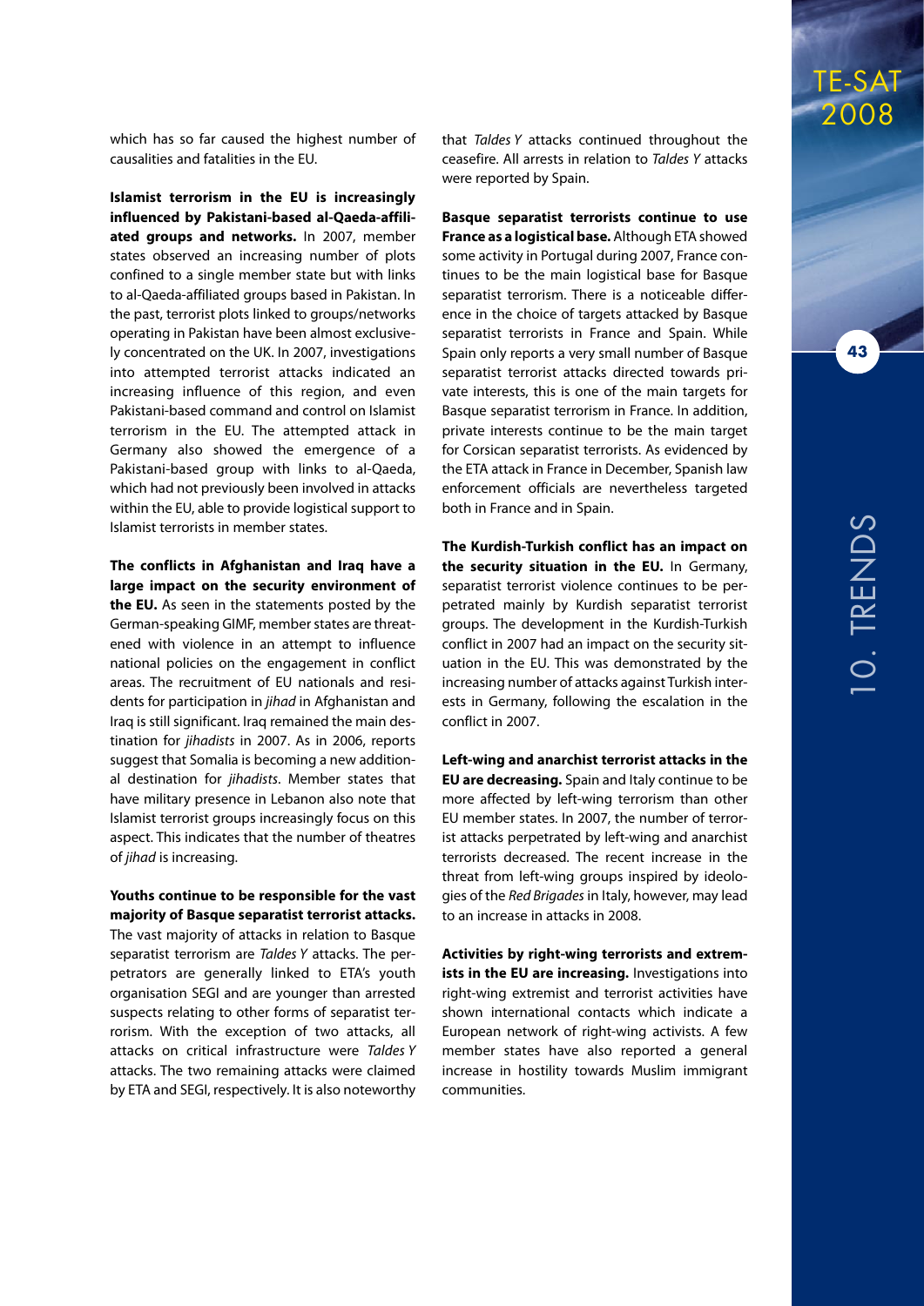which has so far caused the highest number of causalities and fatalities in the EU.

**Islamist terrorism in the EU is increasingly influenced by Pakistani-based al-Qaeda-affiliated groups and networks.** In 2007, member states observed an increasing number of plots confined to a single member state but with links to al-Qaeda-affiliated groups based in Pakistan. In the past, terrorist plots linked to groups/networks operating in Pakistan have been almost exclusively concentrated on the UK. In 2007, investigations into attempted terrorist attacks indicated an increasing influence of this region, and even Pakistani-based command and control on Islamist terrorism in the EU. The attempted attack in Germany also showed the emergence of a Pakistani-based group with links to al-Qaeda, which had not previously been involved in attacks within the EU, able to provide logistical support to Islamist terrorists in member states.

**The conflicts in Afghanistan and Iraq have a large impact on the security environment of the EU.** As seen in the statements posted by the German-speaking GIMF, member states are threatened with violence in an attempt to influence national policies on the engagement in conflict areas. The recruitment of EU nationals and residents for participation in *jihad* in Afghanistan and Iraq is still significant. Iraq remained the main destination for *jihadists* in 2007. As in 2006, reports suggest that Somalia is becoming a new additional destination for *jihadists*. Member states that have military presence in Lebanon also note that Islamist terrorist groups increasingly focus on this aspect. This indicates that the number of theatres of *jihad* is increasing.

**Youths continue to be responsible for the vast majority of Basque separatist terrorist attacks.** The vast majority of attacks in relation to Basque separatist terrorism are *Taldes Y* attacks. The perpetrators are generally linked to ETA's youth organisation SEGI and are younger than arrested suspects relating to other forms of separatist terrorism. With the exception of two attacks, all attacks on critical infrastructure were *Taldes Y* attacks. The two remaining attacks were claimed by ETA and SEGI, respectively. It is also noteworthy that *Taldes Y* attacks continued throughout the ceasefire. All arrests in relation to *Taldes Y* attacks were reported by Spain.

**Basque separatist terrorists continue to use France as a logistical base.** Although ETA showed some activity in Portugal during 2007, France continues to be the main logistical base for Basque separatist terrorism. There is a noticeable difference in the choice of targets attacked by Basque separatist terrorists in France and Spain. While Spain only reports a very small number of Basque separatist terrorist attacks directed towards private interests, this is one of the main targets for Basque separatist terrorism in France. In addition, private interests continue to be the main target for Corsican separatist terrorists. As evidenced by the ETA attack in France in December, Spanish law enforcement officials are nevertheless targeted both in France and in Spain.

**The Kurdish-Turkish conflict has an impact on the security situation in the EU.** In Germany, separatist terrorist violence continues to be perpetrated mainly by Kurdish separatist terrorist groups. The development in the Kurdish-Turkish conflict in 2007 had an impact on the security situation in the EU. This was demonstrated by the increasing number of attacks against Turkish interests in Germany, following the escalation in the conflict in 2007.

**Left-wing and anarchist terrorist attacks in the EU are decreasing.** Spain and Italy continue to be more affected by left-wing terrorism than other EU member states. In 2007, the number of terrorist attacks perpetrated by left-wing and anarchist terrorists decreased. The recent increase in the threat from left-wing groups inspired by ideologies of the *Red Brigades* in Italy, however, may lead to an increase in attacks in 2008.

**Activities by right-wing terrorists and extremists in the EU are increasing.** Investigations into right-wing extremist and terrorist activities have shown international contacts which indicate a European network of right-wing activists. A few member states have also reported a general increase in hostility towards Muslim immigrant communities.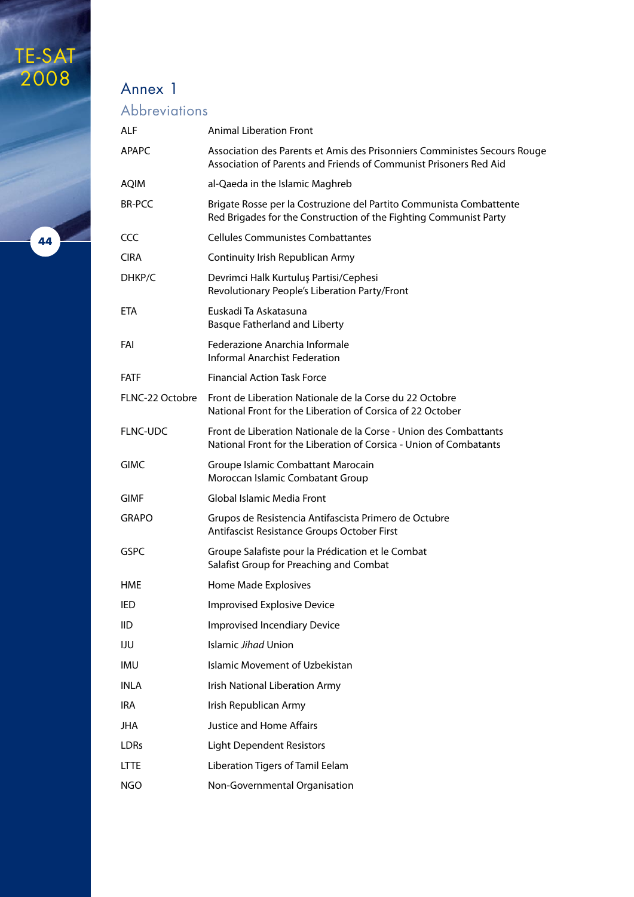## Annex 1

### Abbreviations

| | |
|---|---|
| ALF | Animal Liberation Front |
| APAPC | Association des Parents et Amis des Prisonniers Comministes Secours Rouge<br>Association of Parents and Friends of Communist Prisoners Red Aid |
| AQIM | al-Qaeda in the Islamic Maghreb |
| BR-PCC | Brigate Rosse per la Costruzione del Partito Communista Combattente<br>Red Brigades for the Construction of the Fighting Communist Party |
| CCC | Cellules Communistes Combattantes |
| CIRA | Continuity Irish Republican Army |
| DHKP/C | Devrimci Halk Kurtuluş Partisi/Cephesi<br>Revolutionary People's Liberation Party/Front |
| ETA | Euskadi Ta Askatasuna<br>Basque Fatherland and Liberty |
| FAI | Federazione Anarchia Informale<br>Informal Anarchist Federation |
| FATF | Financial Action Task Force |
| FLNC-22 Octobre | Front de Liberation Nationale de la Corse du 22 Octobre<br>National Front for the Liberation of Corsica of 22 October |
| FLNC-UDC | Front de Liberation Nationale de la Corse - Union des Combattants<br>National Front for the Liberation of Corsica - Union of Combatants |
| GIMC | Groupe Islamic Combattant Marocain<br>Moroccan Islamic Combatant Group |
| GIMF | Global Islamic Media Front |
| GRAPO | Grupos de Resistencia Antifascista Primero de Octubre<br>Antifascist Resistance Groups October First |
| GSPC | Groupe Salafiste pour la Prédication et le Combat<br>Salafist Group for Preaching and Combat |
| HME | Home Made Explosives |
| IED | Improvised Explosive Device |
| IID | Improvised Incendiary Device |
| IJU | Islamic *Jihad* Union |
| IMU | Islamic Movement of Uzbekistan |
| INLA | Irish National Liberation Army |
| IRA | Irish Republican Army |
| JHA | Justice and Home Affairs |
| LDRs | Light Dependent Resistors |
| LTTE | Liberation Tigers of Tamil Eelam |
| NGO | Non-Governmental Organisation |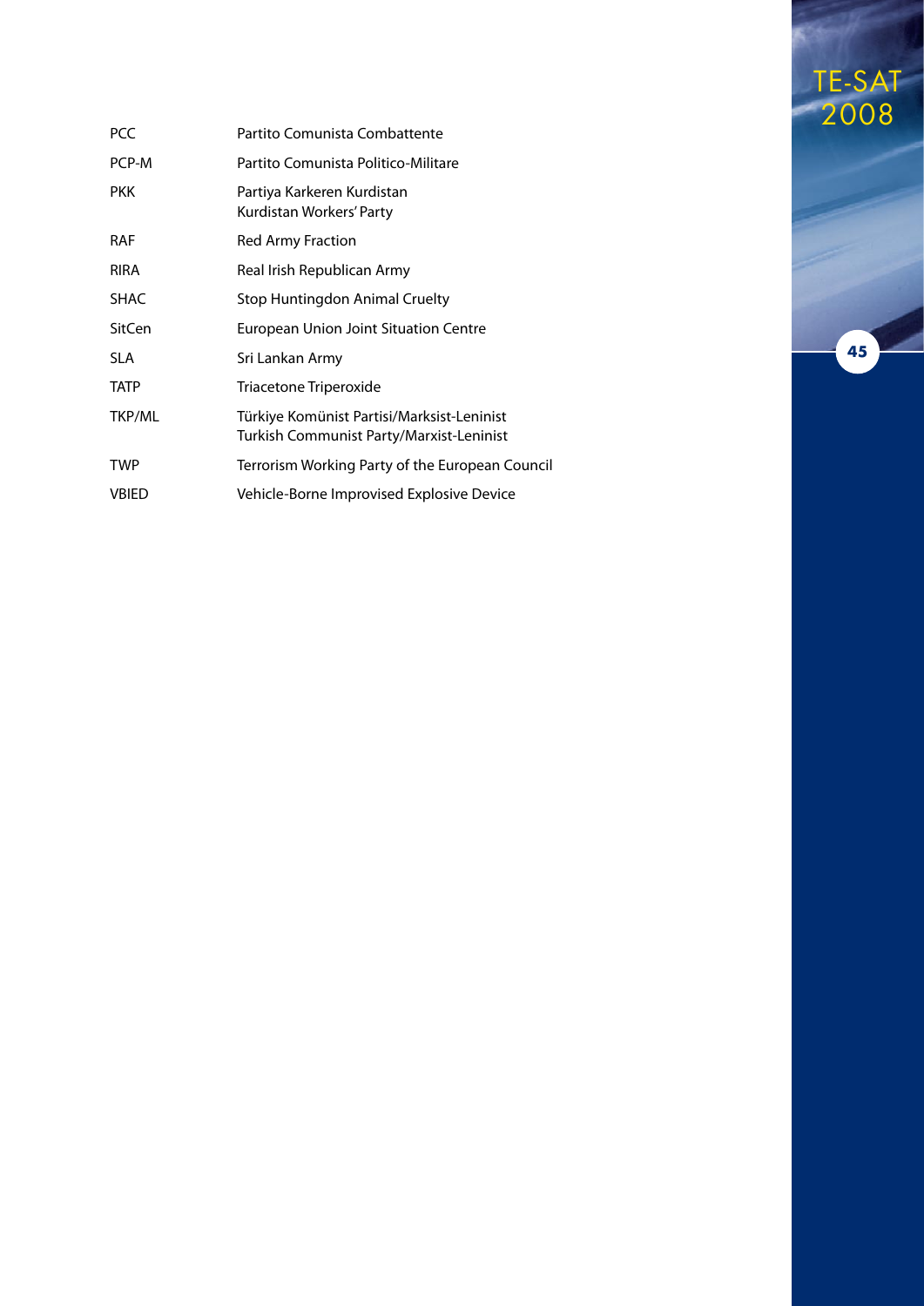| | |
|---|---|
| PCC | Partito Comunista Combattente |
| PCP-M | Partito Comunista Politico-Militare |
| PKK | Partiya Karkeren Kurdistan<br>Kurdistan Workers' Party |
| RAF | Red Army Fraction |
| RIRA | Real Irish Republican Army |
| SHAC | Stop Huntingdon Animal Cruelty |
| SitCen | European Union Joint Situation Centre |
| SLA | Sri Lankan Army |
| TATP | Triacetone Triperoxide |
| TKP/ML | Türkiye Komünist Partisi/Marksist-Leninist<br>Turkish Communist Party/Marxist-Leninist |
| TWP | Terrorism Working Party of the European Council |
| VBIED | Vehicle-Borne Improvised Explosive Device |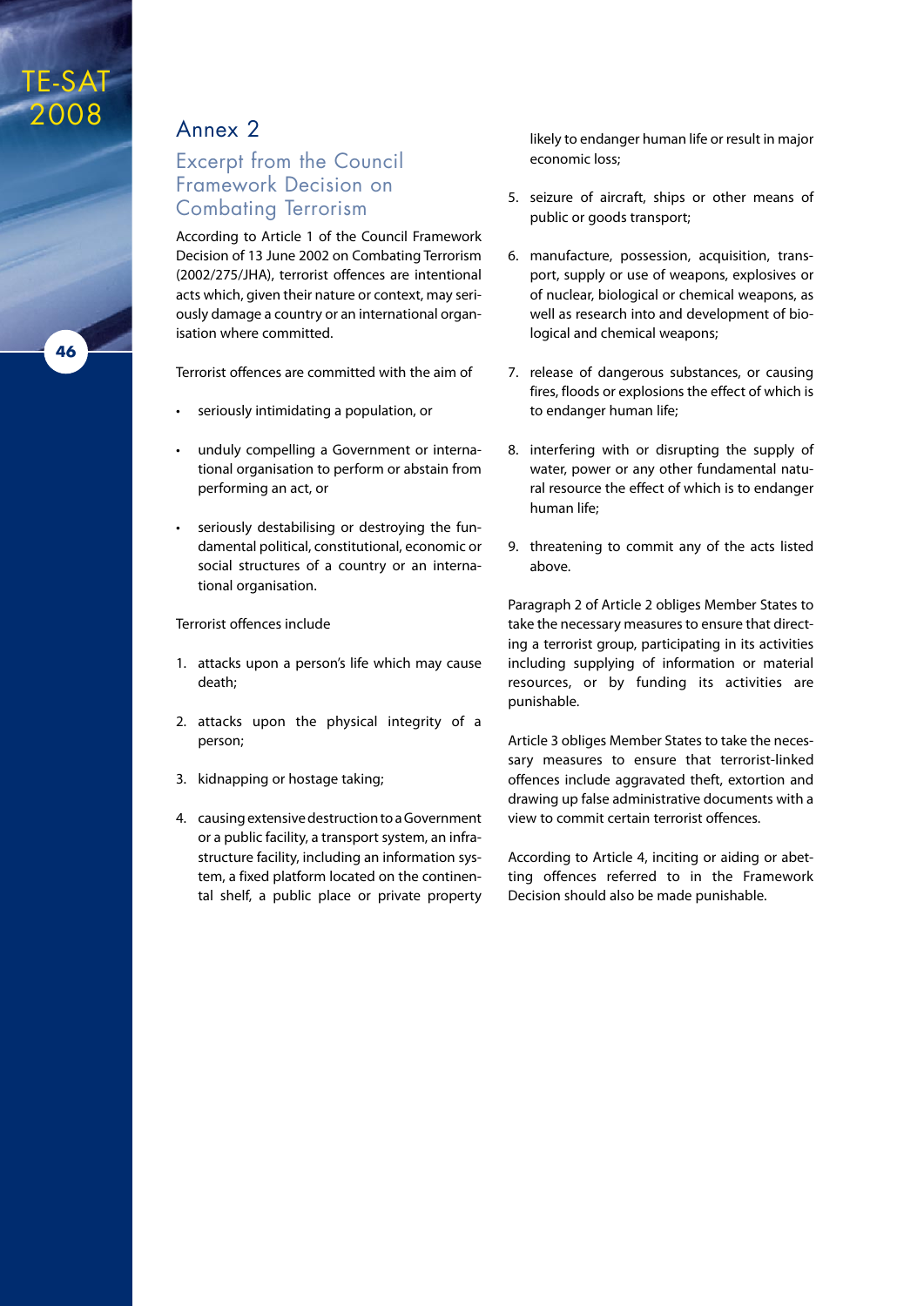## Annex 2

### Excerpt from the Council Framework Decision on Combating Terrorism

According to Article 1 of the Council Framework Decision of 13 June 2002 on Combating Terrorism (2002/275/JHA), terrorist offences are intentional acts which, given their nature or context, may seriously damage a country or an international organisation where committed.

Terrorist offences are committed with the aim of

- seriously intimidating a population, or
- unduly compelling a Government or international organisation to perform or abstain from performing an act, or
- seriously destabilising or destroying the fundamental political, constitutional, economic or social structures of a country or an international organisation.

Terrorist offences include

1. attacks upon a person's life which may cause death;
2. attacks upon the physical integrity of a person;
3. kidnapping or hostage taking;
4. causing extensive destruction to a Government or a public facility, a transport system, an infrastructure facility, including an information system, a fixed platform located on the continental shelf, a public place or private property likely to endanger human life or result in major economic loss;
5. seizure of aircraft, ships or other means of public or goods transport;
6. manufacture, possession, acquisition, transport, supply or use of weapons, explosives or of nuclear, biological or chemical weapons, as well as research into and development of biological and chemical weapons;
7. release of dangerous substances, or causing fires, floods or explosions the effect of which is to endanger human life;
8. interfering with or disrupting the supply of water, power or any other fundamental natural resource the effect of which is to endanger human life;
9. threatening to commit any of the acts listed above.

Paragraph 2 of Article 2 obliges Member States to take the necessary measures to ensure that directing a terrorist group, participating in its activities including supplying of information or material resources, or by funding its activities are punishable.

Article 3 obliges Member States to take the necessary measures to ensure that terrorist-linked offences include aggravated theft, extortion and drawing up false administrative documents with a view to commit certain terrorist offences.

According to Article 4, inciting or aiding or abetting offences referred to in the Framework Decision should also be made punishable.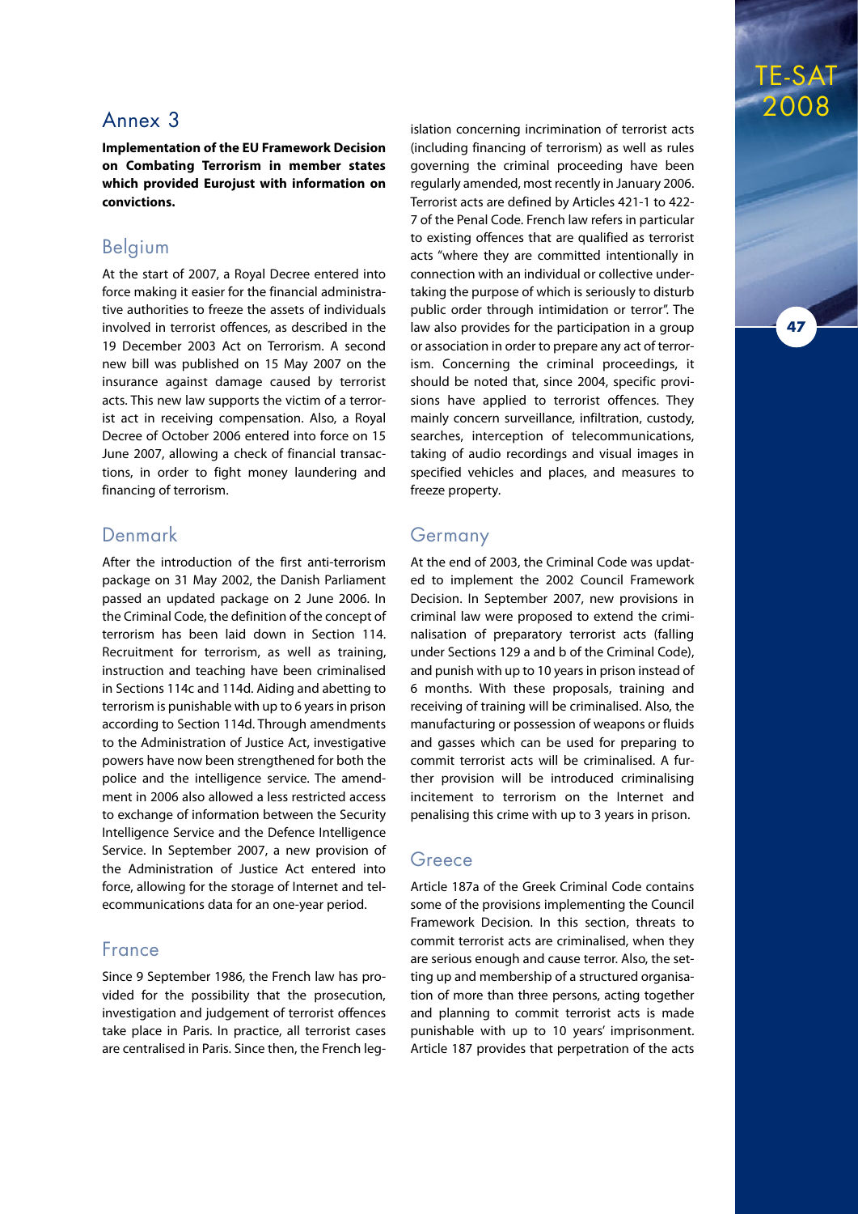## Annex 3

**Implementation of the EU Framework Decision on Combating Terrorism in member states which provided Eurojust with information on convictions.**

### Belgium

At the start of 2007, a Royal Decree entered into force making it easier for the financial administrative authorities to freeze the assets of individuals involved in terrorist offences, as described in the 19 December 2003 Act on Terrorism. A second new bill was published on 15 May 2007 on the insurance against damage caused by terrorist acts. This new law supports the victim of a terrorist act in receiving compensation. Also, a Royal Decree of October 2006 entered into force on 15 June 2007, allowing a check of financial transactions, in order to fight money laundering and financing of terrorism.

### Denmark

After the introduction of the first anti-terrorism package on 31 May 2002, the Danish Parliament passed an updated package on 2 June 2006. In the Criminal Code, the definition of the concept of terrorism has been laid down in Section 114. Recruitment for terrorism, as well as training, instruction and teaching have been criminalised in Sections 114c and 114d. Aiding and abetting to terrorism is punishable with up to 6 years in prison according to Section 114d. Through amendments to the Administration of Justice Act, investigative powers have now been strengthened for both the police and the intelligence service. The amendment in 2006 also allowed a less restricted access to exchange of information between the Security Intelligence Service and the Defence Intelligence Service. In September 2007, a new provision of the Administration of Justice Act entered into force, allowing for the storage of Internet and telecommunications data for an one-year period.

### France

Since 9 September 1986, the French law has provided for the possibility that the prosecution, investigation and judgement of terrorist offences take place in Paris. In practice, all terrorist cases are centralised in Paris. Since then, the French legislation concerning incrimination of terrorist acts (including financing of terrorism) as well as rules governing the criminal proceeding have been regularly amended, most recently in January 2006. Terrorist acts are defined by Articles 421-1 to 422-7 of the Penal Code. French law refers in particular to existing offences that are qualified as terrorist acts "where they are committed intentionally in connection with an individual or collective undertaking the purpose of which is seriously to disturb public order through intimidation or terror". The law also provides for the participation in a group or association in order to prepare any act of terrorism. Concerning the criminal proceedings, it should be noted that, since 2004, specific provisions have applied to terrorist offences. They mainly concern surveillance, infiltration, custody, searches, interception of telecommunications, taking of audio recordings and visual images in specified vehicles and places, and measures to freeze property.

### Germany

At the end of 2003, the Criminal Code was updated to implement the 2002 Council Framework Decision. In September 2007, new provisions in criminal law were proposed to extend the criminalisation of preparatory terrorist acts (falling under Sections 129 a and b of the Criminal Code), and punish with up to 10 years in prison instead of 6 months. With these proposals, training and receiving of training will be criminalised. Also, the manufacturing or possession of weapons or fluids and gasses which can be used for preparing to commit terrorist acts will be criminalised. A further provision will be introduced criminalising incitement to terrorism on the Internet and penalising this crime with up to 3 years in prison.

### Greece

Article 187a of the Greek Criminal Code contains some of the provisions implementing the Council Framework Decision. In this section, threats to commit terrorist acts are criminalised, when they are serious enough and cause terror. Also, the setting up and membership of a structured organisation of more than three persons, acting together and planning to commit terrorist acts is made punishable with up to 10 years' imprisonment. Article 187 provides that perpetration of the acts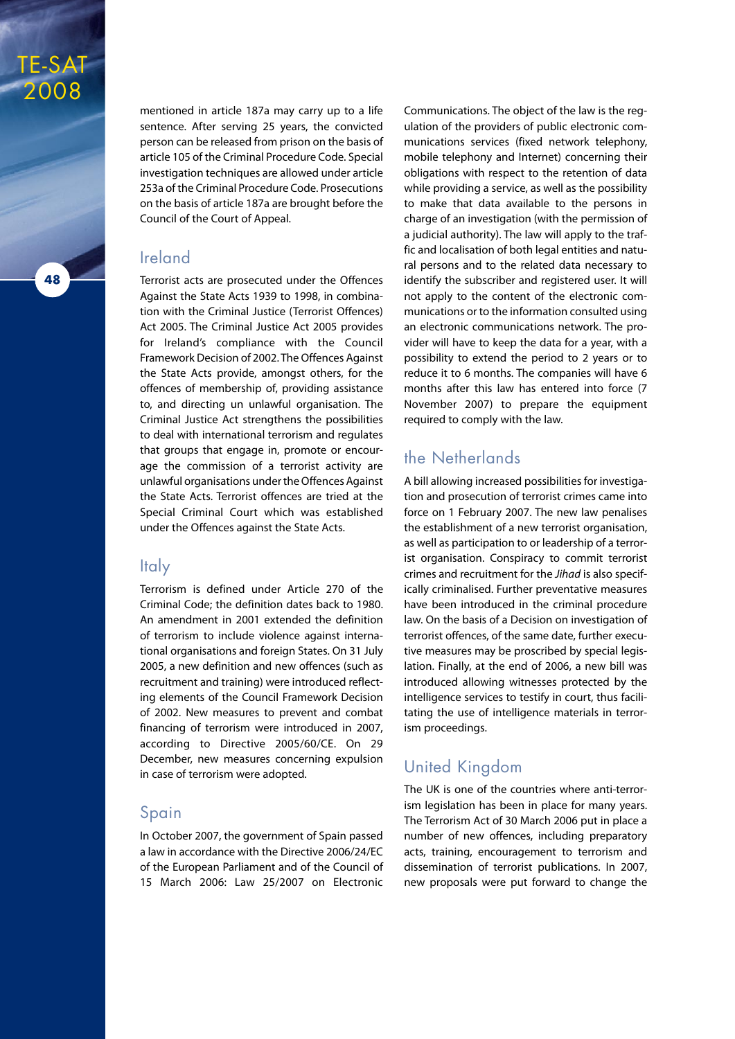mentioned in article 187a may carry up to a life sentence. After serving 25 years, the convicted person can be released from prison on the basis of article 105 of the Criminal Procedure Code. Special investigation techniques are allowed under article 253a of the Criminal Procedure Code. Prosecutions on the basis of article 187a are brought before the Council of the Court of Appeal.

## Ireland

Terrorist acts are prosecuted under the Offences Against the State Acts 1939 to 1998, in combination with the Criminal Justice (Terrorist Offences) Act 2005. The Criminal Justice Act 2005 provides for Ireland's compliance with the Council Framework Decision of 2002. The Offences Against the State Acts provide, amongst others, for the offences of membership of, providing assistance to, and directing un unlawful organisation. The Criminal Justice Act strengthens the possibilities to deal with international terrorism and regulates that groups that engage in, promote or encourage the commission of a terrorist activity are unlawful organisations under the Offences Against the State Acts. Terrorist offences are tried at the Special Criminal Court which was established under the Offences against the State Acts.

## Italy

Terrorism is defined under Article 270 of the Criminal Code; the definition dates back to 1980. An amendment in 2001 extended the definition of terrorism to include violence against international organisations and foreign States. On 31 July 2005, a new definition and new offences (such as recruitment and training) were introduced reflecting elements of the Council Framework Decision of 2002. New measures to prevent and combat financing of terrorism were introduced in 2007, according to Directive 2005/60/CE. On 29 December, new measures concerning expulsion in case of terrorism were adopted.

## Spain

In October 2007, the government of Spain passed a law in accordance with the Directive 2006/24/EC of the European Parliament and of the Council of 15 March 2006: Law 25/2007 on Electronic Communications. The object of the law is the regulation of the providers of public electronic communications services (fixed network telephony, mobile telephony and Internet) concerning their obligations with respect to the retention of data while providing a service, as well as the possibility to make that data available to the persons in charge of an investigation (with the permission of a judicial authority). The law will apply to the traffic and localisation of both legal entities and natural persons and to the related data necessary to identify the subscriber and registered user. It will not apply to the content of the electronic communications or to the information consulted using an electronic communications network. The provider will have to keep the data for a year, with a possibility to extend the period to 2 years or to reduce it to 6 months. The companies will have 6 months after this law has entered into force (7 November 2007) to prepare the equipment required to comply with the law.

## the Netherlands

A bill allowing increased possibilities for investigation and prosecution of terrorist crimes came into force on 1 February 2007. The new law penalises the establishment of a new terrorist organisation, as well as participation to or leadership of a terrorist organisation. Conspiracy to commit terrorist crimes and recruitment for the *Jihad* is also specifically criminalised. Further preventative measures have been introduced in the criminal procedure law. On the basis of a Decision on investigation of terrorist offences, of the same date, further executive measures may be proscribed by special legislation. Finally, at the end of 2006, a new bill was introduced allowing witnesses protected by the intelligence services to testify in court, thus facilitating the use of intelligence materials in terrorism proceedings.

## United Kingdom

The UK is one of the countries where anti-terrorism legislation has been in place for many years. The Terrorism Act of 30 March 2006 put in place a number of new offences, including preparatory acts, training, encouragement to terrorism and dissemination of terrorist publications. In 2007, new proposals were put forward to change the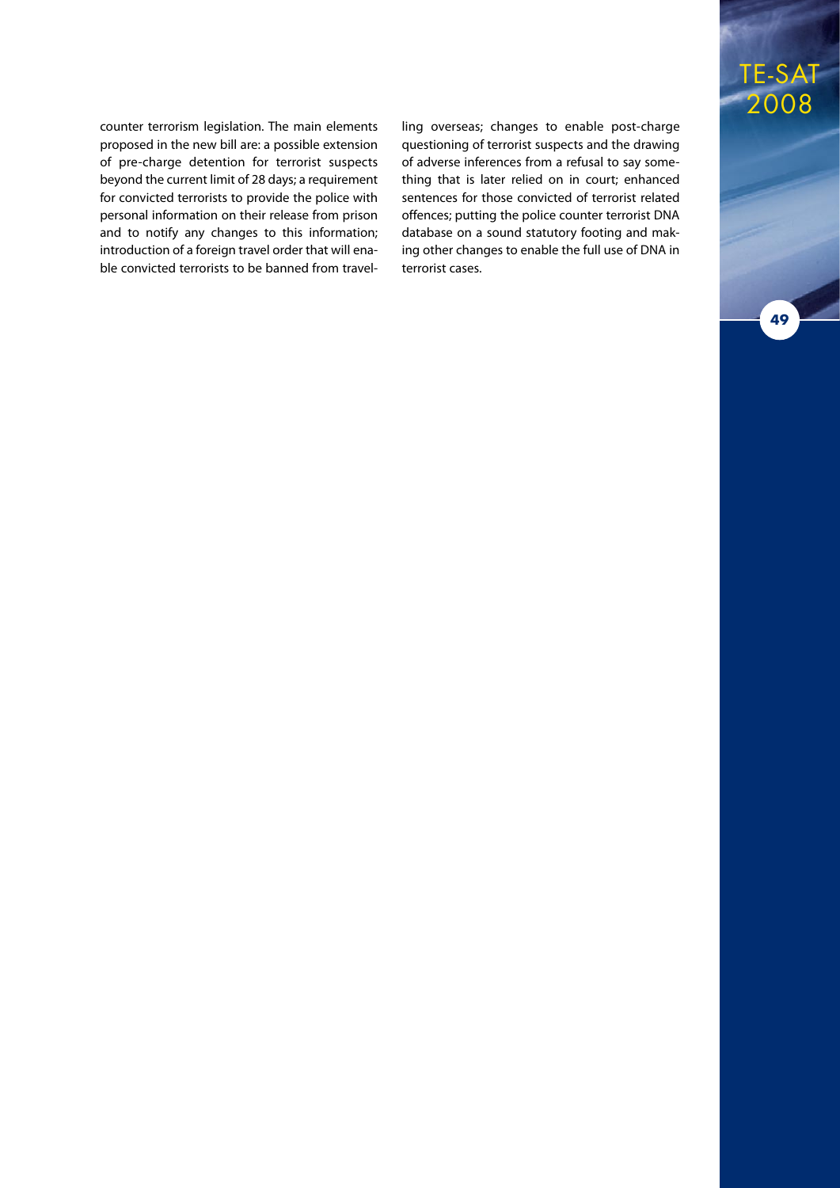counter terrorism legislation. The main elements proposed in the new bill are: a possible extension of pre-charge detention for terrorist suspects beyond the current limit of 28 days; a requirement for convicted terrorists to provide the police with personal information on their release from prison and to notify any changes to this information; introduction of a foreign travel order that will enable convicted terrorists to be banned from travelling overseas; changes to enable post-charge questioning of terrorist suspects and the drawing of adverse inferences from a refusal to say something that is later relied on in court; enhanced sentences for those convicted of terrorist related offences; putting the police counter terrorist DNA database on a sound statutory footing and making other changes to enable the full use of DNA in terrorist cases.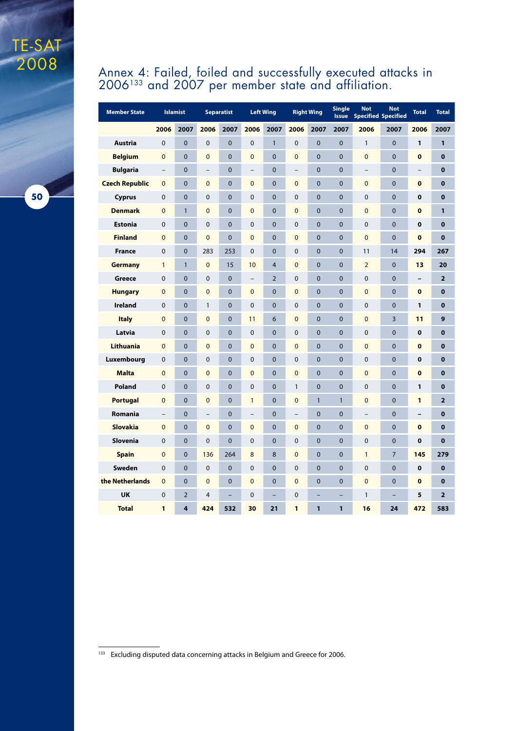## Annex 4: Failed, foiled and successfully executed attacks in 2006[133] and 2007 per member state and affiliation.

| Member State | Islamist | | Separatist | | Left Wing | | Right Wing | | Single Issue | Not Specified | Not Specified | Total | Total |
|---|---|---|---|---|---|---|---|---|---|---|---|---|---|
| | 2006 | 2007 | 2006 | 2007 | 2006 | 2007 | 2006 | 2007 | 2007 | 2006 | 2007 | 2006 | 2007 |
| **Austria** | 0 | 0 | 0 | 0 | 0 | 1 | 0 | 0 | 0 | 1 | 0 | **1** | **1** |
| **Belgium** | 0 | 0 | 0 | 0 | 0 | 0 | 0 | 0 | 0 | 0 | 0 | **0** | **0** |
| **Bulgaria** | – | 0 | – | 0 | – | 0 | – | 0 | 0 | – | 0 | – | **0** |
| **Czech Republic** | 0 | 0 | 0 | 0 | 0 | 0 | 0 | 0 | 0 | 0 | 0 | **0** | **0** |
| **Cyprus** | 0 | 0 | 0 | 0 | 0 | 0 | 0 | 0 | 0 | 0 | 0 | **0** | **0** |
| **Denmark** | 0 | 1 | 0 | 0 | 0 | 0 | 0 | 0 | 0 | 0 | 0 | **0** | **1** |
| **Estonia** | 0 | 0 | 0 | 0 | 0 | 0 | 0 | 0 | 0 | 0 | 0 | **0** | **0** |
| **Finland** | 0 | 0 | 0 | 0 | 0 | 0 | 0 | 0 | 0 | 0 | 0 | **0** | **0** |
| **France** | 0 | 0 | 283 | 253 | 0 | 0 | 0 | 0 | 0 | 11 | 14 | **294** | **267** |
| **Germany** | 1 | 1 | 0 | 15 | 10 | 4 | 0 | 0 | 0 | 2 | 0 | **13** | **20** |
| **Greece** | 0 | 0 | 0 | 0 | – | 2 | 0 | 0 | 0 | 0 | 0 | **–** | **2** |
| **Hungary** | 0 | 0 | 0 | 0 | 0 | 0 | 0 | 0 | 0 | 0 | 0 | **0** | **0** |
| **Ireland** | 0 | 0 | 1 | 0 | 0 | 0 | 0 | 0 | 0 | 0 | 0 | **1** | **0** |
| **Italy** | 0 | 0 | 0 | 0 | 11 | 6 | 0 | 0 | 0 | 0 | 3 | **11** | **9** |
| **Latvia** | 0 | 0 | 0 | 0 | 0 | 0 | 0 | 0 | 0 | 0 | 0 | **0** | **0** |
| **Lithuania** | 0 | 0 | 0 | 0 | 0 | 0 | 0 | 0 | 0 | 0 | 0 | **0** | **0** |
| **Luxembourg** | 0 | 0 | 0 | 0 | 0 | 0 | 0 | 0 | 0 | 0 | 0 | **0** | **0** |
| **Malta** | 0 | 0 | 0 | 0 | 0 | 0 | 0 | 0 | 0 | 0 | 0 | **0** | **0** |
| **Poland** | 0 | 0 | 0 | 0 | 0 | 0 | 1 | 0 | 0 | 0 | 0 | **1** | **0** |
| **Portugal** | 0 | 0 | 0 | 0 | 1 | 0 | 0 | 1 | 1 | 0 | 0 | **1** | **2** |
| **Romania** | – | 0 | – | 0 | – | 0 | – | 0 | 0 | – | 0 | **–** | **0** |
| **Slovakia** | 0 | 0 | 0 | 0 | 0 | 0 | 0 | 0 | 0 | 0 | 0 | **0** | **0** |
| **Slovenia** | 0 | 0 | 0 | 0 | 0 | 0 | 0 | 0 | 0 | 0 | 0 | **0** | **0** |
| **Spain** | 0 | 0 | 136 | 264 | 8 | 8 | 0 | 0 | 0 | 1 | 7 | **145** | **279** |
| **Sweden** | 0 | 0 | 0 | 0 | 0 | 0 | 0 | 0 | 0 | 0 | 0 | **0** | **0** |
| **the Netherlands** | 0 | 0 | 0 | 0 | 0 | 0 | 0 | 0 | 0 | 0 | 0 | **0** | **0** |
| **UK** | 0 | 2 | 4 | – | 0 | – | 0 | – | – | 1 | – | **5** | **2** |
| **Total** | **1** | **4** | **424** | **532** | **30** | **21** | **1** | **1** | **1** | **16** | **24** | **472** | **583** |

[133] Excluding disputed data concerning attacks in Belgium and Greece for 2006.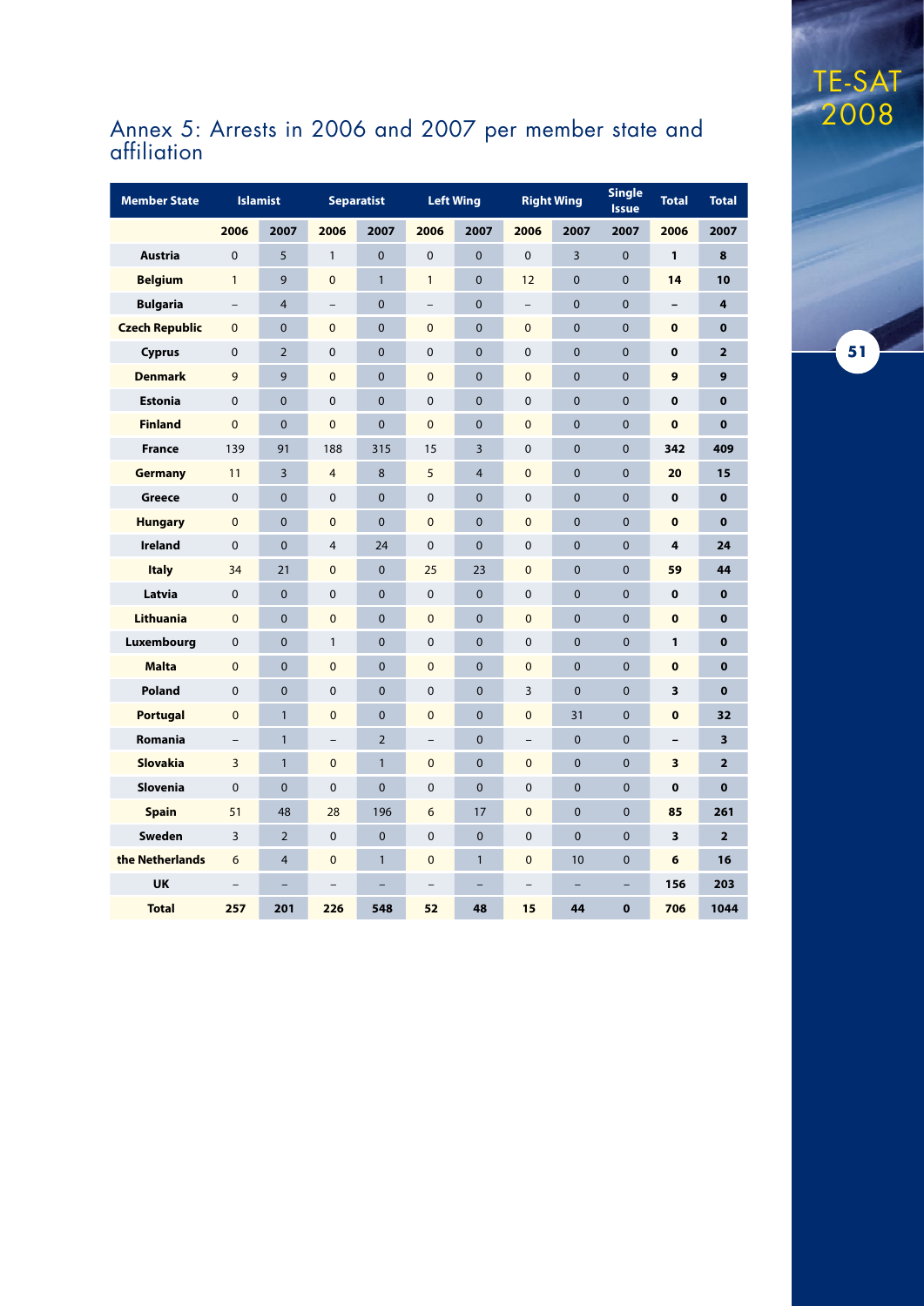## Annex 5: Arrests in 2006 and 2007 per member state and affiliation

| Member State | Islamist | | Separatist | | Left Wing | | Right Wing | | Single Issue | Total | Total |
|---|---|---|---|---|---|---|---|---|---|---|---|
| | 2006 | 2007 | 2006 | 2007 | 2006 | 2007 | 2006 | 2007 | 2007 | 2006 | 2007 |
| Austria | 0 | 5 | 1 | 0 | 0 | 0 | 0 | 3 | 0 | **1** | **8** |
| Belgium | 1 | 9 | 0 | 1 | 1 | 0 | 12 | 0 | 0 | **14** | **10** |
| Bulgaria | – | 4 | – | 0 | – | 0 | – | 0 | 0 | **–** | **4** |
| Czech Republic | 0 | 0 | 0 | 0 | 0 | 0 | 0 | 0 | 0 | **0** | **0** |
| Cyprus | 0 | 2 | 0 | 0 | 0 | 0 | 0 | 0 | 0 | **0** | **2** |
| Denmark | 9 | 9 | 0 | 0 | 0 | 0 | 0 | 0 | 0 | **9** | **9** |
| Estonia | 0 | 0 | 0 | 0 | 0 | 0 | 0 | 0 | 0 | **0** | **0** |
| Finland | 0 | 0 | 0 | 0 | 0 | 0 | 0 | 0 | 0 | **0** | **0** |
| France | 139 | 91 | 188 | 315 | 15 | 3 | 0 | 0 | 0 | **342** | **409** |
| Germany | 11 | 3 | 4 | 8 | 5 | 4 | 0 | 0 | 0 | **20** | **15** |
| Greece | 0 | 0 | 0 | 0 | 0 | 0 | 0 | 0 | 0 | **0** | **0** |
| Hungary | 0 | 0 | 0 | 0 | 0 | 0 | 0 | 0 | 0 | **0** | **0** |
| Ireland | 0 | 0 | 4 | 24 | 0 | 0 | 0 | 0 | 0 | **4** | **24** |
| Italy | 34 | 21 | 0 | 0 | 25 | 23 | 0 | 0 | 0 | **59** | **44** |
| Latvia | 0 | 0 | 0 | 0 | 0 | 0 | 0 | 0 | 0 | **0** | **0** |
| Lithuania | 0 | 0 | 0 | 0 | 0 | 0 | 0 | 0 | 0 | **0** | **0** |
| Luxembourg | 0 | 0 | 1 | 0 | 0 | 0 | 0 | 0 | 0 | **1** | **0** |
| Malta | 0 | 0 | 0 | 0 | 0 | 0 | 0 | 0 | 0 | **0** | **0** |
| Poland | 0 | 0 | 0 | 0 | 0 | 0 | 3 | 0 | 0 | **3** | **0** |
| Portugal | 0 | 1 | 0 | 0 | 0 | 0 | 0 | 31 | 0 | **0** | **32** |
| Romania | – | 1 | – | 2 | – | 0 | – | 0 | 0 | **–** | **3** |
| Slovakia | 3 | 1 | 0 | 1 | 0 | 0 | 0 | 0 | 0 | **3** | **2** |
| Slovenia | 0 | 0 | 0 | 0 | 0 | 0 | 0 | 0 | 0 | **0** | **0** |
| Spain | 51 | 48 | 28 | 196 | 6 | 17 | 0 | 0 | 0 | **85** | **261** |
| Sweden | 3 | 2 | 0 | 0 | 0 | 0 | 0 | 0 | 0 | **3** | **2** |
| the Netherlands | 6 | 4 | 0 | 1 | 0 | 1 | 0 | 10 | 0 | **6** | **16** |
| UK | – | – | – | – | – | – | – | – | – | **156** | **203** |
| **Total** | **257** | **201** | **226** | **548** | **52** | **48** | **15** | **44** | **0** | **706** | **1044** |